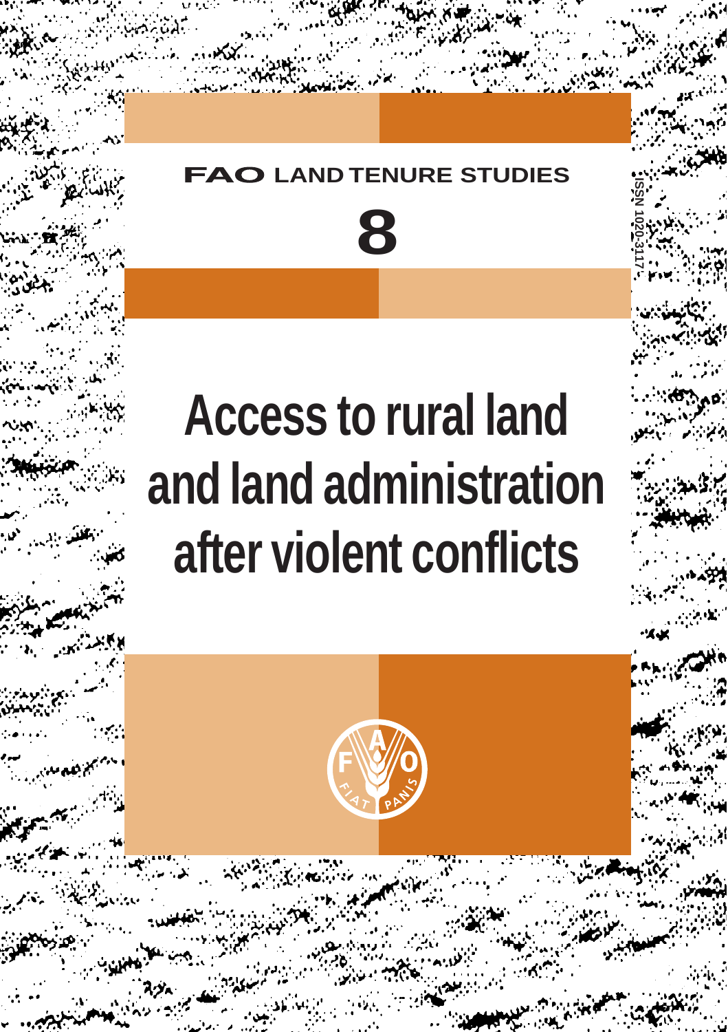FAO LAND TENURE STUDIES

# 8

ISSN 1020-3117

# Access to rural land and land administration after violent conflicts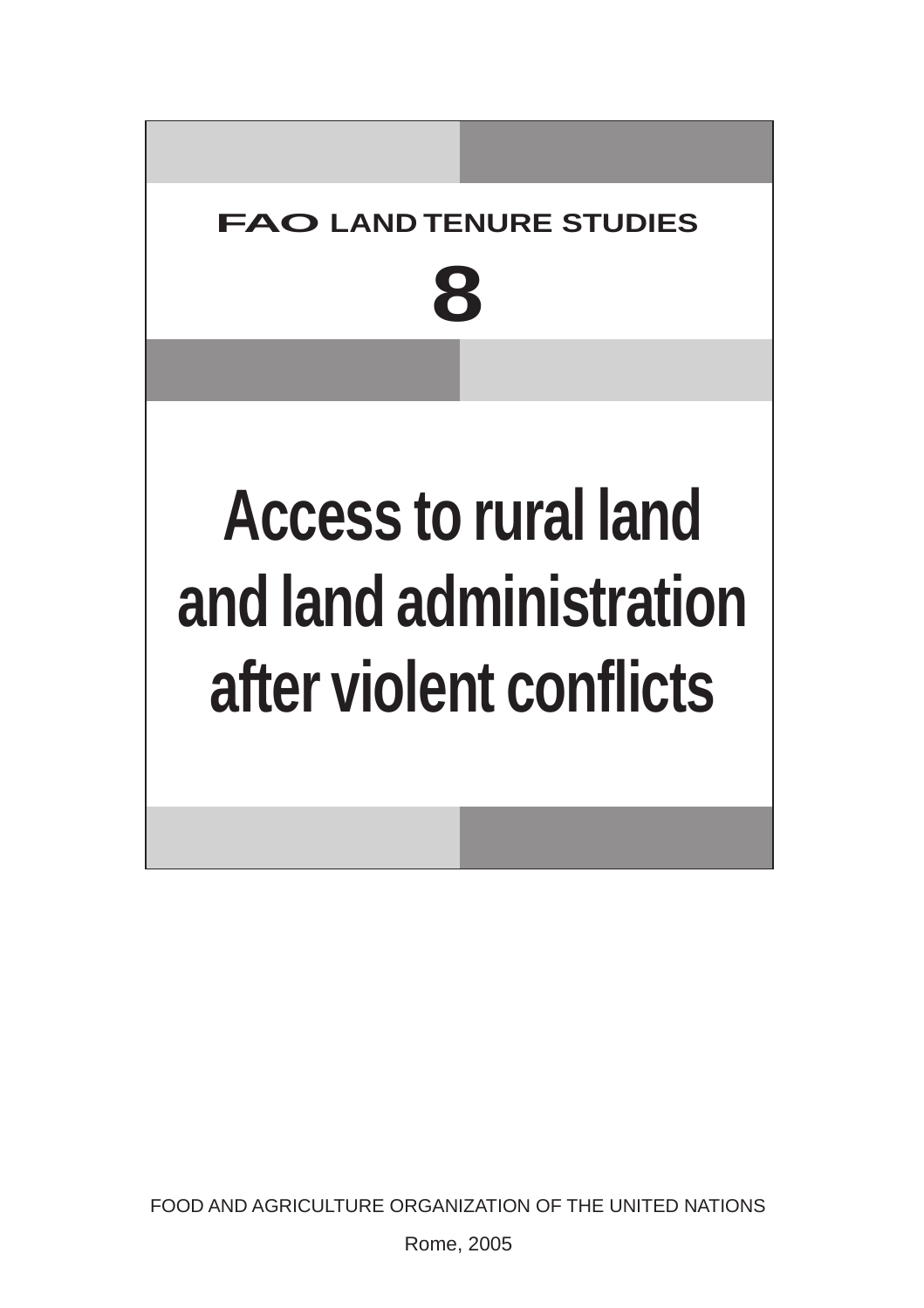FAO LAND TENURE STUDIES

# 8

# Access to rural land and land administration after violent conflicts

FOOD AND AGRICULTURE ORGANIZATION OF THE UNITED NATIONS

Rome, 2005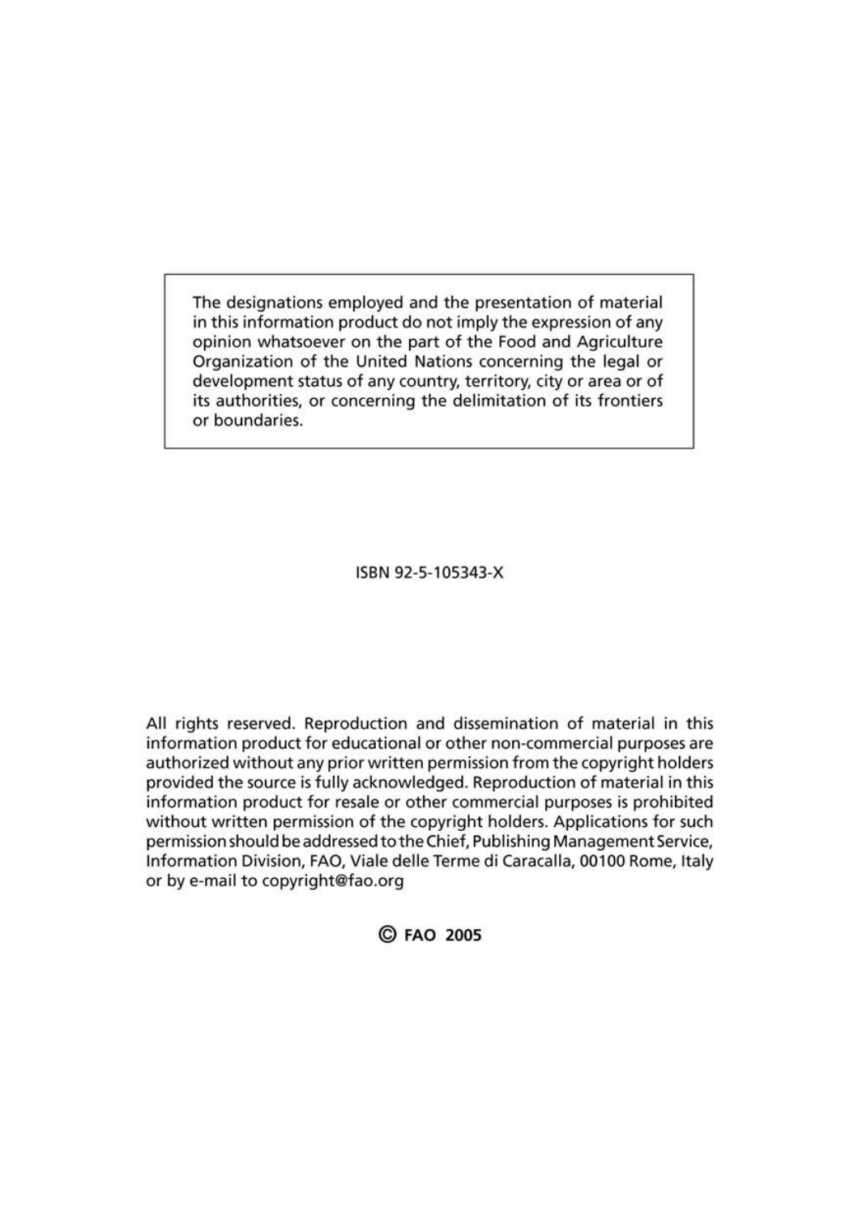The designations employed and the presentation of material in this information product do not imply the expression of any opinion whatsoever on the part of the Food and Agriculture Organization of the United Nations concerning the legal or development status of any country, territory, city or area or of its authorities, or concerning the delimitation of its frontiers or boundaries.

ISBN 92-5-105343-X

All rights reserved. Reproduction and dissemination of material in this information product for educational or other non-commercial purposes are authorized without any prior written permission from the copyright holders provided the source is fully acknowledged. Reproduction of material in this information product for resale or other commercial purposes is prohibited without written permission of the copyright holders. Applications for such permission should be addressed to the Chief, Publishing Management Service, Information Division, FAO, Viale delle Terme di Caracalla, 00100 Rome, Italy or by e-mail to copyright@fao.org

© FAO 2005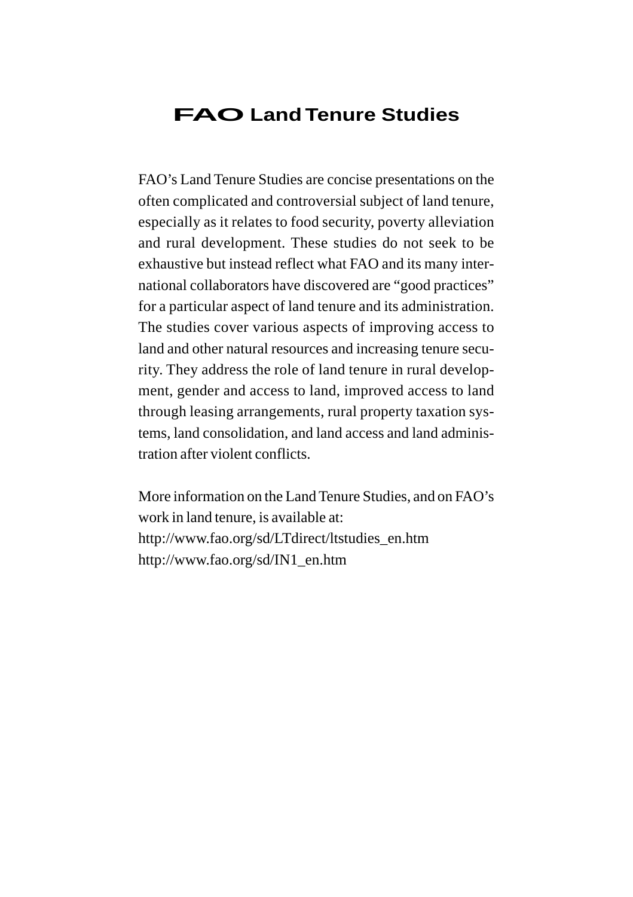# FAO Land Tenure Studies

FAO's Land Tenure Studies are concise presentations on the often complicated and controversial subject of land tenure, especially as it relates to food security, poverty alleviation and rural development. These studies do not seek to be exhaustive but instead reflect what FAO and its many international collaborators have discovered are "good practices" for a particular aspect of land tenure and its administration. The studies cover various aspects of improving access to land and other natural resources and increasing tenure security. They address the role of land tenure in rural development, gender and access to land, improved access to land through leasing arrangements, rural property taxation systems, land consolidation, and land access and land administration after violent conflicts.

More information on the Land Tenure Studies, and on FAO's work in land tenure, is available at:
http://www.fao.org/sd/LTdirect/ltstudies_en.htm
http://www.fao.org/sd/IN1_en.htm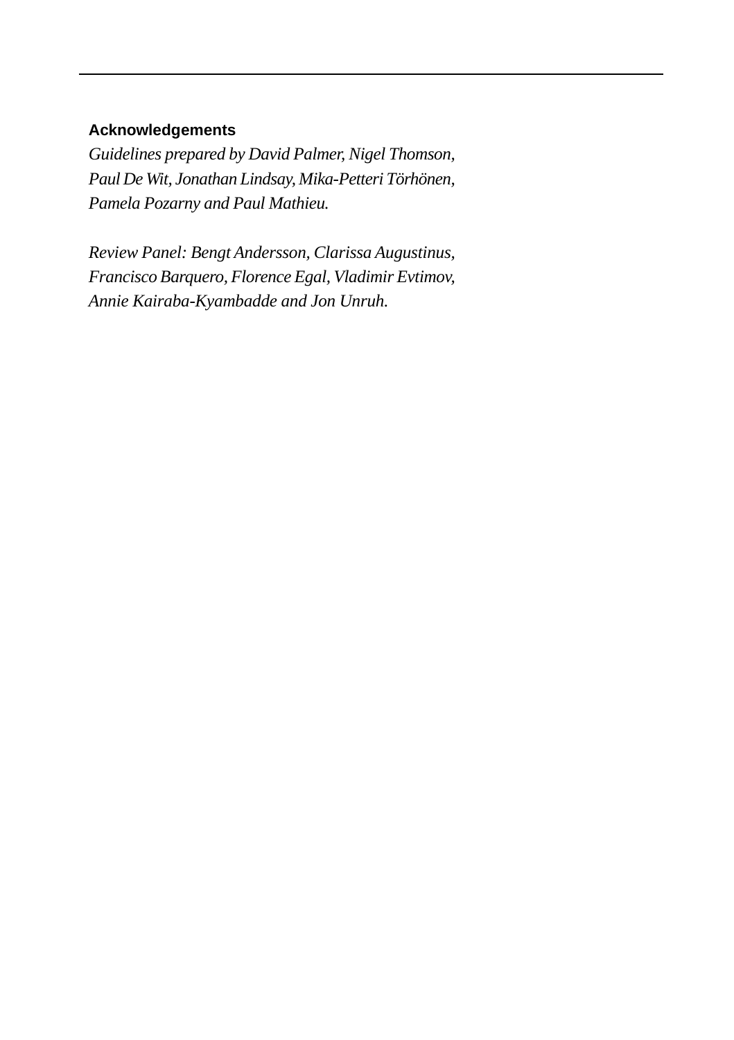**Acknowledgements**

*Guidelines prepared by David Palmer, Nigel Thomson, Paul De Wit, Jonathan Lindsay, Mika-Petteri Törhönen, Pamela Pozarny and Paul Mathieu.*

*Review Panel: Bengt Andersson, Clarissa Augustinus, Francisco Barquero, Florence Egal, Vladimir Evtimov, Annie Kairaba-Kyambadde and Jon Unruh.*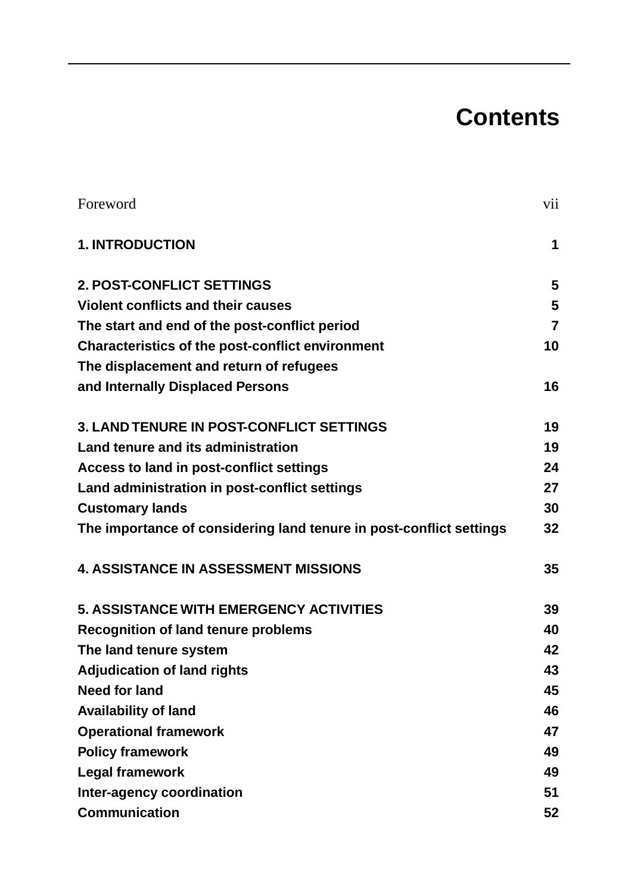# Contents

| | |
|---|---|
| Foreword | vii |
| **1. INTRODUCTION** | **1** |
| **2. POST-CONFLICT SETTINGS** | **5** |
| **Violent conflicts and their causes** | **5** |
| **The start and end of the post-conflict period** | **7** |
| **Characteristics of the post-conflict environment** | **10** |
| **The displacement and return of refugees and Internally Displaced Persons** | **16** |
| **3. LAND TENURE IN POST-CONFLICT SETTINGS** | **19** |
| **Land tenure and its administration** | **19** |
| **Access to land in post-conflict settings** | **24** |
| **Land administration in post-conflict settings** | **27** |
| **Customary lands** | **30** |
| **The importance of considering land tenure in post-conflict settings** | **32** |
| **4. ASSISTANCE IN ASSESSMENT MISSIONS** | **35** |
| **5. ASSISTANCE WITH EMERGENCY ACTIVITIES** | **39** |
| **Recognition of land tenure problems** | **40** |
| **The land tenure system** | **42** |
| **Adjudication of land rights** | **43** |
| **Need for land** | **45** |
| **Availability of land** | **46** |
| **Operational framework** | **47** |
| **Policy framework** | **49** |
| **Legal framework** | **49** |
| **Inter-agency coordination** | **51** |
| **Communication** | **52** |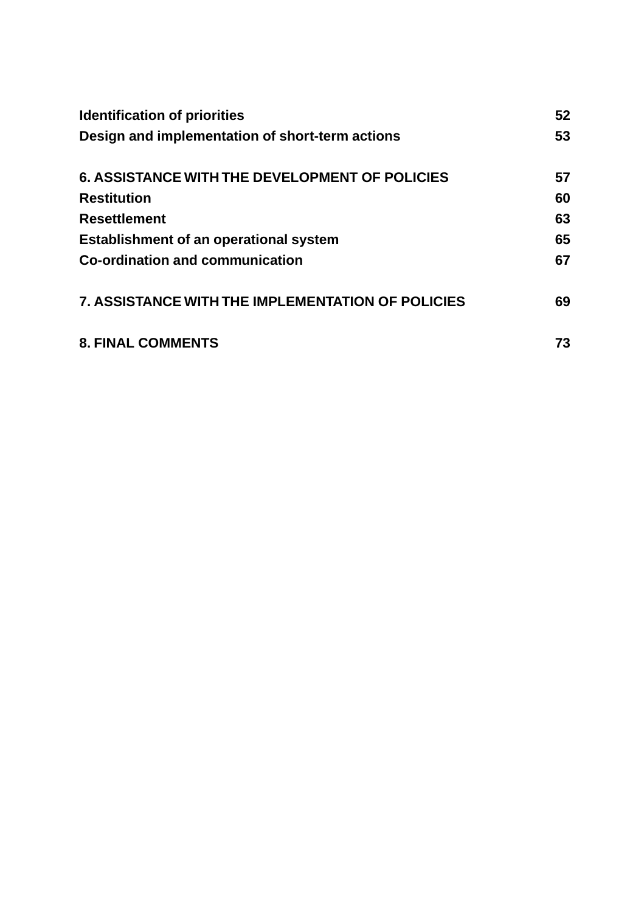| | |
|---|---|
| **Identification of priorities** | **52** |
| **Design and implementation of short-term actions** | **53** |
| | |
| **6. ASSISTANCE WITH THE DEVELOPMENT OF POLICIES** | **57** |
| **Restitution** | **60** |
| **Resettlement** | **63** |
| **Establishment of an operational system** | **65** |
| **Co-ordination and communication** | **67** |
| | |
| **7. ASSISTANCE WITH THE IMPLEMENTATION OF POLICIES** | **69** |
| | |
| **8. FINAL COMMENTS** | **73** |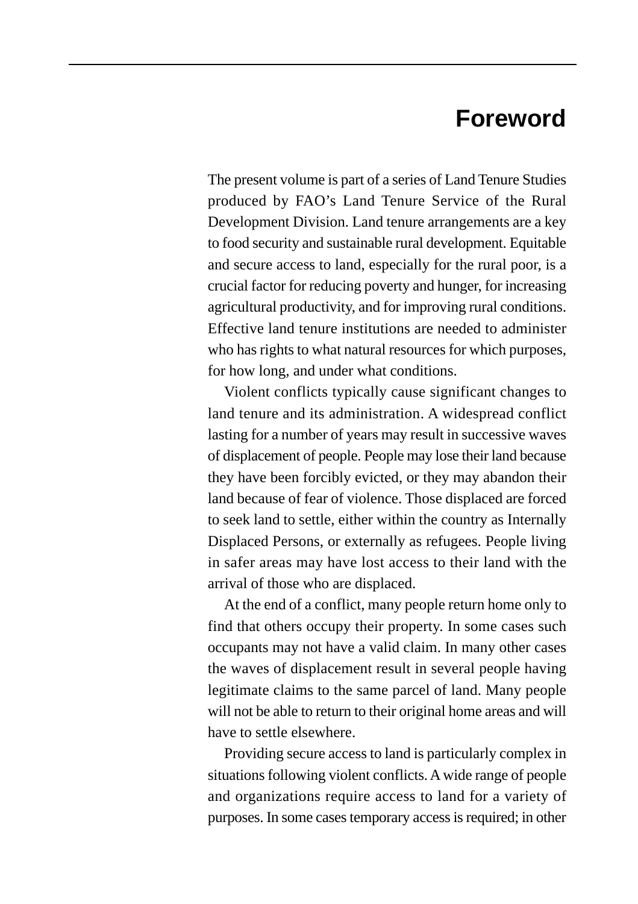# Foreword

The present volume is part of a series of Land Tenure Studies produced by FAO's Land Tenure Service of the Rural Development Division. Land tenure arrangements are a key to food security and sustainable rural development. Equitable and secure access to land, especially for the rural poor, is a crucial factor for reducing poverty and hunger, for increasing agricultural productivity, and for improving rural conditions. Effective land tenure institutions are needed to administer who has rights to what natural resources for which purposes, for how long, and under what conditions.

Violent conflicts typically cause significant changes to land tenure and its administration. A widespread conflict lasting for a number of years may result in successive waves of displacement of people. People may lose their land because they have been forcibly evicted, or they may abandon their land because of fear of violence. Those displaced are forced to seek land to settle, either within the country as Internally Displaced Persons, or externally as refugees. People living in safer areas may have lost access to their land with the arrival of those who are displaced.

At the end of a conflict, many people return home only to find that others occupy their property. In some cases such occupants may not have a valid claim. In many other cases the waves of displacement result in several people having legitimate claims to the same parcel of land. Many people will not be able to return to their original home areas and will have to settle elsewhere.

Providing secure access to land is particularly complex in situations following violent conflicts. A wide range of people and organizations require access to land for a variety of purposes. In some cases temporary access is required; in other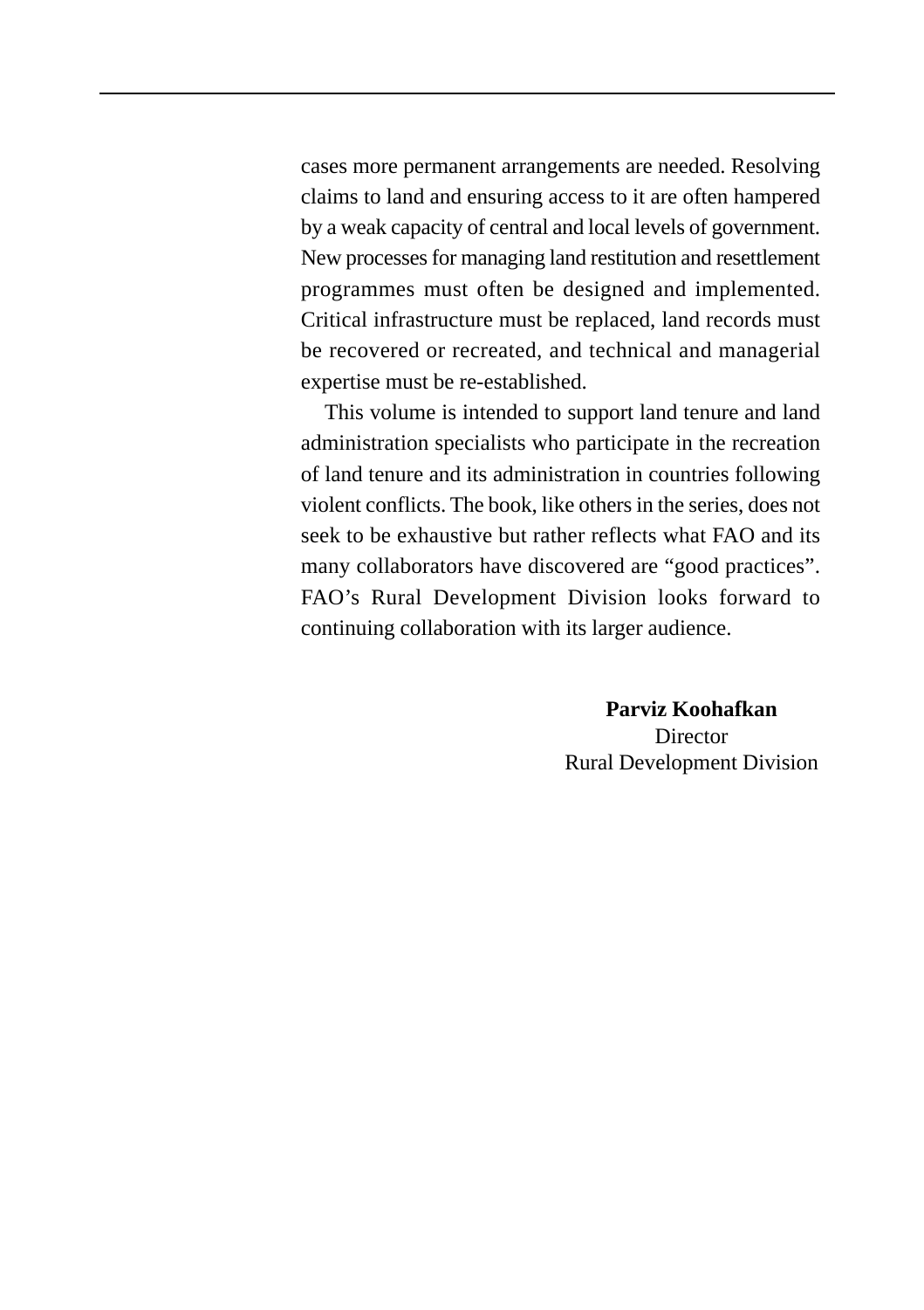cases more permanent arrangements are needed. Resolving claims to land and ensuring access to it are often hampered by a weak capacity of central and local levels of government. New processes for managing land restitution and resettlement programmes must often be designed and implemented. Critical infrastructure must be replaced, land records must be recovered or recreated, and technical and managerial expertise must be re-established.

This volume is intended to support land tenure and land administration specialists who participate in the recreation of land tenure and its administration in countries following violent conflicts. The book, like others in the series, does not seek to be exhaustive but rather reflects what FAO and its many collaborators have discovered are "good practices". FAO's Rural Development Division looks forward to continuing collaboration with its larger audience.

**Parviz Koohafkan**
Director
Rural Development Division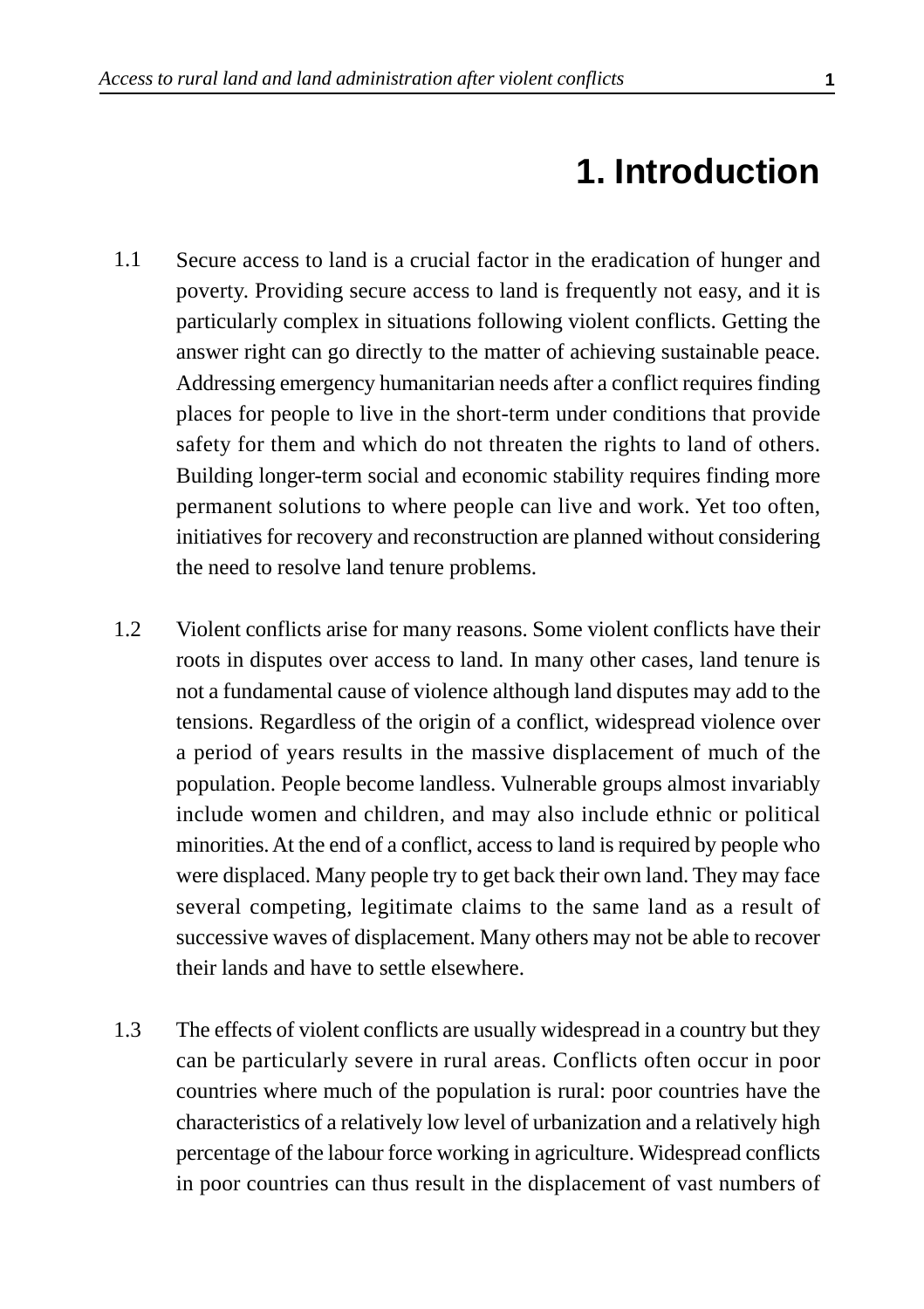# 1. Introduction

1.1 Secure access to land is a crucial factor in the eradication of hunger and poverty. Providing secure access to land is frequently not easy, and it is particularly complex in situations following violent conflicts. Getting the answer right can go directly to the matter of achieving sustainable peace. Addressing emergency humanitarian needs after a conflict requires finding places for people to live in the short-term under conditions that provide safety for them and which do not threaten the rights to land of others. Building longer-term social and economic stability requires finding more permanent solutions to where people can live and work. Yet too often, initiatives for recovery and reconstruction are planned without considering the need to resolve land tenure problems.

1.2 Violent conflicts arise for many reasons. Some violent conflicts have their roots in disputes over access to land. In many other cases, land tenure is not a fundamental cause of violence although land disputes may add to the tensions. Regardless of the origin of a conflict, widespread violence over a period of years results in the massive displacement of much of the population. People become landless. Vulnerable groups almost invariably include women and children, and may also include ethnic or political minorities. At the end of a conflict, access to land is required by people who were displaced. Many people try to get back their own land. They may face several competing, legitimate claims to the same land as a result of successive waves of displacement. Many others may not be able to recover their lands and have to settle elsewhere.

1.3 The effects of violent conflicts are usually widespread in a country but they can be particularly severe in rural areas. Conflicts often occur in poor countries where much of the population is rural: poor countries have the characteristics of a relatively low level of urbanization and a relatively high percentage of the labour force working in agriculture. Widespread conflicts in poor countries can thus result in the displacement of vast numbers of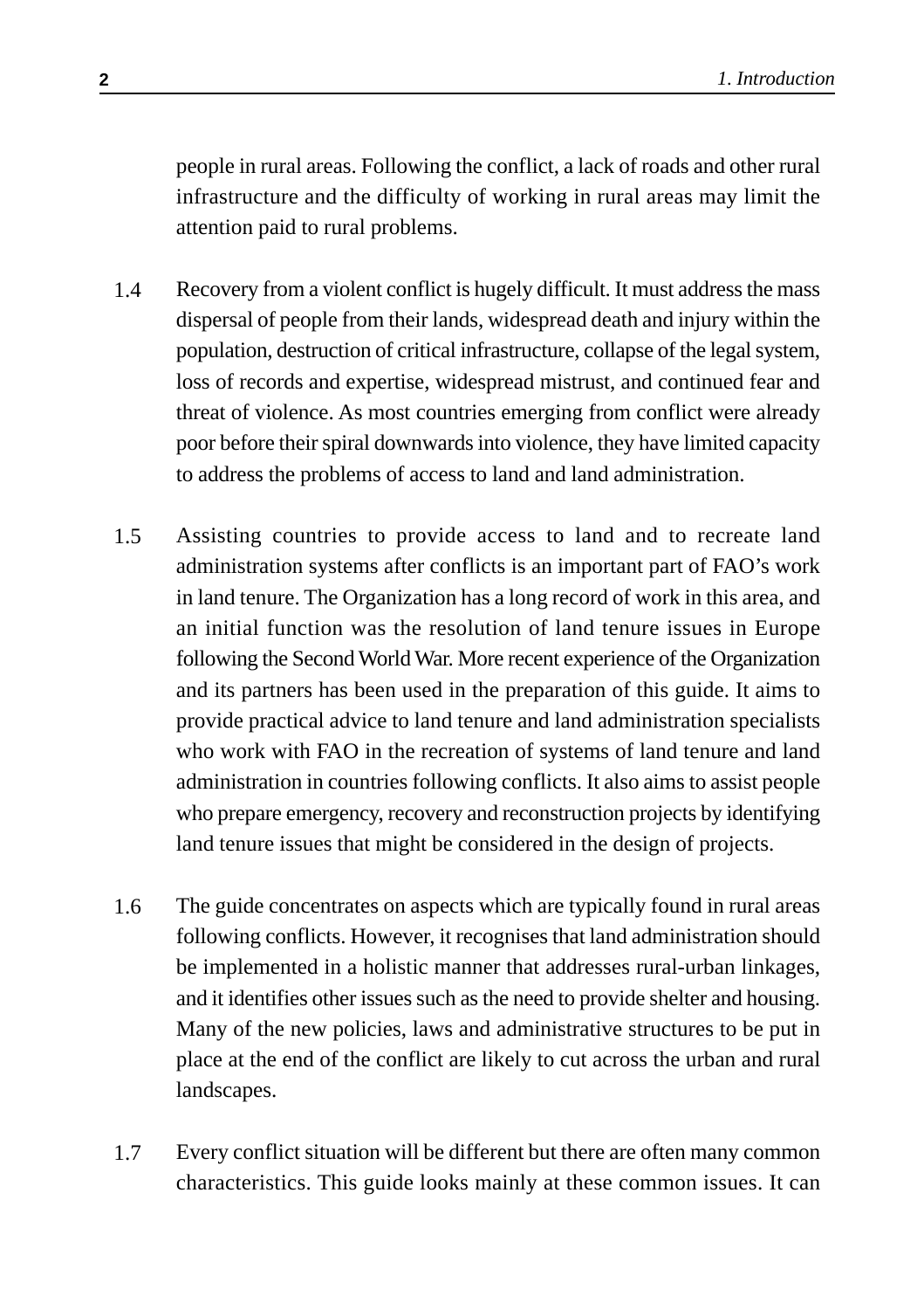people in rural areas. Following the conflict, a lack of roads and other rural infrastructure and the difficulty of working in rural areas may limit the attention paid to rural problems.

1.4 Recovery from a violent conflict is hugely difficult. It must address the mass dispersal of people from their lands, widespread death and injury within the population, destruction of critical infrastructure, collapse of the legal system, loss of records and expertise, widespread mistrust, and continued fear and threat of violence. As most countries emerging from conflict were already poor before their spiral downwards into violence, they have limited capacity to address the problems of access to land and land administration.

1.5 Assisting countries to provide access to land and to recreate land administration systems after conflicts is an important part of FAO's work in land tenure. The Organization has a long record of work in this area, and an initial function was the resolution of land tenure issues in Europe following the Second World War. More recent experience of the Organization and its partners has been used in the preparation of this guide. It aims to provide practical advice to land tenure and land administration specialists who work with FAO in the recreation of systems of land tenure and land administration in countries following conflicts. It also aims to assist people who prepare emergency, recovery and reconstruction projects by identifying land tenure issues that might be considered in the design of projects.

1.6 The guide concentrates on aspects which are typically found in rural areas following conflicts. However, it recognises that land administration should be implemented in a holistic manner that addresses rural-urban linkages, and it identifies other issues such as the need to provide shelter and housing. Many of the new policies, laws and administrative structures to be put in place at the end of the conflict are likely to cut across the urban and rural landscapes.

1.7 Every conflict situation will be different but there are often many common characteristics. This guide looks mainly at these common issues. It can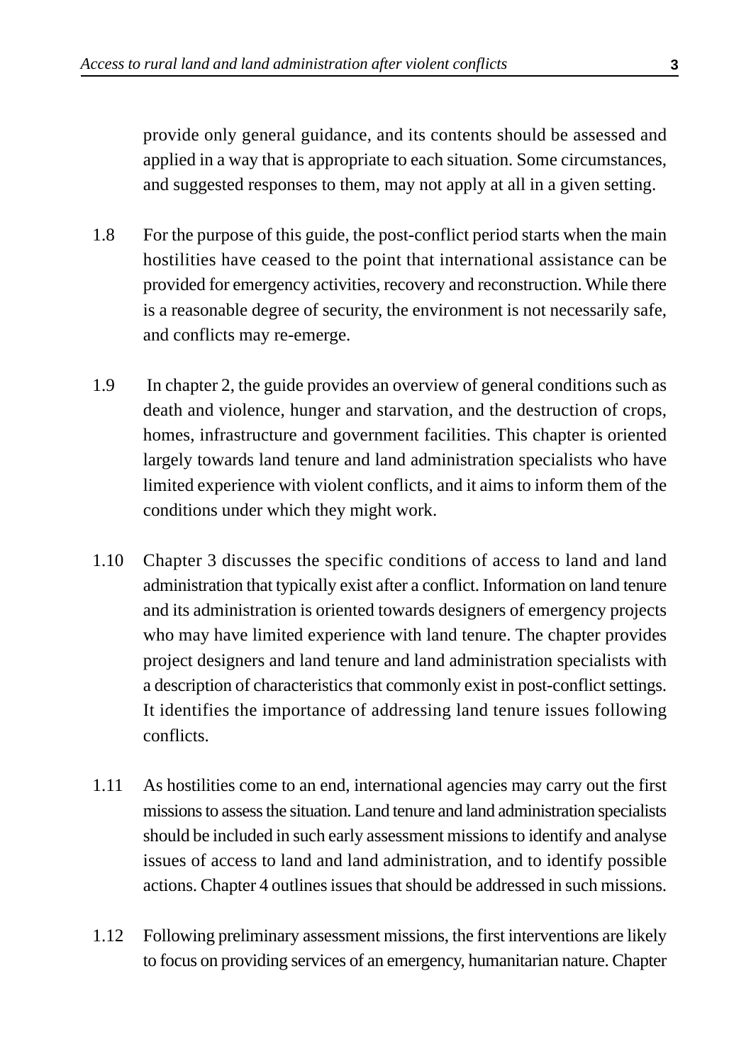provide only general guidance, and its contents should be assessed and applied in a way that is appropriate to each situation. Some circumstances, and suggested responses to them, may not apply at all in a given setting.

1.8 For the purpose of this guide, the post-conflict period starts when the main hostilities have ceased to the point that international assistance can be provided for emergency activities, recovery and reconstruction. While there is a reasonable degree of security, the environment is not necessarily safe, and conflicts may re-emerge.

1.9 In chapter 2, the guide provides an overview of general conditions such as death and violence, hunger and starvation, and the destruction of crops, homes, infrastructure and government facilities. This chapter is oriented largely towards land tenure and land administration specialists who have limited experience with violent conflicts, and it aims to inform them of the conditions under which they might work.

1.10 Chapter 3 discusses the specific conditions of access to land and land administration that typically exist after a conflict. Information on land tenure and its administration is oriented towards designers of emergency projects who may have limited experience with land tenure. The chapter provides project designers and land tenure and land administration specialists with a description of characteristics that commonly exist in post-conflict settings. It identifies the importance of addressing land tenure issues following conflicts.

1.11 As hostilities come to an end, international agencies may carry out the first missions to assess the situation. Land tenure and land administration specialists should be included in such early assessment missions to identify and analyse issues of access to land and land administration, and to identify possible actions. Chapter 4 outlines issues that should be addressed in such missions.

1.12 Following preliminary assessment missions, the first interventions are likely to focus on providing services of an emergency, humanitarian nature. Chapter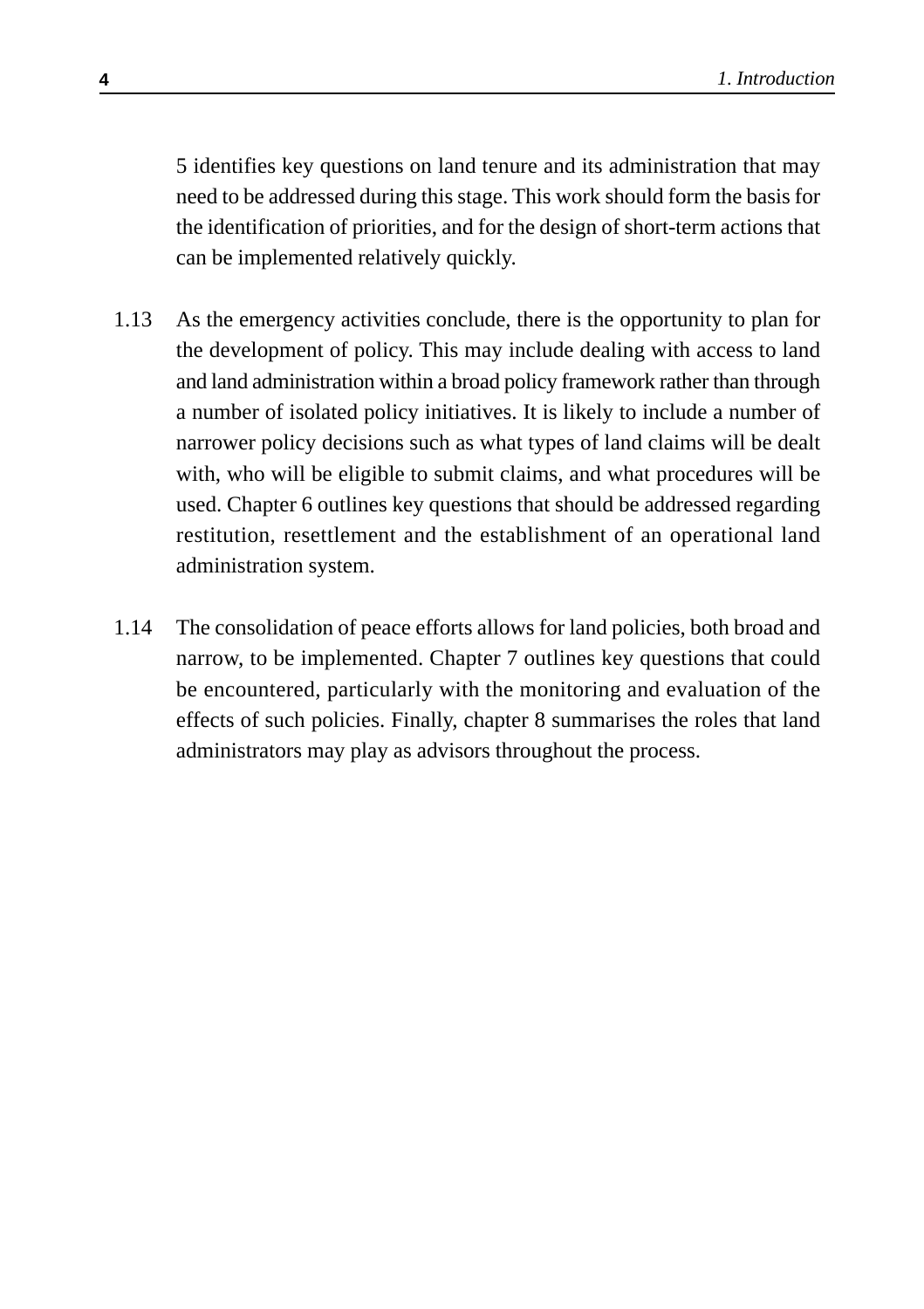5 identifies key questions on land tenure and its administration that may need to be addressed during this stage. This work should form the basis for the identification of priorities, and for the design of short-term actions that can be implemented relatively quickly.

1.13 As the emergency activities conclude, there is the opportunity to plan for the development of policy. This may include dealing with access to land and land administration within a broad policy framework rather than through a number of isolated policy initiatives. It is likely to include a number of narrower policy decisions such as what types of land claims will be dealt with, who will be eligible to submit claims, and what procedures will be used. Chapter 6 outlines key questions that should be addressed regarding restitution, resettlement and the establishment of an operational land administration system.

1.14 The consolidation of peace efforts allows for land policies, both broad and narrow, to be implemented. Chapter 7 outlines key questions that could be encountered, particularly with the monitoring and evaluation of the effects of such policies. Finally, chapter 8 summarises the roles that land administrators may play as advisors throughout the process.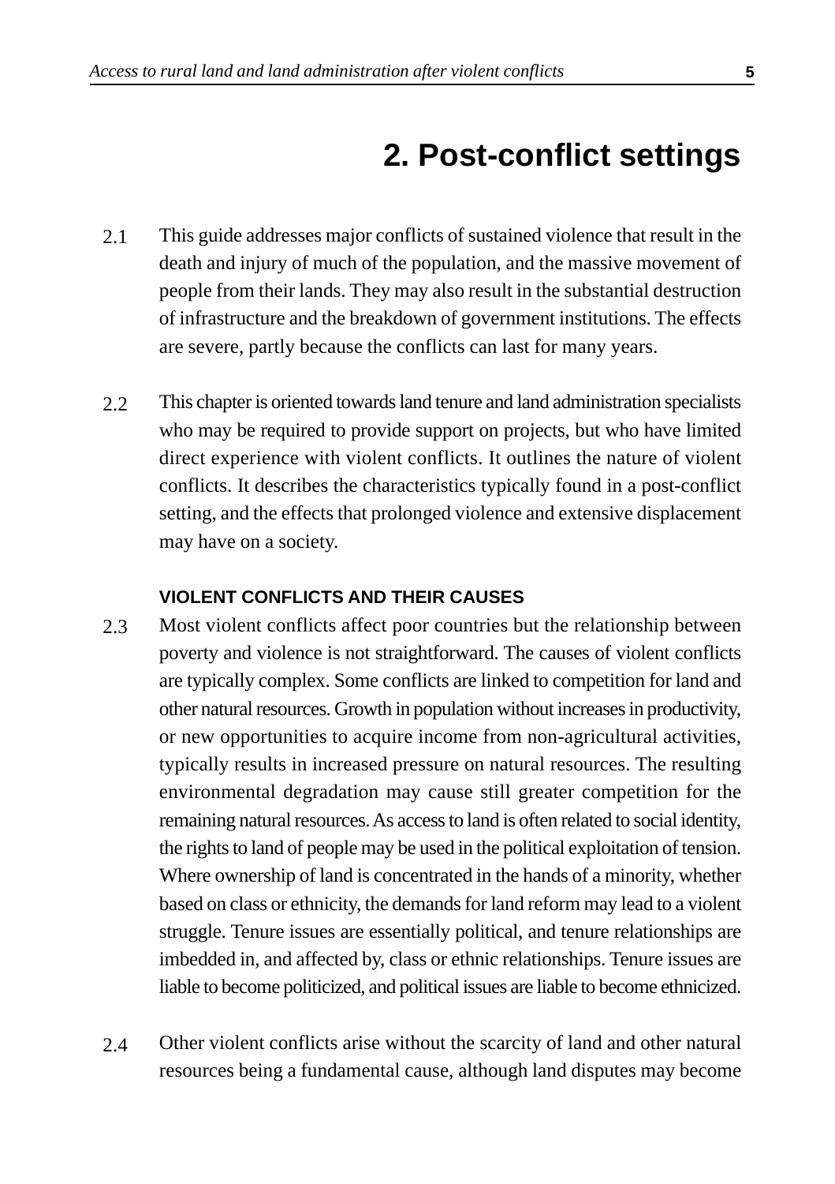# 2. Post-conflict settings

2.1 This guide addresses major conflicts of sustained violence that result in the death and injury of much of the population, and the massive movement of people from their lands. They may also result in the substantial destruction of infrastructure and the breakdown of government institutions. The effects are severe, partly because the conflicts can last for many years.

2.2 This chapter is oriented towards land tenure and land administration specialists who may be required to provide support on projects, but who have limited direct experience with violent conflicts. It outlines the nature of violent conflicts. It describes the characteristics typically found in a post-conflict setting, and the effects that prolonged violence and extensive displacement may have on a society.

### VIOLENT CONFLICTS AND THEIR CAUSES

2.3 Most violent conflicts affect poor countries but the relationship between poverty and violence is not straightforward. The causes of violent conflicts are typically complex. Some conflicts are linked to competition for land and other natural resources. Growth in population without increases in productivity, or new opportunities to acquire income from non-agricultural activities, typically results in increased pressure on natural resources. The resulting environmental degradation may cause still greater competition for the remaining natural resources. As access to land is often related to social identity, the rights to land of people may be used in the political exploitation of tension. Where ownership of land is concentrated in the hands of a minority, whether based on class or ethnicity, the demands for land reform may lead to a violent struggle. Tenure issues are essentially political, and tenure relationships are imbedded in, and affected by, class or ethnic relationships. Tenure issues are liable to become politicized, and political issues are liable to become ethnicized.

2.4 Other violent conflicts arise without the scarcity of land and other natural resources being a fundamental cause, although land disputes may become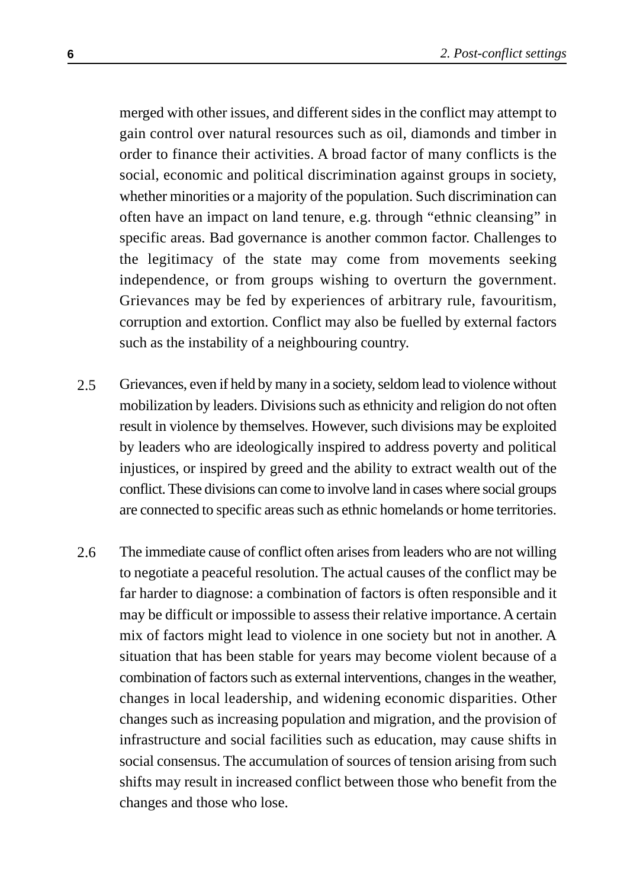merged with other issues, and different sides in the conflict may attempt to gain control over natural resources such as oil, diamonds and timber in order to finance their activities. A broad factor of many conflicts is the social, economic and political discrimination against groups in society, whether minorities or a majority of the population. Such discrimination can often have an impact on land tenure, e.g. through "ethnic cleansing" in specific areas. Bad governance is another common factor. Challenges to the legitimacy of the state may come from movements seeking independence, or from groups wishing to overturn the government. Grievances may be fed by experiences of arbitrary rule, favouritism, corruption and extortion. Conflict may also be fuelled by external factors such as the instability of a neighbouring country.

2.5 Grievances, even if held by many in a society, seldom lead to violence without mobilization by leaders. Divisions such as ethnicity and religion do not often result in violence by themselves. However, such divisions may be exploited by leaders who are ideologically inspired to address poverty and political injustices, or inspired by greed and the ability to extract wealth out of the conflict. These divisions can come to involve land in cases where social groups are connected to specific areas such as ethnic homelands or home territories.

2.6 The immediate cause of conflict often arises from leaders who are not willing to negotiate a peaceful resolution. The actual causes of the conflict may be far harder to diagnose: a combination of factors is often responsible and it may be difficult or impossible to assess their relative importance. A certain mix of factors might lead to violence in one society but not in another. A situation that has been stable for years may become violent because of a combination of factors such as external interventions, changes in the weather, changes in local leadership, and widening economic disparities. Other changes such as increasing population and migration, and the provision of infrastructure and social facilities such as education, may cause shifts in social consensus. The accumulation of sources of tension arising from such shifts may result in increased conflict between those who benefit from the changes and those who lose.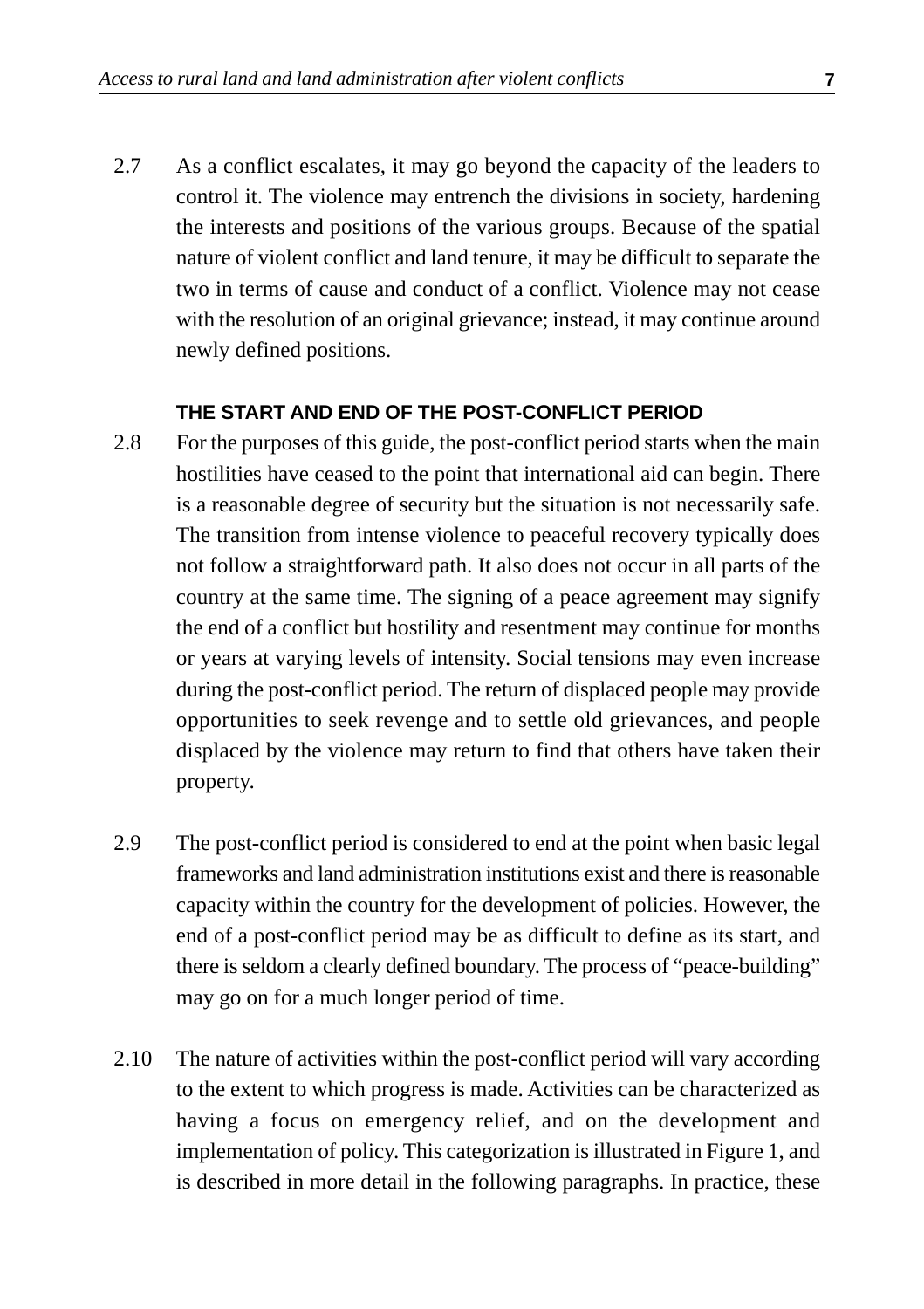2.7 As a conflict escalates, it may go beyond the capacity of the leaders to control it. The violence may entrench the divisions in society, hardening the interests and positions of the various groups. Because of the spatial nature of violent conflict and land tenure, it may be difficult to separate the two in terms of cause and conduct of a conflict. Violence may not cease with the resolution of an original grievance; instead, it may continue around newly defined positions.

### THE START AND END OF THE POST-CONFLICT PERIOD

2.8 For the purposes of this guide, the post-conflict period starts when the main hostilities have ceased to the point that international aid can begin. There is a reasonable degree of security but the situation is not necessarily safe. The transition from intense violence to peaceful recovery typically does not follow a straightforward path. It also does not occur in all parts of the country at the same time. The signing of a peace agreement may signify the end of a conflict but hostility and resentment may continue for months or years at varying levels of intensity. Social tensions may even increase during the post-conflict period. The return of displaced people may provide opportunities to seek revenge and to settle old grievances, and people displaced by the violence may return to find that others have taken their property.

2.9 The post-conflict period is considered to end at the point when basic legal frameworks and land administration institutions exist and there is reasonable capacity within the country for the development of policies. However, the end of a post-conflict period may be as difficult to define as its start, and there is seldom a clearly defined boundary. The process of "peace-building" may go on for a much longer period of time.

2.10 The nature of activities within the post-conflict period will vary according to the extent to which progress is made. Activities can be characterized as having a focus on emergency relief, and on the development and implementation of policy. This categorization is illustrated in Figure 1, and is described in more detail in the following paragraphs. In practice, these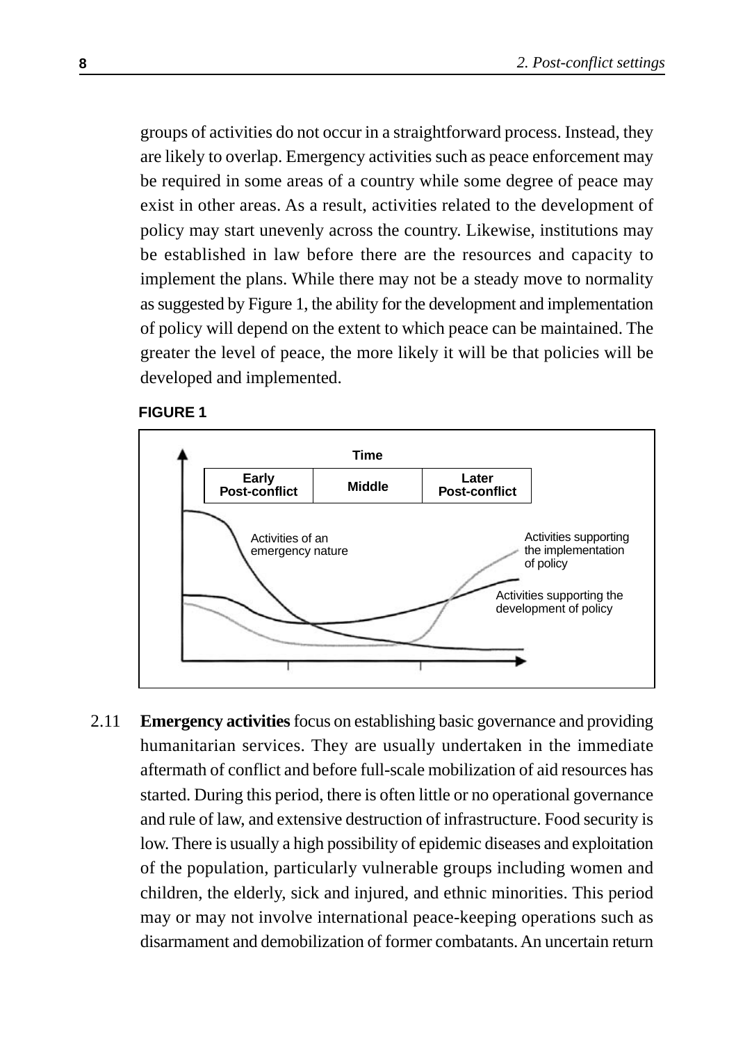groups of activities do not occur in a straightforward process. Instead, they are likely to overlap. Emergency activities such as peace enforcement may be required in some areas of a country while some degree of peace may exist in other areas. As a result, activities related to the development of policy may start unevenly across the country. Likewise, institutions may be established in law before there are the resources and capacity to implement the plans. While there may not be a steady move to normality as suggested by Figure 1, the ability for the development and implementation of policy will depend on the extent to which peace can be maintained. The greater the level of peace, the more likely it will be that policies will be developed and implemented.

**FIGURE 1**

Time

| Early Post-conflict | Middle | Later Post-conflict |
| --- | --- | --- |

Activities of an emergency nature

Activities supporting the implementation of policy

Activities supporting the development of policy

2.11 **Emergency activities** focus on establishing basic governance and providing humanitarian services. They are usually undertaken in the immediate aftermath of conflict and before full-scale mobilization of aid resources has started. During this period, there is often little or no operational governance and rule of law, and extensive destruction of infrastructure. Food security is low. There is usually a high possibility of epidemic diseases and exploitation of the population, particularly vulnerable groups including women and children, the elderly, sick and injured, and ethnic minorities. This period may or may not involve international peace-keeping operations such as disarmament and demobilization of former combatants. An uncertain return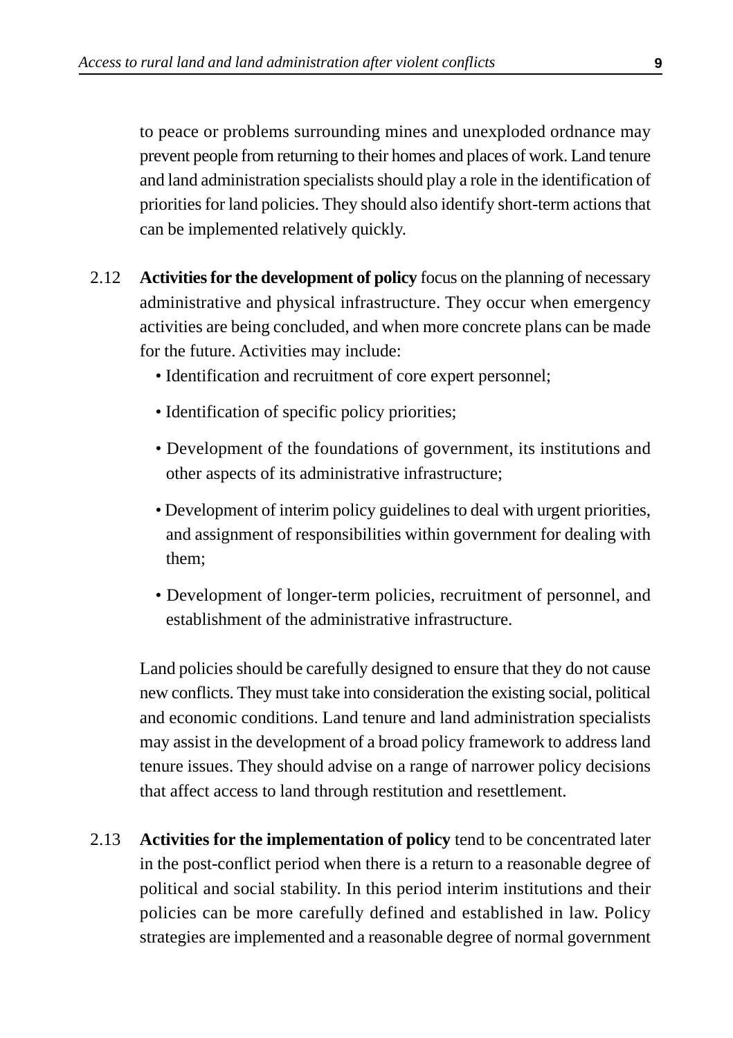to peace or problems surrounding mines and unexploded ordnance may prevent people from returning to their homes and places of work. Land tenure and land administration specialists should play a role in the identification of priorities for land policies. They should also identify short-term actions that can be implemented relatively quickly.

2.12 **Activities for the development of policy** focus on the planning of necessary administrative and physical infrastructure. They occur when emergency activities are being concluded, and when more concrete plans can be made for the future. Activities may include:

- Identification and recruitment of core expert personnel;
- Identification of specific policy priorities;
- Development of the foundations of government, its institutions and other aspects of its administrative infrastructure;
- Development of interim policy guidelines to deal with urgent priorities, and assignment of responsibilities within government for dealing with them;
- Development of longer-term policies, recruitment of personnel, and establishment of the administrative infrastructure.

Land policies should be carefully designed to ensure that they do not cause new conflicts. They must take into consideration the existing social, political and economic conditions. Land tenure and land administration specialists may assist in the development of a broad policy framework to address land tenure issues. They should advise on a range of narrower policy decisions that affect access to land through restitution and resettlement.

2.13 **Activities for the implementation of policy** tend to be concentrated later in the post-conflict period when there is a return to a reasonable degree of political and social stability. In this period interim institutions and their policies can be more carefully defined and established in law. Policy strategies are implemented and a reasonable degree of normal government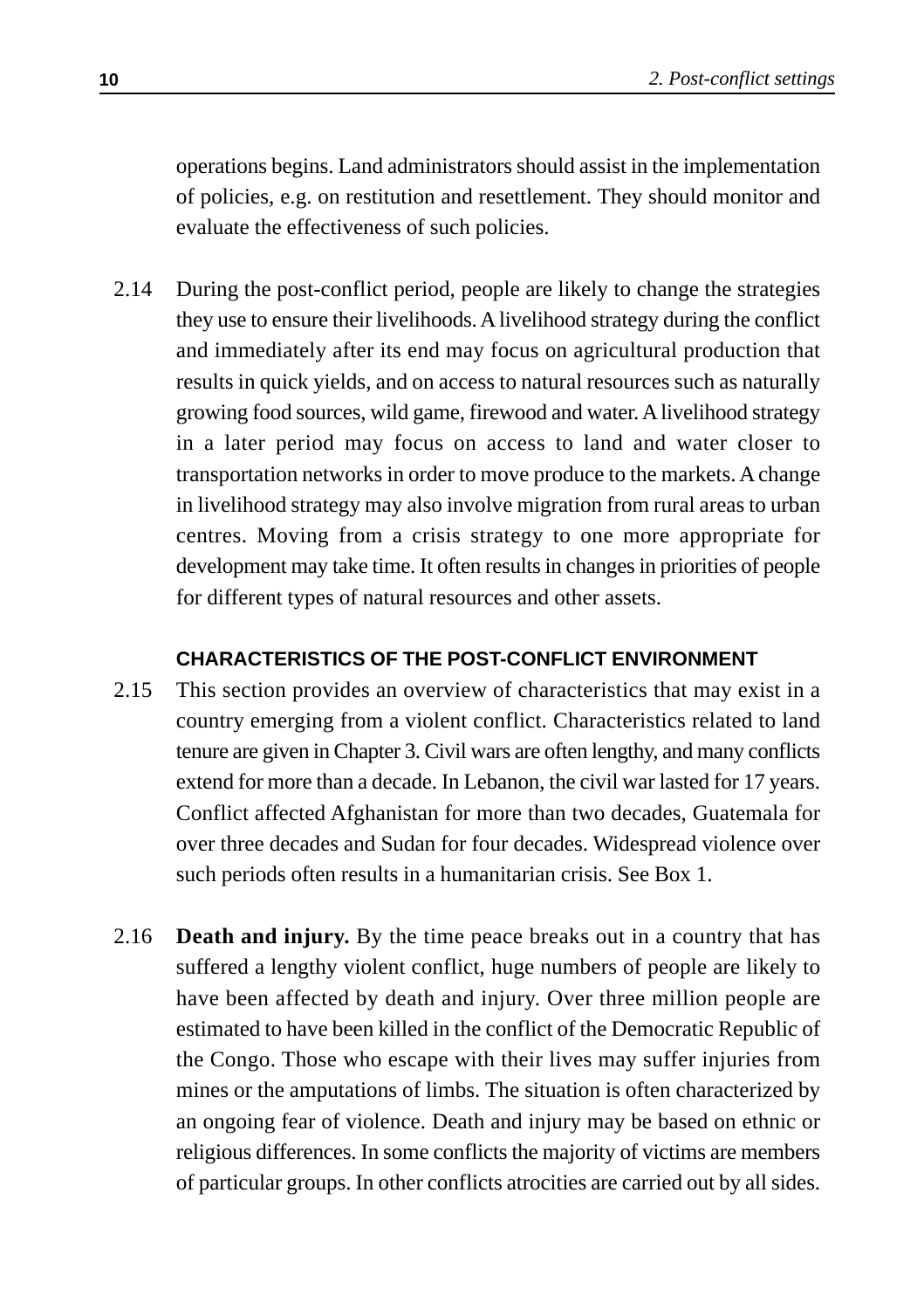operations begins. Land administrators should assist in the implementation of policies, e.g. on restitution and resettlement. They should monitor and evaluate the effectiveness of such policies.

2.14 During the post-conflict period, people are likely to change the strategies they use to ensure their livelihoods. A livelihood strategy during the conflict and immediately after its end may focus on agricultural production that results in quick yields, and on access to natural resources such as naturally growing food sources, wild game, firewood and water. A livelihood strategy in a later period may focus on access to land and water closer to transportation networks in order to move produce to the markets. A change in livelihood strategy may also involve migration from rural areas to urban centres. Moving from a crisis strategy to one more appropriate for development may take time. It often results in changes in priorities of people for different types of natural resources and other assets.

### CHARACTERISTICS OF THE POST-CONFLICT ENVIRONMENT

2.15 This section provides an overview of characteristics that may exist in a country emerging from a violent conflict. Characteristics related to land tenure are given in Chapter 3. Civil wars are often lengthy, and many conflicts extend for more than a decade. In Lebanon, the civil war lasted for 17 years. Conflict affected Afghanistan for more than two decades, Guatemala for over three decades and Sudan for four decades. Widespread violence over such periods often results in a humanitarian crisis. See Box 1.

2.16 **Death and injury.** By the time peace breaks out in a country that has suffered a lengthy violent conflict, huge numbers of people are likely to have been affected by death and injury. Over three million people are estimated to have been killed in the conflict of the Democratic Republic of the Congo. Those who escape with their lives may suffer injuries from mines or the amputations of limbs. The situation is often characterized by an ongoing fear of violence. Death and injury may be based on ethnic or religious differences. In some conflicts the majority of victims are members of particular groups. In other conflicts atrocities are carried out by all sides.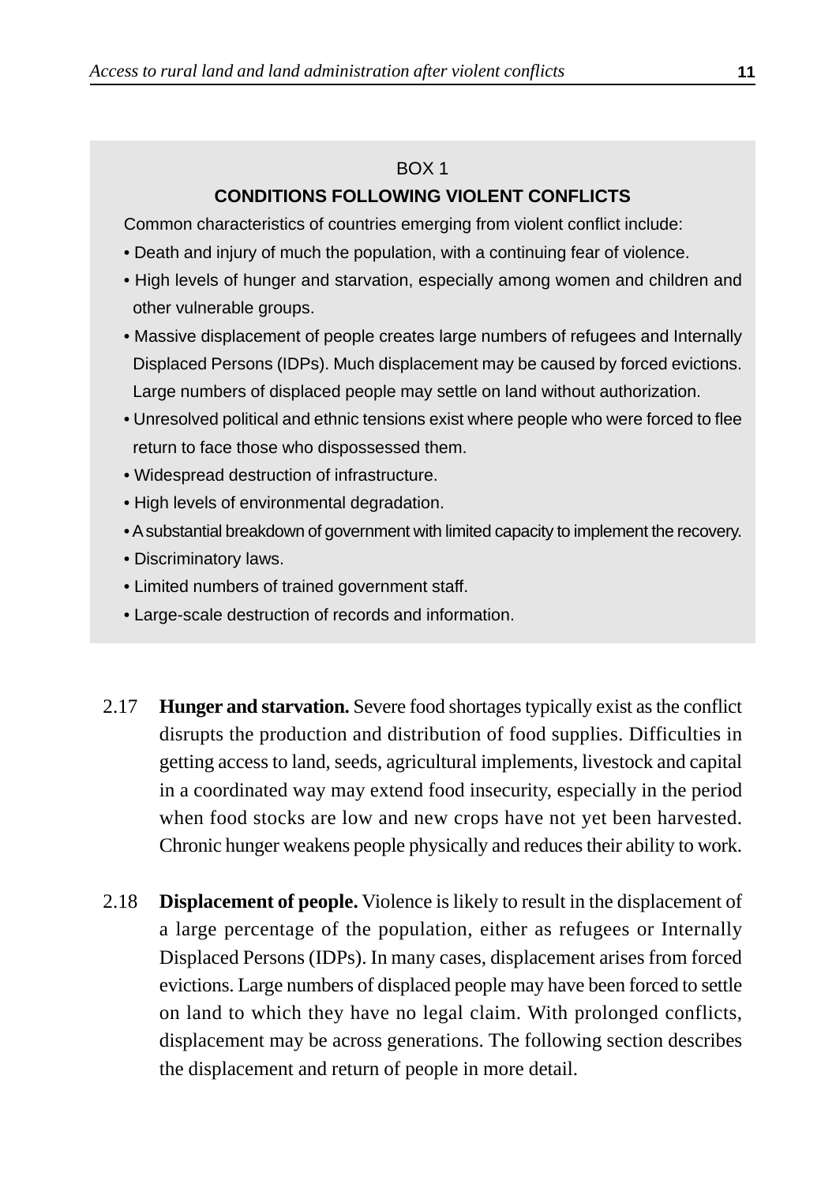BOX 1

**CONDITIONS FOLLOWING VIOLENT CONFLICTS**

Common characteristics of countries emerging from violent conflict include:

- Death and injury of much the population, with a continuing fear of violence.
- High levels of hunger and starvation, especially among women and children and other vulnerable groups.
- Massive displacement of people creates large numbers of refugees and Internally Displaced Persons (IDPs). Much displacement may be caused by forced evictions. Large numbers of displaced people may settle on land without authorization.
- Unresolved political and ethnic tensions exist where people who were forced to flee return to face those who dispossessed them.
- Widespread destruction of infrastructure.
- High levels of environmental degradation.
- A substantial breakdown of government with limited capacity to implement the recovery.
- Discriminatory laws.
- Limited numbers of trained government staff.
- Large-scale destruction of records and information.

2.17 **Hunger and starvation.** Severe food shortages typically exist as the conflict disrupts the production and distribution of food supplies. Difficulties in getting access to land, seeds, agricultural implements, livestock and capital in a coordinated way may extend food insecurity, especially in the period when food stocks are low and new crops have not yet been harvested. Chronic hunger weakens people physically and reduces their ability to work.

2.18 **Displacement of people.** Violence is likely to result in the displacement of a large percentage of the population, either as refugees or Internally Displaced Persons (IDPs). In many cases, displacement arises from forced evictions. Large numbers of displaced people may have been forced to settle on land to which they have no legal claim. With prolonged conflicts, displacement may be across generations. The following section describes the displacement and return of people in more detail.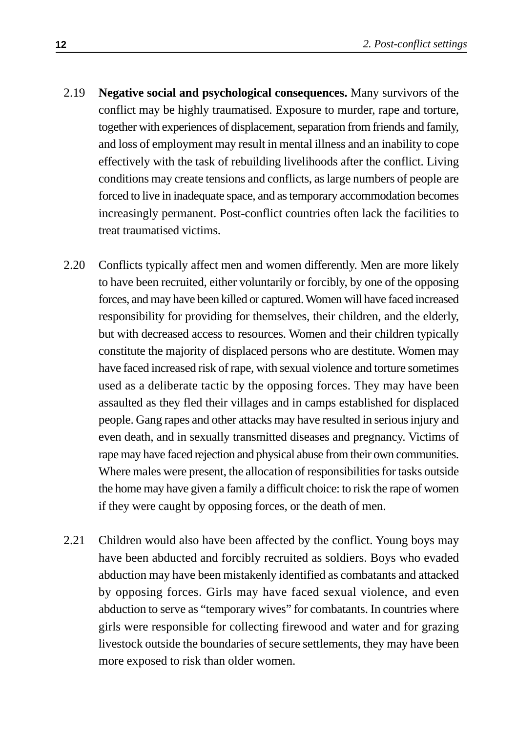2.19 **Negative social and psychological consequences.** Many survivors of the conflict may be highly traumatised. Exposure to murder, rape and torture, together with experiences of displacement, separation from friends and family, and loss of employment may result in mental illness and an inability to cope effectively with the task of rebuilding livelihoods after the conflict. Living conditions may create tensions and conflicts, as large numbers of people are forced to live in inadequate space, and as temporary accommodation becomes increasingly permanent. Post-conflict countries often lack the facilities to treat traumatised victims.

2.20 Conflicts typically affect men and women differently. Men are more likely to have been recruited, either voluntarily or forcibly, by one of the opposing forces, and may have been killed or captured. Women will have faced increased responsibility for providing for themselves, their children, and the elderly, but with decreased access to resources. Women and their children typically constitute the majority of displaced persons who are destitute. Women may have faced increased risk of rape, with sexual violence and torture sometimes used as a deliberate tactic by the opposing forces. They may have been assaulted as they fled their villages and in camps established for displaced people. Gang rapes and other attacks may have resulted in serious injury and even death, and in sexually transmitted diseases and pregnancy. Victims of rape may have faced rejection and physical abuse from their own communities. Where males were present, the allocation of responsibilities for tasks outside the home may have given a family a difficult choice: to risk the rape of women if they were caught by opposing forces, or the death of men.

2.21 Children would also have been affected by the conflict. Young boys may have been abducted and forcibly recruited as soldiers. Boys who evaded abduction may have been mistakenly identified as combatants and attacked by opposing forces. Girls may have faced sexual violence, and even abduction to serve as "temporary wives" for combatants. In countries where girls were responsible for collecting firewood and water and for grazing livestock outside the boundaries of secure settlements, they may have been more exposed to risk than older women.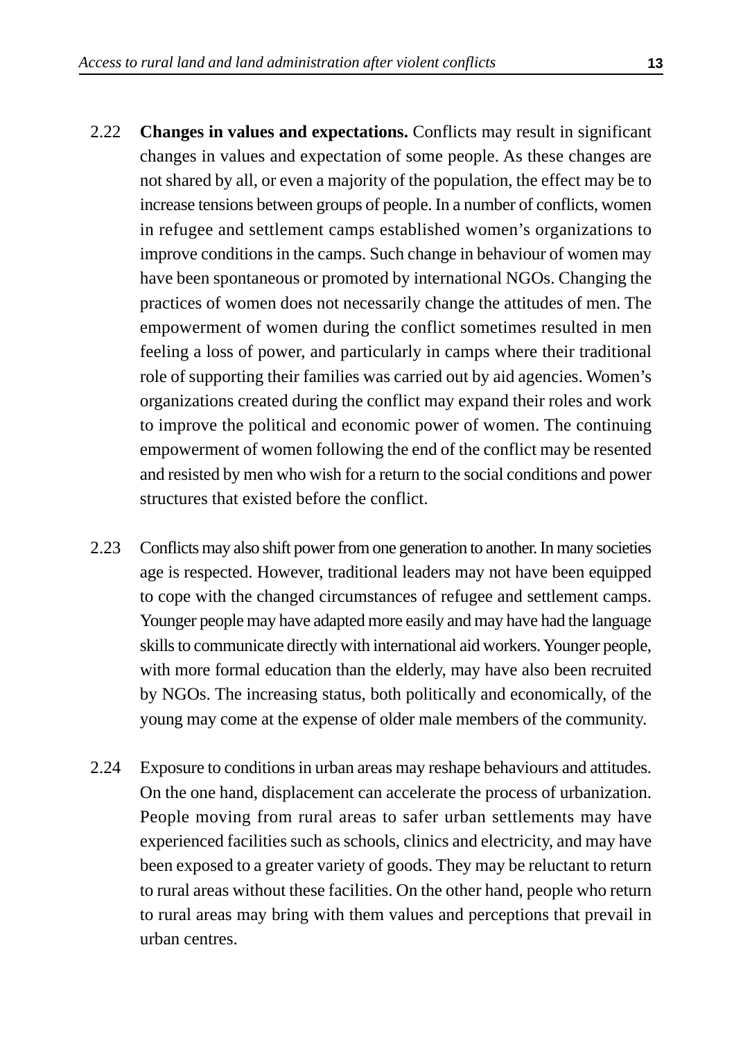2.22 **Changes in values and expectations.** Conflicts may result in significant changes in values and expectation of some people. As these changes are not shared by all, or even a majority of the population, the effect may be to increase tensions between groups of people. In a number of conflicts, women in refugee and settlement camps established women's organizations to improve conditions in the camps. Such change in behaviour of women may have been spontaneous or promoted by international NGOs. Changing the practices of women does not necessarily change the attitudes of men. The empowerment of women during the conflict sometimes resulted in men feeling a loss of power, and particularly in camps where their traditional role of supporting their families was carried out by aid agencies. Women's organizations created during the conflict may expand their roles and work to improve the political and economic power of women. The continuing empowerment of women following the end of the conflict may be resented and resisted by men who wish for a return to the social conditions and power structures that existed before the conflict.

2.23 Conflicts may also shift power from one generation to another. In many societies age is respected. However, traditional leaders may not have been equipped to cope with the changed circumstances of refugee and settlement camps. Younger people may have adapted more easily and may have had the language skills to communicate directly with international aid workers. Younger people, with more formal education than the elderly, may have also been recruited by NGOs. The increasing status, both politically and economically, of the young may come at the expense of older male members of the community.

2.24 Exposure to conditions in urban areas may reshape behaviours and attitudes. On the one hand, displacement can accelerate the process of urbanization. People moving from rural areas to safer urban settlements may have experienced facilities such as schools, clinics and electricity, and may have been exposed to a greater variety of goods. They may be reluctant to return to rural areas without these facilities. On the other hand, people who return to rural areas may bring with them values and perceptions that prevail in urban centres.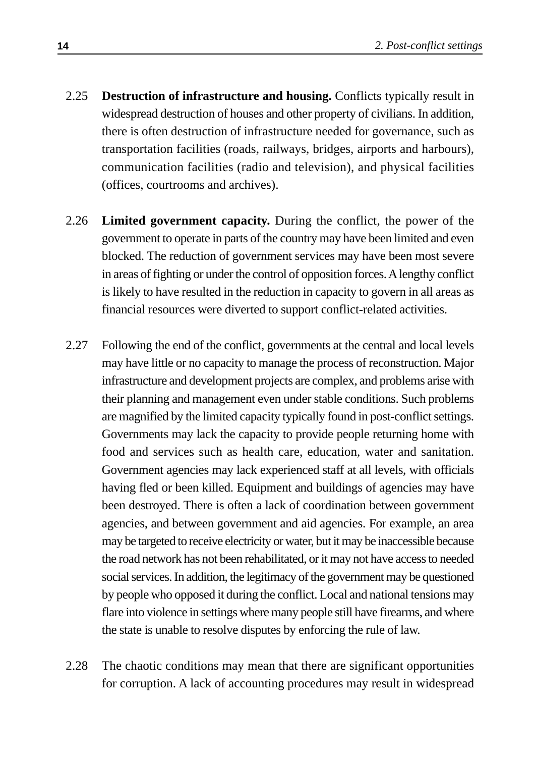2.25 **Destruction of infrastructure and housing.** Conflicts typically result in widespread destruction of houses and other property of civilians. In addition, there is often destruction of infrastructure needed for governance, such as transportation facilities (roads, railways, bridges, airports and harbours), communication facilities (radio and television), and physical facilities (offices, courtrooms and archives).

2.26 **Limited government capacity.** During the conflict, the power of the government to operate in parts of the country may have been limited and even blocked. The reduction of government services may have been most severe in areas of fighting or under the control of opposition forces. A lengthy conflict is likely to have resulted in the reduction in capacity to govern in all areas as financial resources were diverted to support conflict-related activities.

2.27 Following the end of the conflict, governments at the central and local levels may have little or no capacity to manage the process of reconstruction. Major infrastructure and development projects are complex, and problems arise with their planning and management even under stable conditions. Such problems are magnified by the limited capacity typically found in post-conflict settings. Governments may lack the capacity to provide people returning home with food and services such as health care, education, water and sanitation. Government agencies may lack experienced staff at all levels, with officials having fled or been killed. Equipment and buildings of agencies may have been destroyed. There is often a lack of coordination between government agencies, and between government and aid agencies. For example, an area may be targeted to receive electricity or water, but it may be inaccessible because the road network has not been rehabilitated, or it may not have access to needed social services. In addition, the legitimacy of the government may be questioned by people who opposed it during the conflict. Local and national tensions may flare into violence in settings where many people still have firearms, and where the state is unable to resolve disputes by enforcing the rule of law.

2.28 The chaotic conditions may mean that there are significant opportunities for corruption. A lack of accounting procedures may result in widespread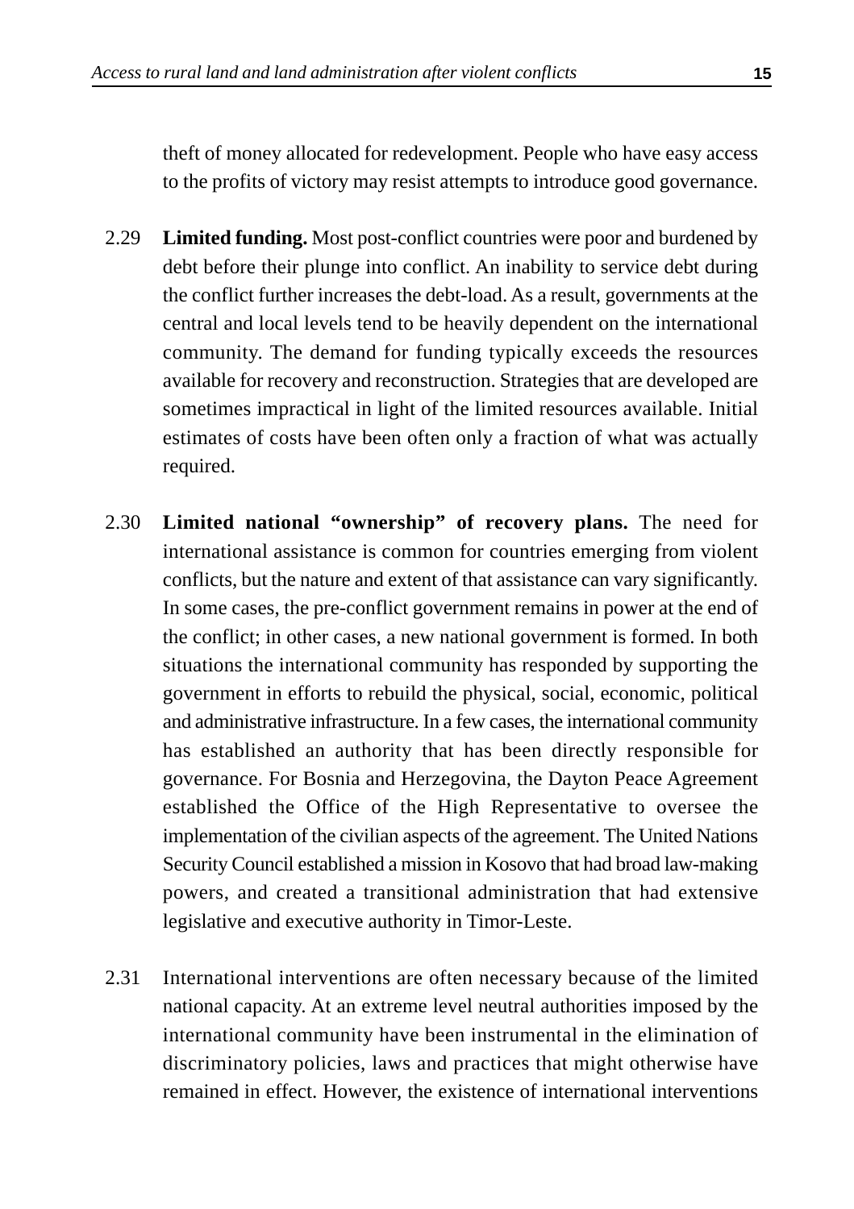theft of money allocated for redevelopment. People who have easy access to the profits of victory may resist attempts to introduce good governance.

2.29 **Limited funding.** Most post-conflict countries were poor and burdened by debt before their plunge into conflict. An inability to service debt during the conflict further increases the debt-load. As a result, governments at the central and local levels tend to be heavily dependent on the international community. The demand for funding typically exceeds the resources available for recovery and reconstruction. Strategies that are developed are sometimes impractical in light of the limited resources available. Initial estimates of costs have been often only a fraction of what was actually required.

2.30 **Limited national "ownership" of recovery plans.** The need for international assistance is common for countries emerging from violent conflicts, but the nature and extent of that assistance can vary significantly. In some cases, the pre-conflict government remains in power at the end of the conflict; in other cases, a new national government is formed. In both situations the international community has responded by supporting the government in efforts to rebuild the physical, social, economic, political and administrative infrastructure. In a few cases, the international community has established an authority that has been directly responsible for governance. For Bosnia and Herzegovina, the Dayton Peace Agreement established the Office of the High Representative to oversee the implementation of the civilian aspects of the agreement. The United Nations Security Council established a mission in Kosovo that had broad law-making powers, and created a transitional administration that had extensive legislative and executive authority in Timor-Leste.

2.31 International interventions are often necessary because of the limited national capacity. At an extreme level neutral authorities imposed by the international community have been instrumental in the elimination of discriminatory policies, laws and practices that might otherwise have remained in effect. However, the existence of international interventions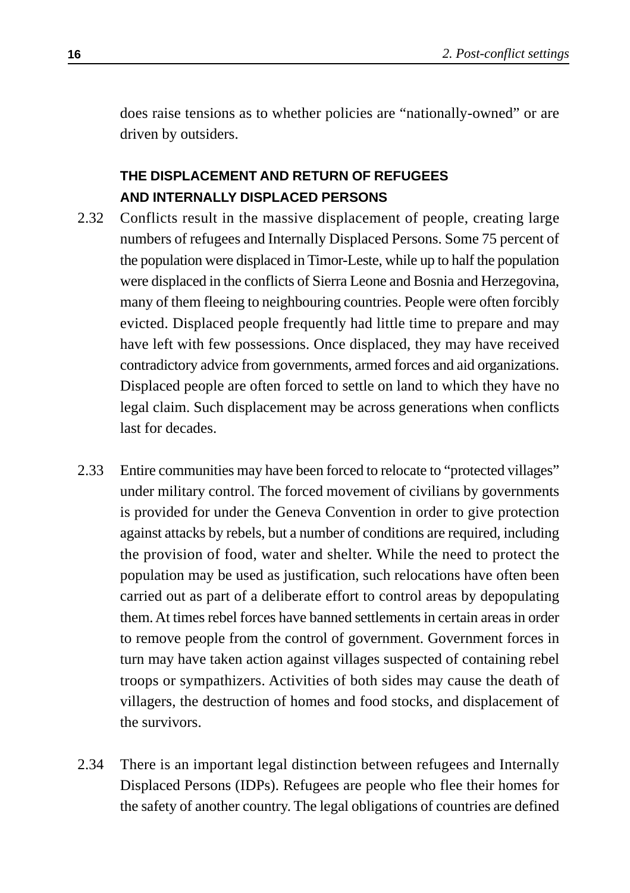does raise tensions as to whether policies are "nationally-owned" or are driven by outsiders.

### THE DISPLACEMENT AND RETURN OF REFUGEES AND INTERNALLY DISPLACED PERSONS

2.32 Conflicts result in the massive displacement of people, creating large numbers of refugees and Internally Displaced Persons. Some 75 percent of the population were displaced in Timor-Leste, while up to half the population were displaced in the conflicts of Sierra Leone and Bosnia and Herzegovina, many of them fleeing to neighbouring countries. People were often forcibly evicted. Displaced people frequently had little time to prepare and may have left with few possessions. Once displaced, they may have received contradictory advice from governments, armed forces and aid organizations. Displaced people are often forced to settle on land to which they have no legal claim. Such displacement may be across generations when conflicts last for decades.

2.33 Entire communities may have been forced to relocate to "protected villages" under military control. The forced movement of civilians by governments is provided for under the Geneva Convention in order to give protection against attacks by rebels, but a number of conditions are required, including the provision of food, water and shelter. While the need to protect the population may be used as justification, such relocations have often been carried out as part of a deliberate effort to control areas by depopulating them. At times rebel forces have banned settlements in certain areas in order to remove people from the control of government. Government forces in turn may have taken action against villages suspected of containing rebel troops or sympathizers. Activities of both sides may cause the death of villagers, the destruction of homes and food stocks, and displacement of the survivors.

2.34 There is an important legal distinction between refugees and Internally Displaced Persons (IDPs). Refugees are people who flee their homes for the safety of another country. The legal obligations of countries are defined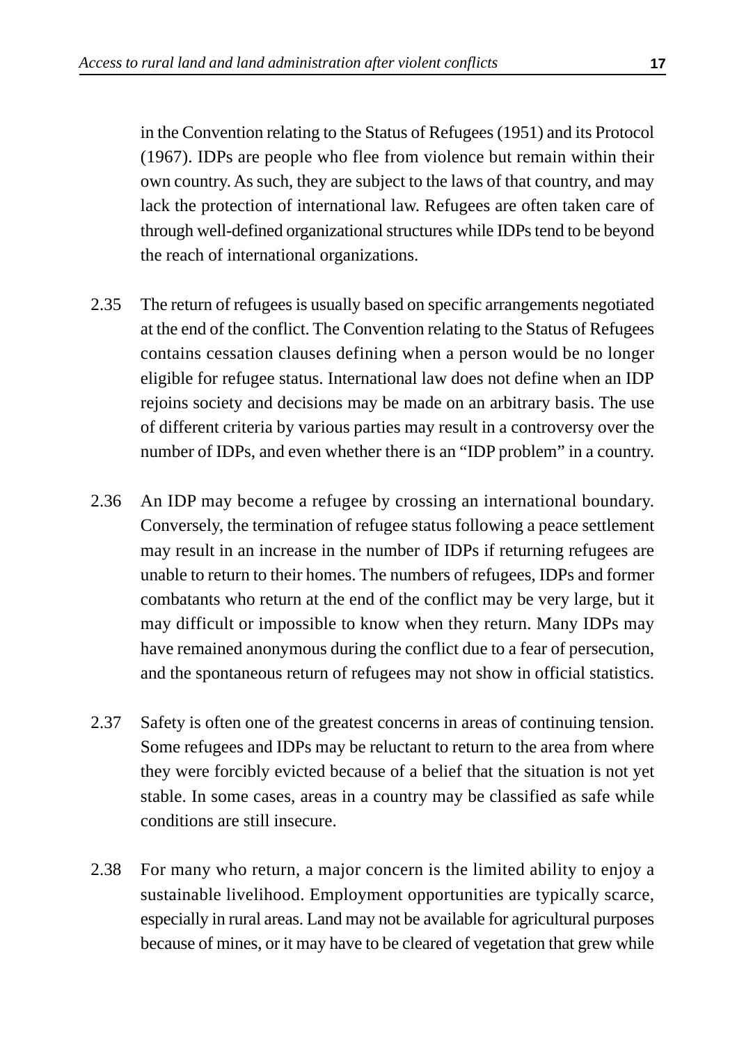in the Convention relating to the Status of Refugees (1951) and its Protocol (1967). IDPs are people who flee from violence but remain within their own country. As such, they are subject to the laws of that country, and may lack the protection of international law. Refugees are often taken care of through well-defined organizational structures while IDPs tend to be beyond the reach of international organizations.

2.35 The return of refugees is usually based on specific arrangements negotiated at the end of the conflict. The Convention relating to the Status of Refugees contains cessation clauses defining when a person would be no longer eligible for refugee status. International law does not define when an IDP rejoins society and decisions may be made on an arbitrary basis. The use of different criteria by various parties may result in a controversy over the number of IDPs, and even whether there is an "IDP problem" in a country.

2.36 An IDP may become a refugee by crossing an international boundary. Conversely, the termination of refugee status following a peace settlement may result in an increase in the number of IDPs if returning refugees are unable to return to their homes. The numbers of refugees, IDPs and former combatants who return at the end of the conflict may be very large, but it may difficult or impossible to know when they return. Many IDPs may have remained anonymous during the conflict due to a fear of persecution, and the spontaneous return of refugees may not show in official statistics.

2.37 Safety is often one of the greatest concerns in areas of continuing tension. Some refugees and IDPs may be reluctant to return to the area from where they were forcibly evicted because of a belief that the situation is not yet stable. In some cases, areas in a country may be classified as safe while conditions are still insecure.

2.38 For many who return, a major concern is the limited ability to enjoy a sustainable livelihood. Employment opportunities are typically scarce, especially in rural areas. Land may not be available for agricultural purposes because of mines, or it may have to be cleared of vegetation that grew while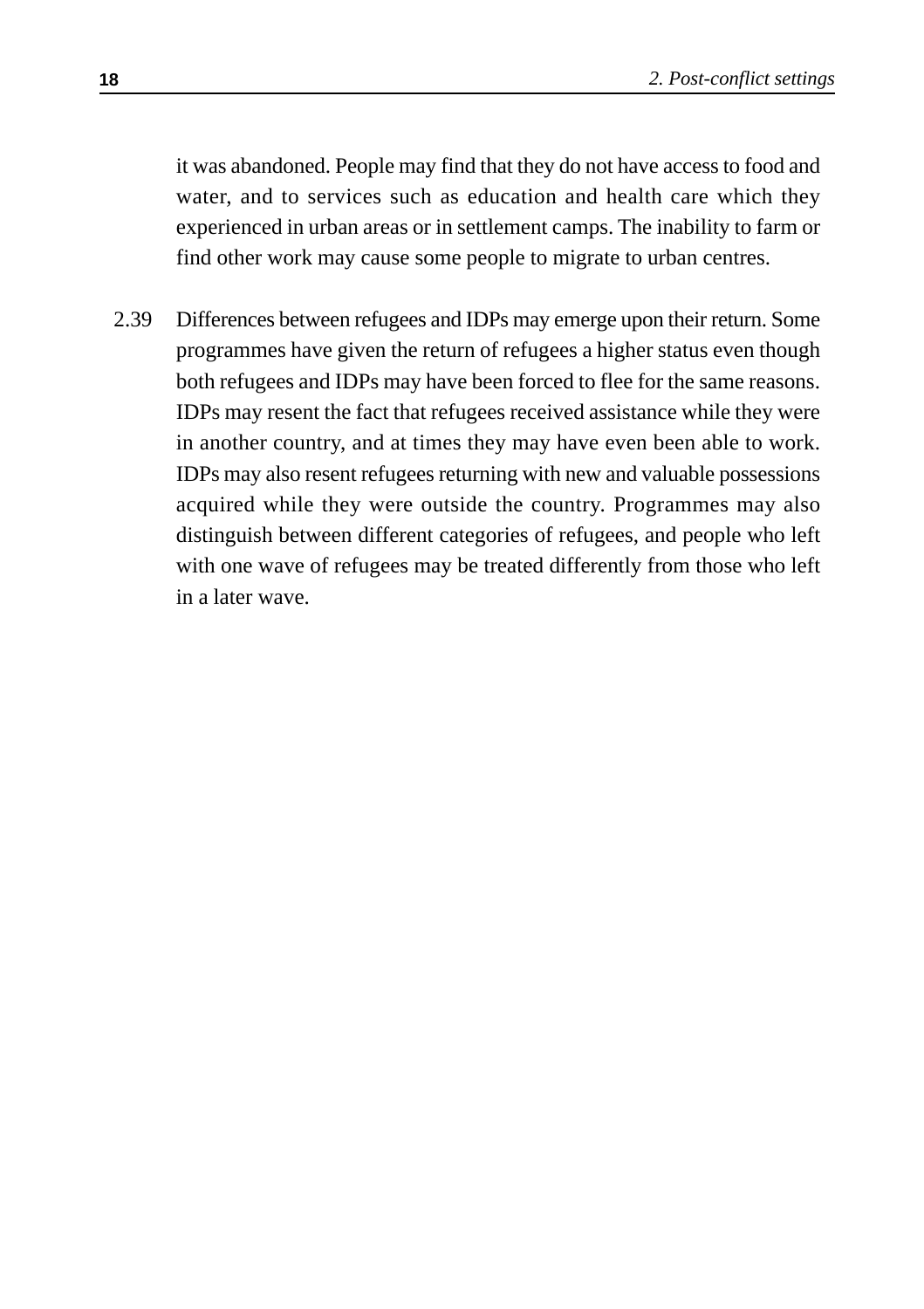it was abandoned. People may find that they do not have access to food and water, and to services such as education and health care which they experienced in urban areas or in settlement camps. The inability to farm or find other work may cause some people to migrate to urban centres.

2.39 Differences between refugees and IDPs may emerge upon their return. Some programmes have given the return of refugees a higher status even though both refugees and IDPs may have been forced to flee for the same reasons. IDPs may resent the fact that refugees received assistance while they were in another country, and at times they may have even been able to work. IDPs may also resent refugees returning with new and valuable possessions acquired while they were outside the country. Programmes may also distinguish between different categories of refugees, and people who left with one wave of refugees may be treated differently from those who left in a later wave.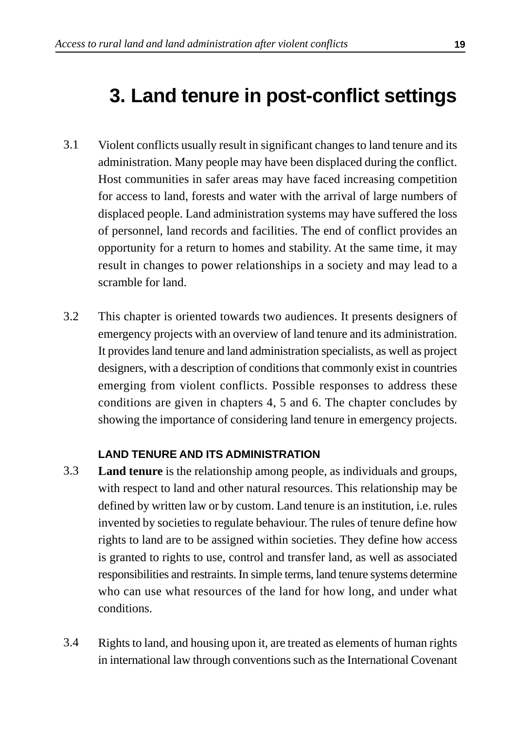# 3. Land tenure in post-conflict settings

3.1 Violent conflicts usually result in significant changes to land tenure and its administration. Many people may have been displaced during the conflict. Host communities in safer areas may have faced increasing competition for access to land, forests and water with the arrival of large numbers of displaced people. Land administration systems may have suffered the loss of personnel, land records and facilities. The end of conflict provides an opportunity for a return to homes and stability. At the same time, it may result in changes to power relationships in a society and may lead to a scramble for land.

3.2 This chapter is oriented towards two audiences. It presents designers of emergency projects with an overview of land tenure and its administration. It provides land tenure and land administration specialists, as well as project designers, with a description of conditions that commonly exist in countries emerging from violent conflicts. Possible responses to address these conditions are given in chapters 4, 5 and 6. The chapter concludes by showing the importance of considering land tenure in emergency projects.

### LAND TENURE AND ITS ADMINISTRATION

3.3 **Land tenure** is the relationship among people, as individuals and groups, with respect to land and other natural resources. This relationship may be defined by written law or by custom. Land tenure is an institution, i.e. rules invented by societies to regulate behaviour. The rules of tenure define how rights to land are to be assigned within societies. They define how access is granted to rights to use, control and transfer land, as well as associated responsibilities and restraints. In simple terms, land tenure systems determine who can use what resources of the land for how long, and under what conditions.

3.4 Rights to land, and housing upon it, are treated as elements of human rights in international law through conventions such as the International Covenant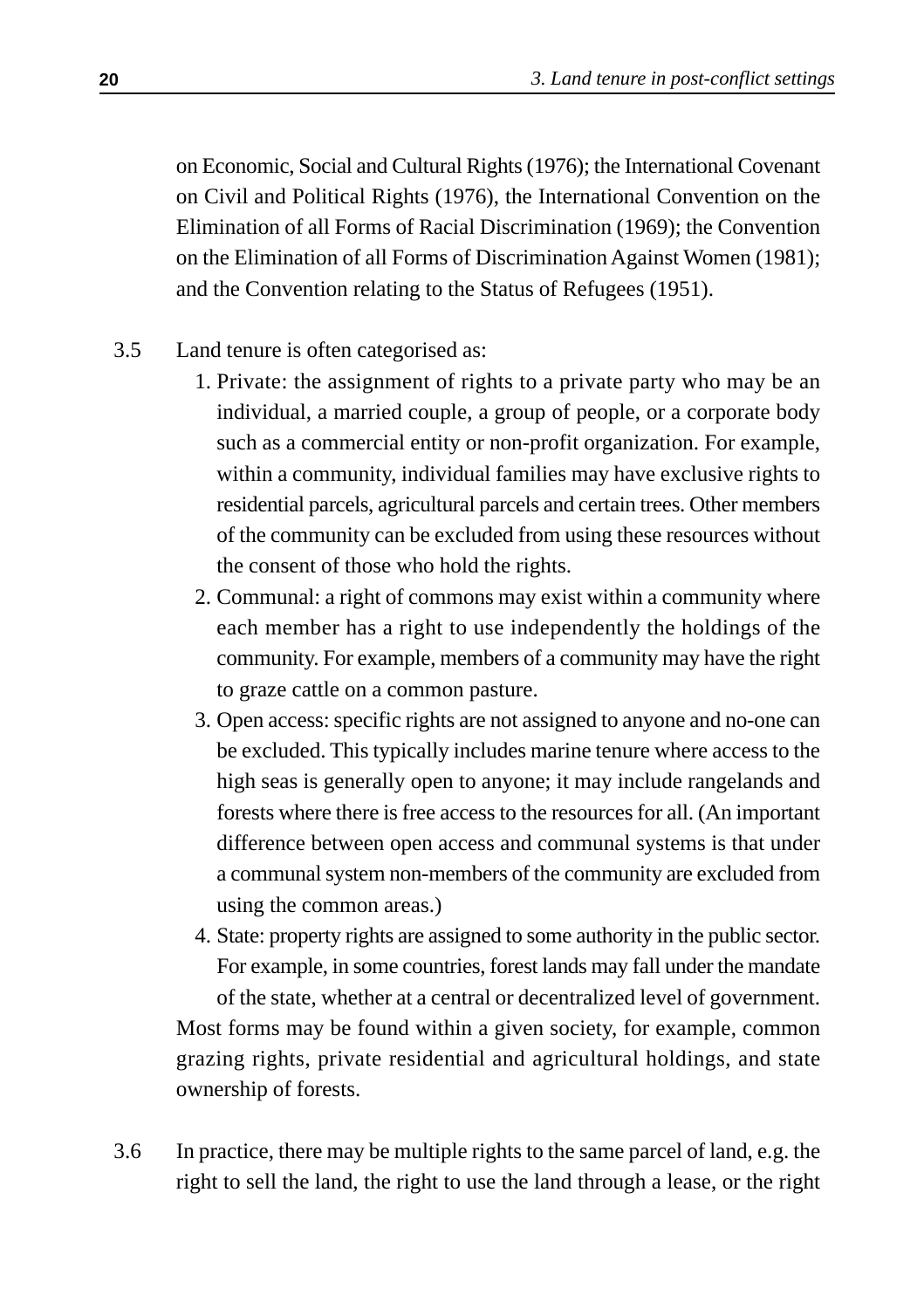on Economic, Social and Cultural Rights (1976); the International Covenant on Civil and Political Rights (1976), the International Convention on the Elimination of all Forms of Racial Discrimination (1969); the Convention on the Elimination of all Forms of Discrimination Against Women (1981); and the Convention relating to the Status of Refugees (1951).

3.5 Land tenure is often categorised as:

1. Private: the assignment of rights to a private party who may be an individual, a married couple, a group of people, or a corporate body such as a commercial entity or non-profit organization. For example, within a community, individual families may have exclusive rights to residential parcels, agricultural parcels and certain trees. Other members of the community can be excluded from using these resources without the consent of those who hold the rights.
2. Communal: a right of commons may exist within a community where each member has a right to use independently the holdings of the community. For example, members of a community may have the right to graze cattle on a common pasture.
3. Open access: specific rights are not assigned to anyone and no-one can be excluded. This typically includes marine tenure where access to the high seas is generally open to anyone; it may include rangelands and forests where there is free access to the resources for all. (An important difference between open access and communal systems is that under a communal system non-members of the community are excluded from using the common areas.)
4. State: property rights are assigned to some authority in the public sector. For example, in some countries, forest lands may fall under the mandate of the state, whether at a central or decentralized level of government.

Most forms may be found within a given society, for example, common grazing rights, private residential and agricultural holdings, and state ownership of forests.

3.6 In practice, there may be multiple rights to the same parcel of land, e.g. the right to sell the land, the right to use the land through a lease, or the right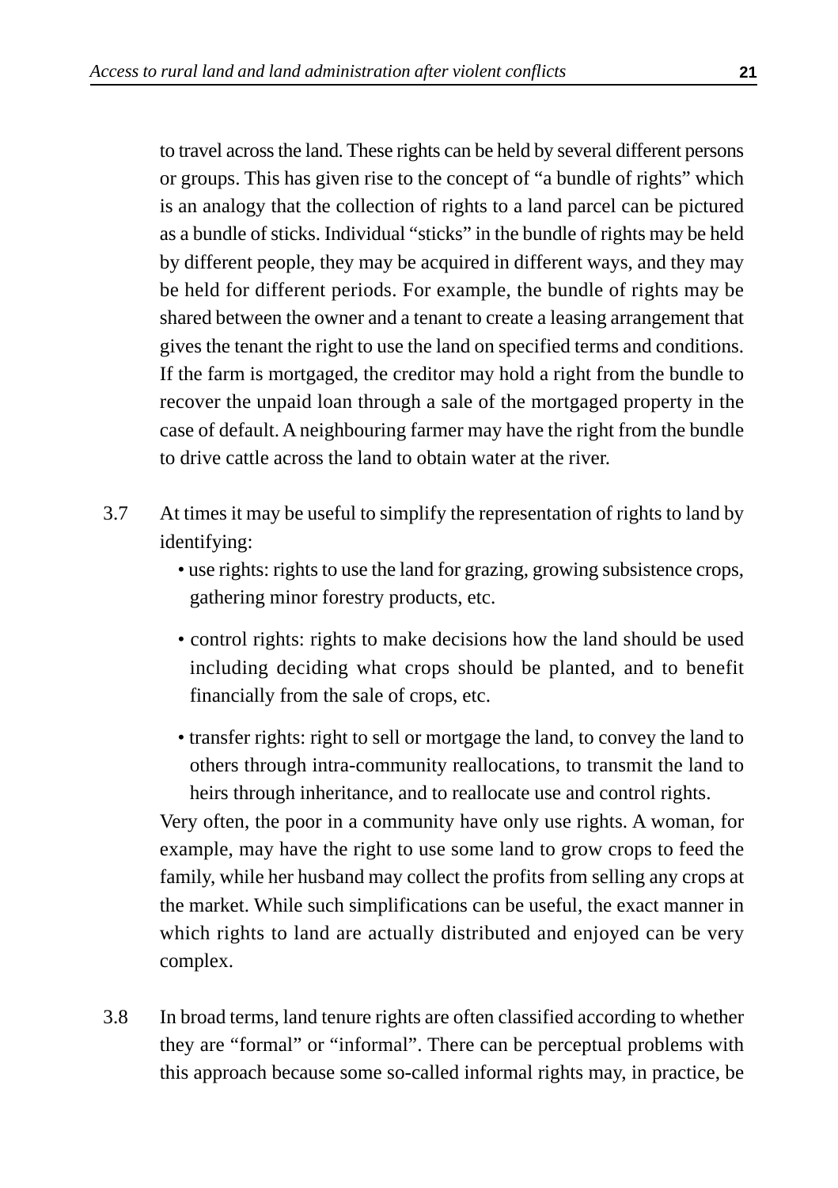to travel across the land. These rights can be held by several different persons or groups. This has given rise to the concept of "a bundle of rights" which is an analogy that the collection of rights to a land parcel can be pictured as a bundle of sticks. Individual "sticks" in the bundle of rights may be held by different people, they may be acquired in different ways, and they may be held for different periods. For example, the bundle of rights may be shared between the owner and a tenant to create a leasing arrangement that gives the tenant the right to use the land on specified terms and conditions. If the farm is mortgaged, the creditor may hold a right from the bundle to recover the unpaid loan through a sale of the mortgaged property in the case of default. A neighbouring farmer may have the right from the bundle to drive cattle across the land to obtain water at the river.

3.7 At times it may be useful to simplify the representation of rights to land by identifying:

- use rights: rights to use the land for grazing, growing subsistence crops, gathering minor forestry products, etc.
- control rights: rights to make decisions how the land should be used including deciding what crops should be planted, and to benefit financially from the sale of crops, etc.
- transfer rights: right to sell or mortgage the land, to convey the land to others through intra-community reallocations, to transmit the land to heirs through inheritance, and to reallocate use and control rights.

Very often, the poor in a community have only use rights. A woman, for example, may have the right to use some land to grow crops to feed the family, while her husband may collect the profits from selling any crops at the market. While such simplifications can be useful, the exact manner in which rights to land are actually distributed and enjoyed can be very complex.

3.8 In broad terms, land tenure rights are often classified according to whether they are "formal" or "informal". There can be perceptual problems with this approach because some so-called informal rights may, in practice, be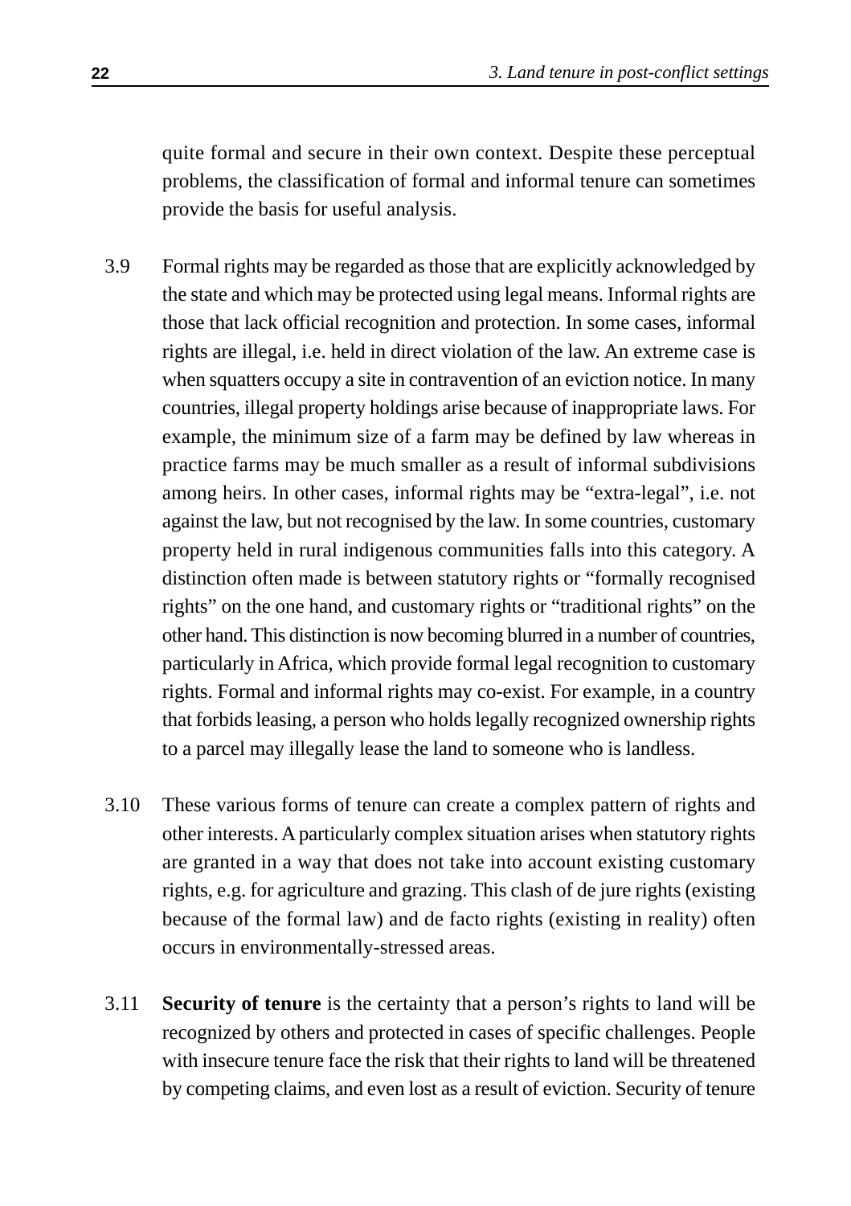quite formal and secure in their own context. Despite these perceptual problems, the classification of formal and informal tenure can sometimes provide the basis for useful analysis.

3.9 Formal rights may be regarded as those that are explicitly acknowledged by the state and which may be protected using legal means. Informal rights are those that lack official recognition and protection. In some cases, informal rights are illegal, i.e. held in direct violation of the law. An extreme case is when squatters occupy a site in contravention of an eviction notice. In many countries, illegal property holdings arise because of inappropriate laws. For example, the minimum size of a farm may be defined by law whereas in practice farms may be much smaller as a result of informal subdivisions among heirs. In other cases, informal rights may be "extra-legal", i.e. not against the law, but not recognised by the law. In some countries, customary property held in rural indigenous communities falls into this category. A distinction often made is between statutory rights or "formally recognised rights" on the one hand, and customary rights or "traditional rights" on the other hand. This distinction is now becoming blurred in a number of countries, particularly in Africa, which provide formal legal recognition to customary rights. Formal and informal rights may co-exist. For example, in a country that forbids leasing, a person who holds legally recognized ownership rights to a parcel may illegally lease the land to someone who is landless.

3.10 These various forms of tenure can create a complex pattern of rights and other interests. A particularly complex situation arises when statutory rights are granted in a way that does not take into account existing customary rights, e.g. for agriculture and grazing. This clash of de jure rights (existing because of the formal law) and de facto rights (existing in reality) often occurs in environmentally-stressed areas.

3.11 **Security of tenure** is the certainty that a person's rights to land will be recognized by others and protected in cases of specific challenges. People with insecure tenure face the risk that their rights to land will be threatened by competing claims, and even lost as a result of eviction. Security of tenure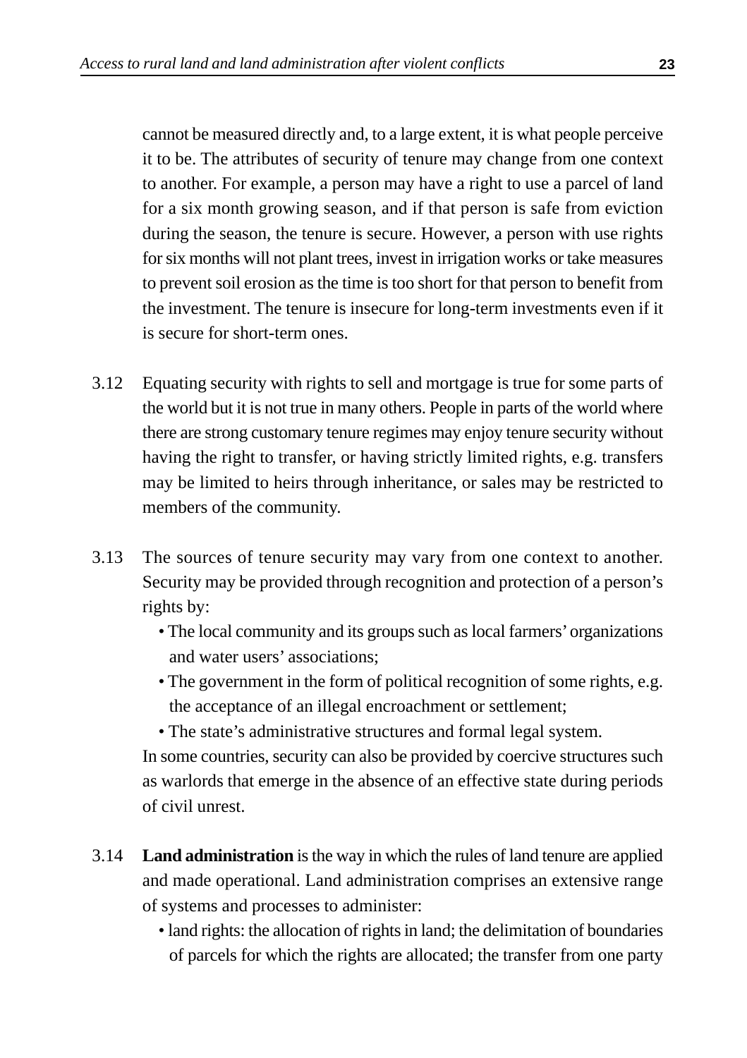cannot be measured directly and, to a large extent, it is what people perceive it to be. The attributes of security of tenure may change from one context to another. For example, a person may have a right to use a parcel of land for a six month growing season, and if that person is safe from eviction during the season, the tenure is secure. However, a person with use rights for six months will not plant trees, invest in irrigation works or take measures to prevent soil erosion as the time is too short for that person to benefit from the investment. The tenure is insecure for long-term investments even if it is secure for short-term ones.

3.12 Equating security with rights to sell and mortgage is true for some parts of the world but it is not true in many others. People in parts of the world where there are strong customary tenure regimes may enjoy tenure security without having the right to transfer, or having strictly limited rights, e.g. transfers may be limited to heirs through inheritance, or sales may be restricted to members of the community.

3.13 The sources of tenure security may vary from one context to another. Security may be provided through recognition and protection of a person's rights by:

- The local community and its groups such as local farmers' organizations and water users' associations;
- The government in the form of political recognition of some rights, e.g. the acceptance of an illegal encroachment or settlement;
- The state's administrative structures and formal legal system.

In some countries, security can also be provided by coercive structures such as warlords that emerge in the absence of an effective state during periods of civil unrest.

3.14 **Land administration** is the way in which the rules of land tenure are applied and made operational. Land administration comprises an extensive range of systems and processes to administer:

- land rights: the allocation of rights in land; the delimitation of boundaries of parcels for which the rights are allocated; the transfer from one party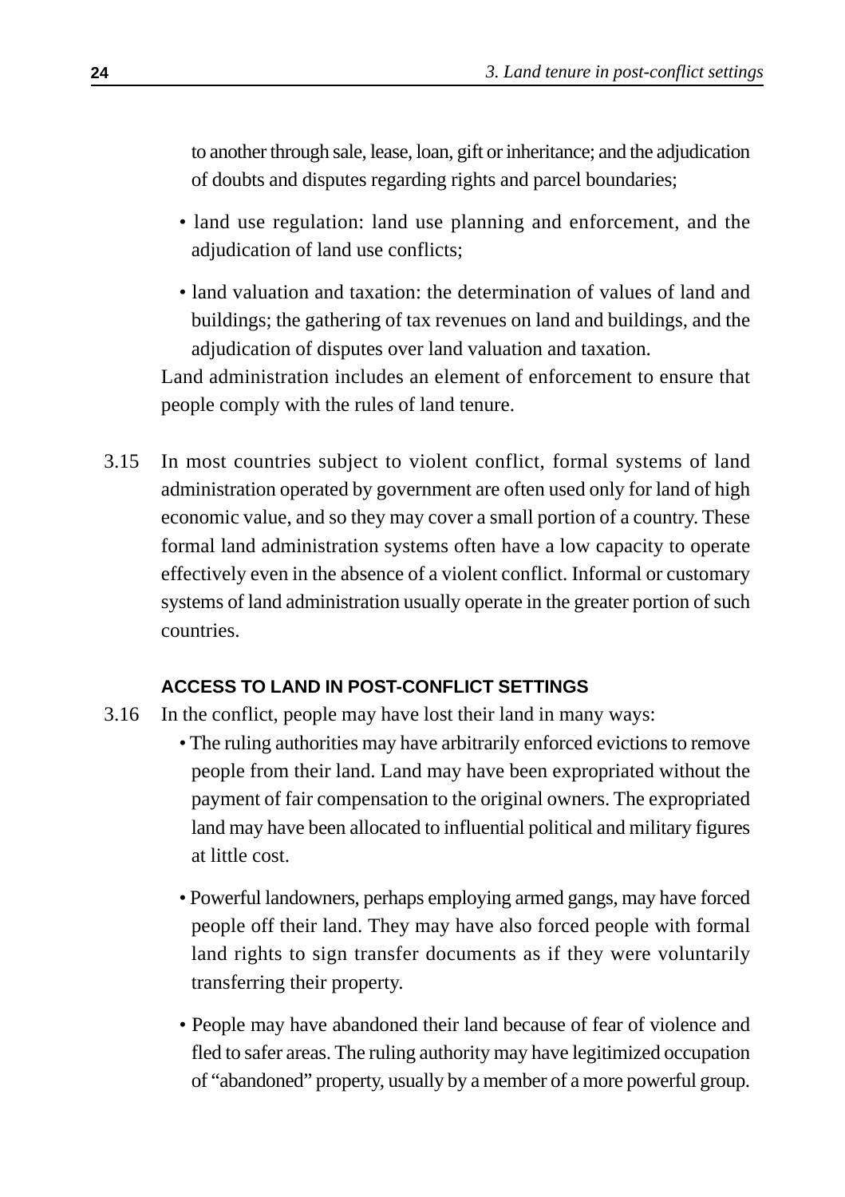to another through sale, lease, loan, gift or inheritance; and the adjudication of doubts and disputes regarding rights and parcel boundaries;

- land use regulation: land use planning and enforcement, and the adjudication of land use conflicts;
- land valuation and taxation: the determination of values of land and buildings; the gathering of tax revenues on land and buildings, and the adjudication of disputes over land valuation and taxation.

Land administration includes an element of enforcement to ensure that people comply with the rules of land tenure.

3.15 In most countries subject to violent conflict, formal systems of land administration operated by government are often used only for land of high economic value, and so they may cover a small portion of a country. These formal land administration systems often have a low capacity to operate effectively even in the absence of a violent conflict. Informal or customary systems of land administration usually operate in the greater portion of such countries.

### ACCESS TO LAND IN POST-CONFLICT SETTINGS

3.16 In the conflict, people may have lost their land in many ways:

- The ruling authorities may have arbitrarily enforced evictions to remove people from their land. Land may have been expropriated without the payment of fair compensation to the original owners. The expropriated land may have been allocated to influential political and military figures at little cost.
- Powerful landowners, perhaps employing armed gangs, may have forced people off their land. They may have also forced people with formal land rights to sign transfer documents as if they were voluntarily transferring their property.
- People may have abandoned their land because of fear of violence and fled to safer areas. The ruling authority may have legitimized occupation of "abandoned" property, usually by a member of a more powerful group.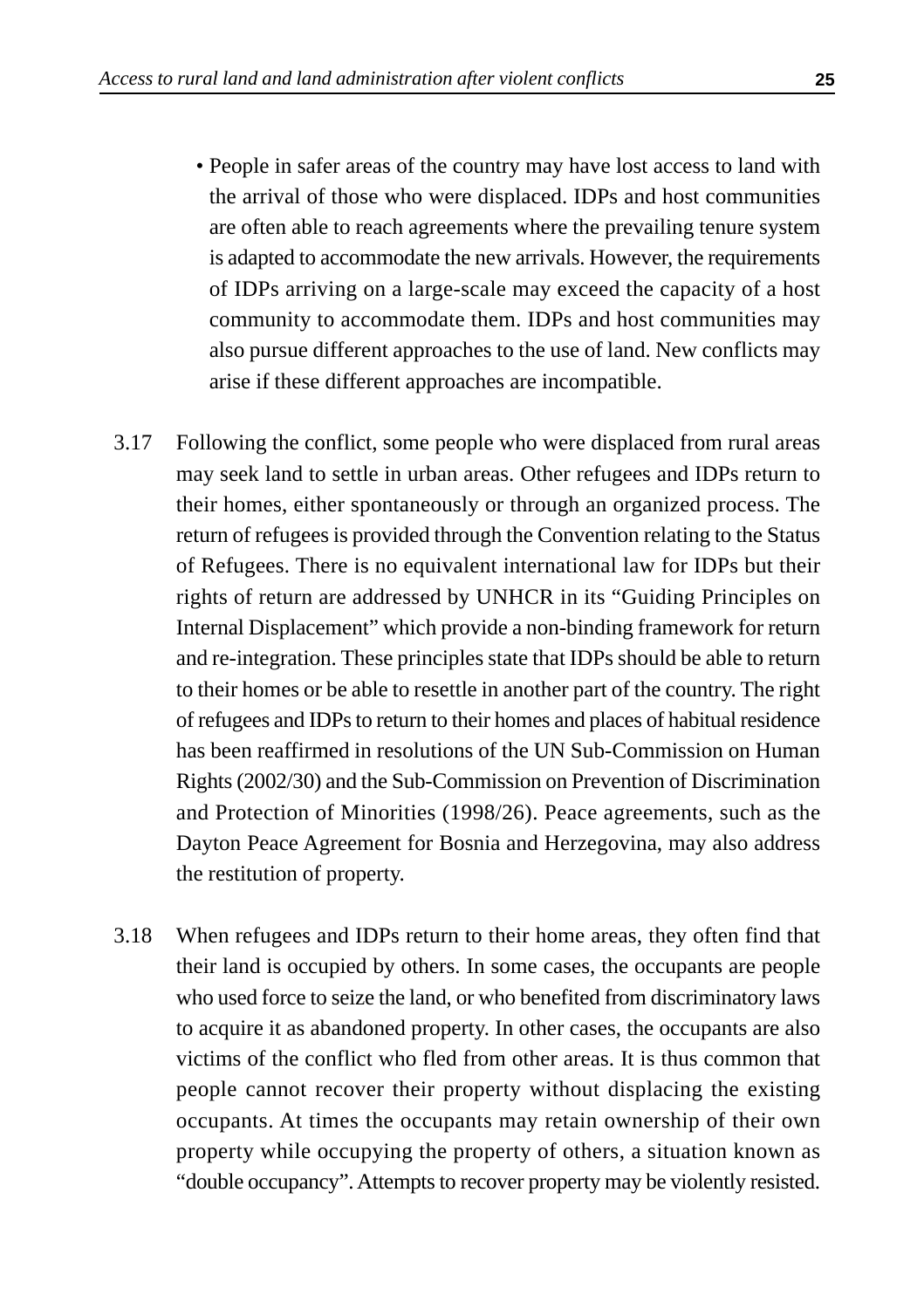- People in safer areas of the country may have lost access to land with the arrival of those who were displaced. IDPs and host communities are often able to reach agreements where the prevailing tenure system is adapted to accommodate the new arrivals. However, the requirements of IDPs arriving on a large-scale may exceed the capacity of a host community to accommodate them. IDPs and host communities may also pursue different approaches to the use of land. New conflicts may arise if these different approaches are incompatible.

3.17 Following the conflict, some people who were displaced from rural areas may seek land to settle in urban areas. Other refugees and IDPs return to their homes, either spontaneously or through an organized process. The return of refugees is provided through the Convention relating to the Status of Refugees. There is no equivalent international law for IDPs but their rights of return are addressed by UNHCR in its "Guiding Principles on Internal Displacement" which provide a non-binding framework for return and re-integration. These principles state that IDPs should be able to return to their homes or be able to resettle in another part of the country. The right of refugees and IDPs to return to their homes and places of habitual residence has been reaffirmed in resolutions of the UN Sub-Commission on Human Rights (2002/30) and the Sub-Commission on Prevention of Discrimination and Protection of Minorities (1998/26). Peace agreements, such as the Dayton Peace Agreement for Bosnia and Herzegovina, may also address the restitution of property.

3.18 When refugees and IDPs return to their home areas, they often find that their land is occupied by others. In some cases, the occupants are people who used force to seize the land, or who benefited from discriminatory laws to acquire it as abandoned property. In other cases, the occupants are also victims of the conflict who fled from other areas. It is thus common that people cannot recover their property without displacing the existing occupants. At times the occupants may retain ownership of their own property while occupying the property of others, a situation known as "double occupancy". Attempts to recover property may be violently resisted.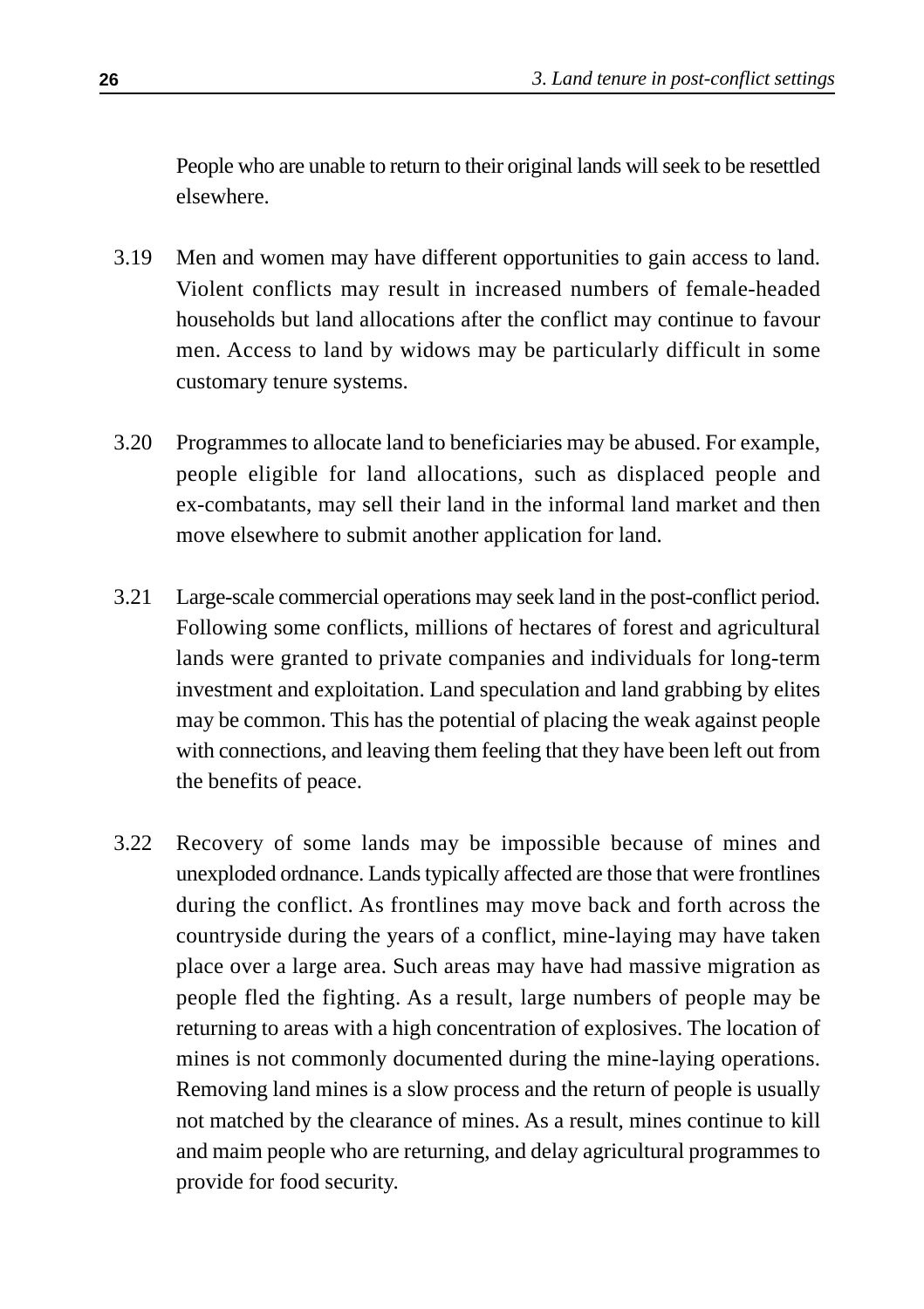People who are unable to return to their original lands will seek to be resettled elsewhere.

3.19 Men and women may have different opportunities to gain access to land. Violent conflicts may result in increased numbers of female-headed households but land allocations after the conflict may continue to favour men. Access to land by widows may be particularly difficult in some customary tenure systems.

3.20 Programmes to allocate land to beneficiaries may be abused. For example, people eligible for land allocations, such as displaced people and ex-combatants, may sell their land in the informal land market and then move elsewhere to submit another application for land.

3.21 Large-scale commercial operations may seek land in the post-conflict period. Following some conflicts, millions of hectares of forest and agricultural lands were granted to private companies and individuals for long-term investment and exploitation. Land speculation and land grabbing by elites may be common. This has the potential of placing the weak against people with connections, and leaving them feeling that they have been left out from the benefits of peace.

3.22 Recovery of some lands may be impossible because of mines and unexploded ordnance. Lands typically affected are those that were frontlines during the conflict. As frontlines may move back and forth across the countryside during the years of a conflict, mine-laying may have taken place over a large area. Such areas may have had massive migration as people fled the fighting. As a result, large numbers of people may be returning to areas with a high concentration of explosives. The location of mines is not commonly documented during the mine-laying operations. Removing land mines is a slow process and the return of people is usually not matched by the clearance of mines. As a result, mines continue to kill and maim people who are returning, and delay agricultural programmes to provide for food security.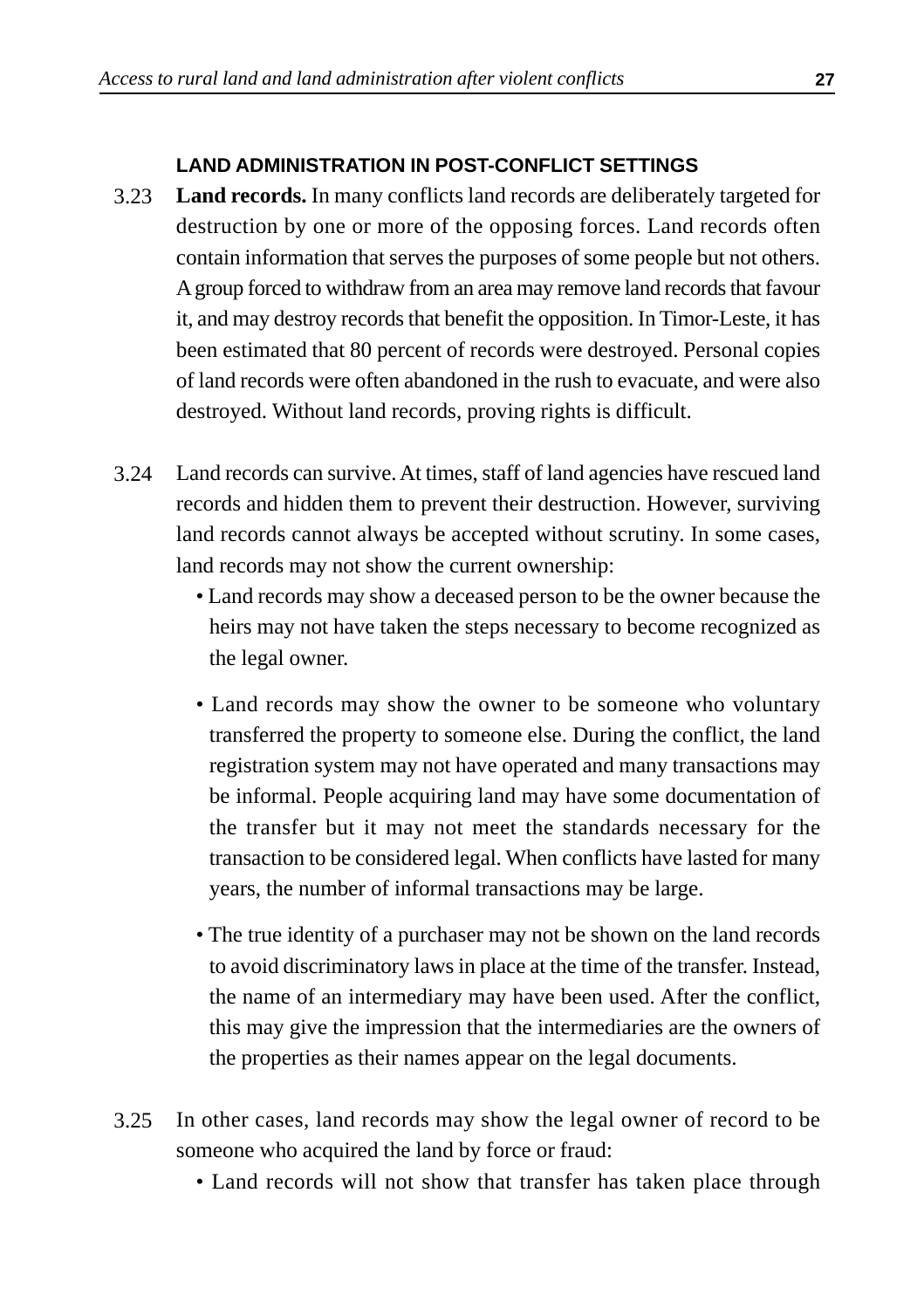### LAND ADMINISTRATION IN POST-CONFLICT SETTINGS

3.23 **Land records.** In many conflicts land records are deliberately targeted for destruction by one or more of the opposing forces. Land records often contain information that serves the purposes of some people but not others. A group forced to withdraw from an area may remove land records that favour it, and may destroy records that benefit the opposition. In Timor-Leste, it has been estimated that 80 percent of records were destroyed. Personal copies of land records were often abandoned in the rush to evacuate, and were also destroyed. Without land records, proving rights is difficult.

3.24 Land records can survive. At times, staff of land agencies have rescued land records and hidden them to prevent their destruction. However, surviving land records cannot always be accepted without scrutiny. In some cases, land records may not show the current ownership:

- Land records may show a deceased person to be the owner because the heirs may not have taken the steps necessary to become recognized as the legal owner.
- Land records may show the owner to be someone who voluntary transferred the property to someone else. During the conflict, the land registration system may not have operated and many transactions may be informal. People acquiring land may have some documentation of the transfer but it may not meet the standards necessary for the transaction to be considered legal. When conflicts have lasted for many years, the number of informal transactions may be large.
- The true identity of a purchaser may not be shown on the land records to avoid discriminatory laws in place at the time of the transfer. Instead, the name of an intermediary may have been used. After the conflict, this may give the impression that the intermediaries are the owners of the properties as their names appear on the legal documents.

3.25 In other cases, land records may show the legal owner of record to be someone who acquired the land by force or fraud:

- Land records will not show that transfer has taken place through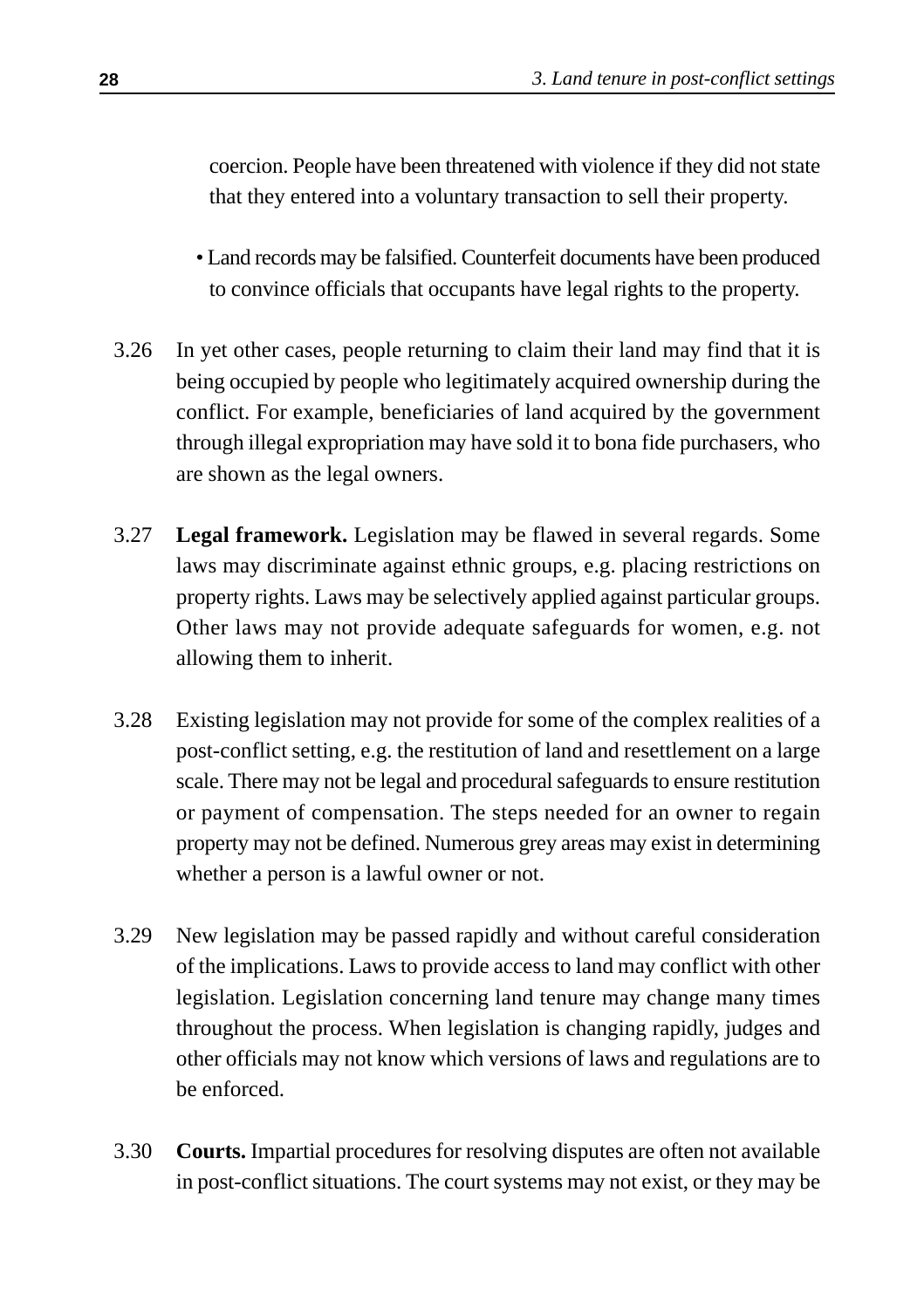coercion. People have been threatened with violence if they did not state that they entered into a voluntary transaction to sell their property.

- Land records may be falsified. Counterfeit documents have been produced to convince officials that occupants have legal rights to the property.

3.26 In yet other cases, people returning to claim their land may find that it is being occupied by people who legitimately acquired ownership during the conflict. For example, beneficiaries of land acquired by the government through illegal expropriation may have sold it to bona fide purchasers, who are shown as the legal owners.

3.27 **Legal framework.** Legislation may be flawed in several regards. Some laws may discriminate against ethnic groups, e.g. placing restrictions on property rights. Laws may be selectively applied against particular groups. Other laws may not provide adequate safeguards for women, e.g. not allowing them to inherit.

3.28 Existing legislation may not provide for some of the complex realities of a post-conflict setting, e.g. the restitution of land and resettlement on a large scale. There may not be legal and procedural safeguards to ensure restitution or payment of compensation. The steps needed for an owner to regain property may not be defined. Numerous grey areas may exist in determining whether a person is a lawful owner or not.

3.29 New legislation may be passed rapidly and without careful consideration of the implications. Laws to provide access to land may conflict with other legislation. Legislation concerning land tenure may change many times throughout the process. When legislation is changing rapidly, judges and other officials may not know which versions of laws and regulations are to be enforced.

3.30 **Courts.** Impartial procedures for resolving disputes are often not available in post-conflict situations. The court systems may not exist, or they may be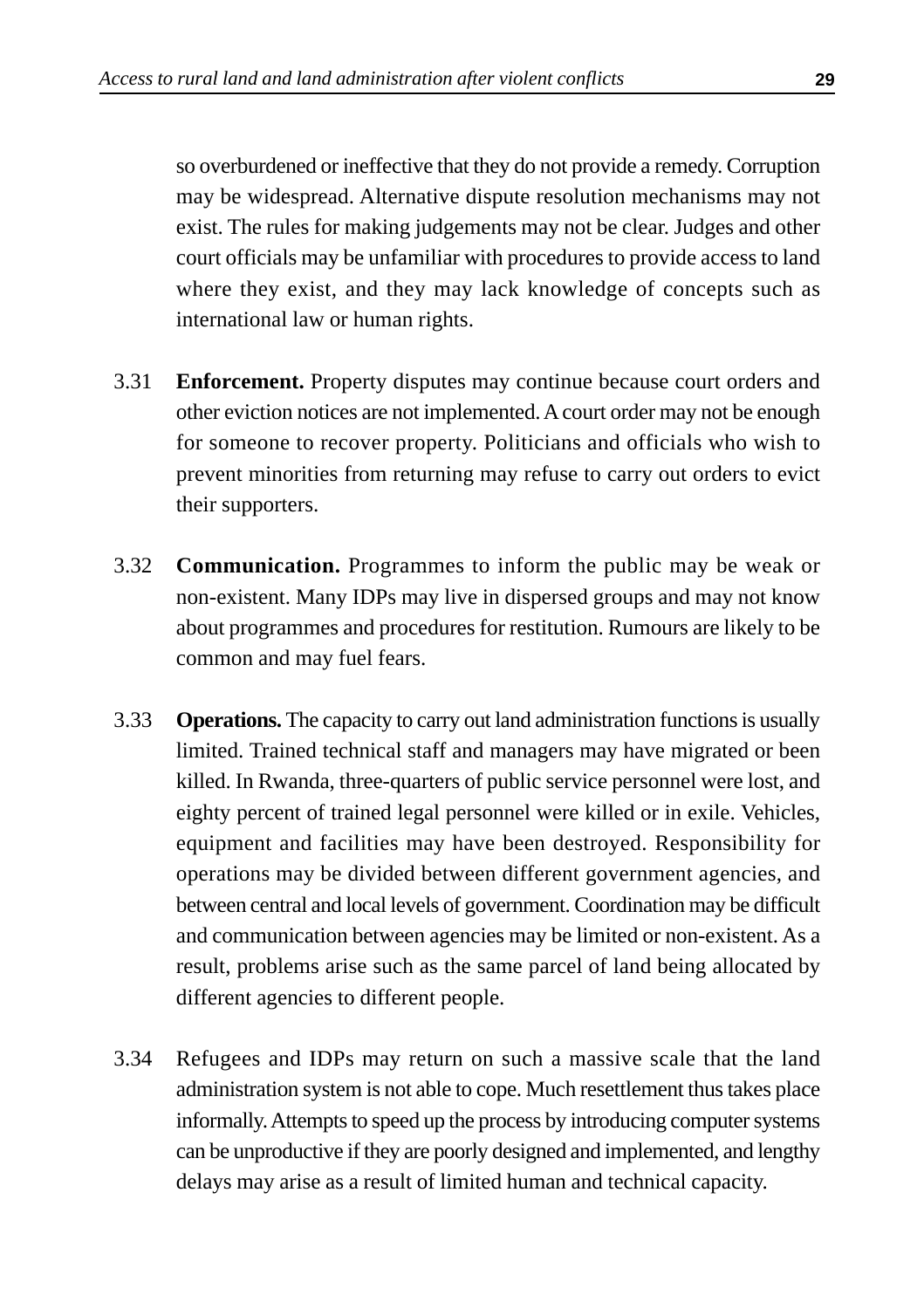so overburdened or ineffective that they do not provide a remedy. Corruption may be widespread. Alternative dispute resolution mechanisms may not exist. The rules for making judgements may not be clear. Judges and other court officials may be unfamiliar with procedures to provide access to land where they exist, and they may lack knowledge of concepts such as international law or human rights.

3.31 **Enforcement.** Property disputes may continue because court orders and other eviction notices are not implemented. A court order may not be enough for someone to recover property. Politicians and officials who wish to prevent minorities from returning may refuse to carry out orders to evict their supporters.

3.32 **Communication.** Programmes to inform the public may be weak or non-existent. Many IDPs may live in dispersed groups and may not know about programmes and procedures for restitution. Rumours are likely to be common and may fuel fears.

3.33 **Operations.** The capacity to carry out land administration functions is usually limited. Trained technical staff and managers may have migrated or been killed. In Rwanda, three-quarters of public service personnel were lost, and eighty percent of trained legal personnel were killed or in exile. Vehicles, equipment and facilities may have been destroyed. Responsibility for operations may be divided between different government agencies, and between central and local levels of government. Coordination may be difficult and communication between agencies may be limited or non-existent. As a result, problems arise such as the same parcel of land being allocated by different agencies to different people.

3.34 Refugees and IDPs may return on such a massive scale that the land administration system is not able to cope. Much resettlement thus takes place informally. Attempts to speed up the process by introducing computer systems can be unproductive if they are poorly designed and implemented, and lengthy delays may arise as a result of limited human and technical capacity.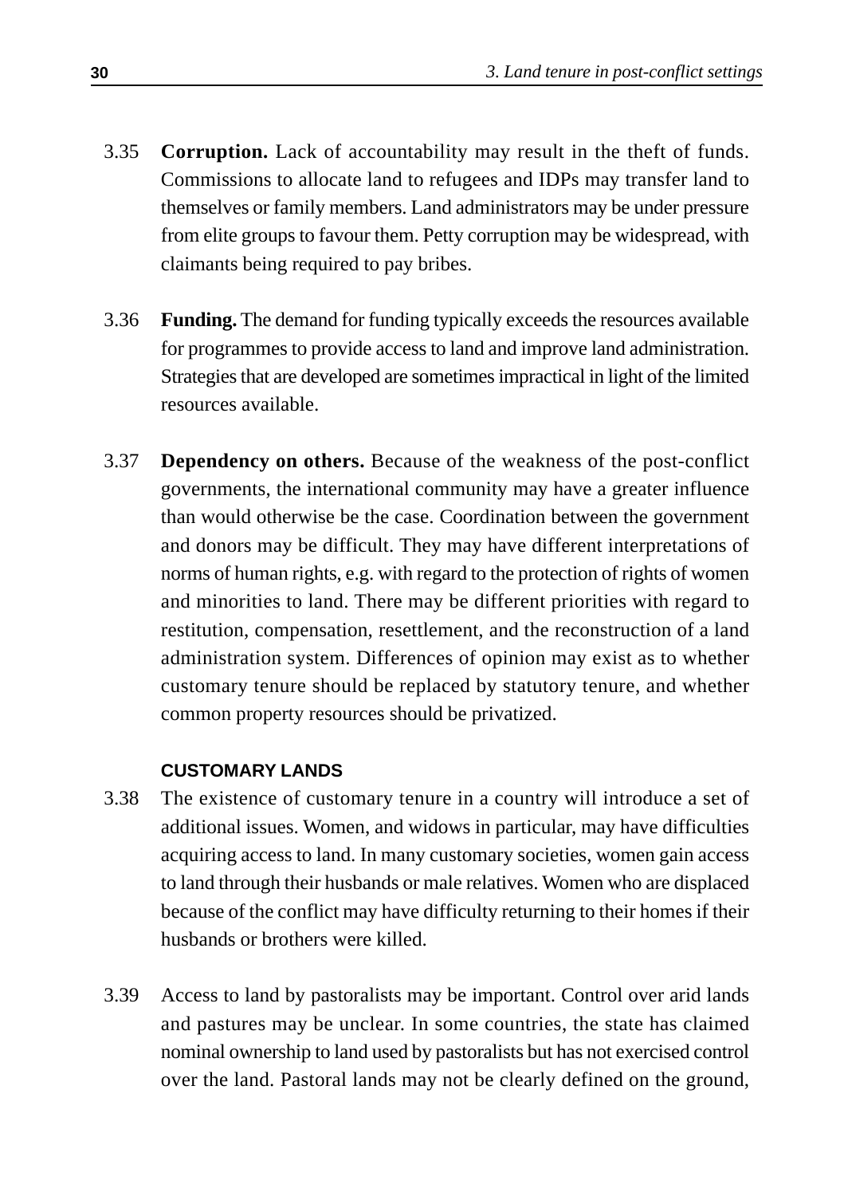3.35 **Corruption.** Lack of accountability may result in the theft of funds. Commissions to allocate land to refugees and IDPs may transfer land to themselves or family members. Land administrators may be under pressure from elite groups to favour them. Petty corruption may be widespread, with claimants being required to pay bribes.

3.36 **Funding.** The demand for funding typically exceeds the resources available for programmes to provide access to land and improve land administration. Strategies that are developed are sometimes impractical in light of the limited resources available.

3.37 **Dependency on others.** Because of the weakness of the post-conflict governments, the international community may have a greater influence than would otherwise be the case. Coordination between the government and donors may be difficult. They may have different interpretations of norms of human rights, e.g. with regard to the protection of rights of women and minorities to land. There may be different priorities with regard to restitution, compensation, resettlement, and the reconstruction of a land administration system. Differences of opinion may exist as to whether customary tenure should be replaced by statutory tenure, and whether common property resources should be privatized.

### CUSTOMARY LANDS

3.38 The existence of customary tenure in a country will introduce a set of additional issues. Women, and widows in particular, may have difficulties acquiring access to land. In many customary societies, women gain access to land through their husbands or male relatives. Women who are displaced because of the conflict may have difficulty returning to their homes if their husbands or brothers were killed.

3.39 Access to land by pastoralists may be important. Control over arid lands and pastures may be unclear. In some countries, the state has claimed nominal ownership to land used by pastoralists but has not exercised control over the land. Pastoral lands may not be clearly defined on the ground,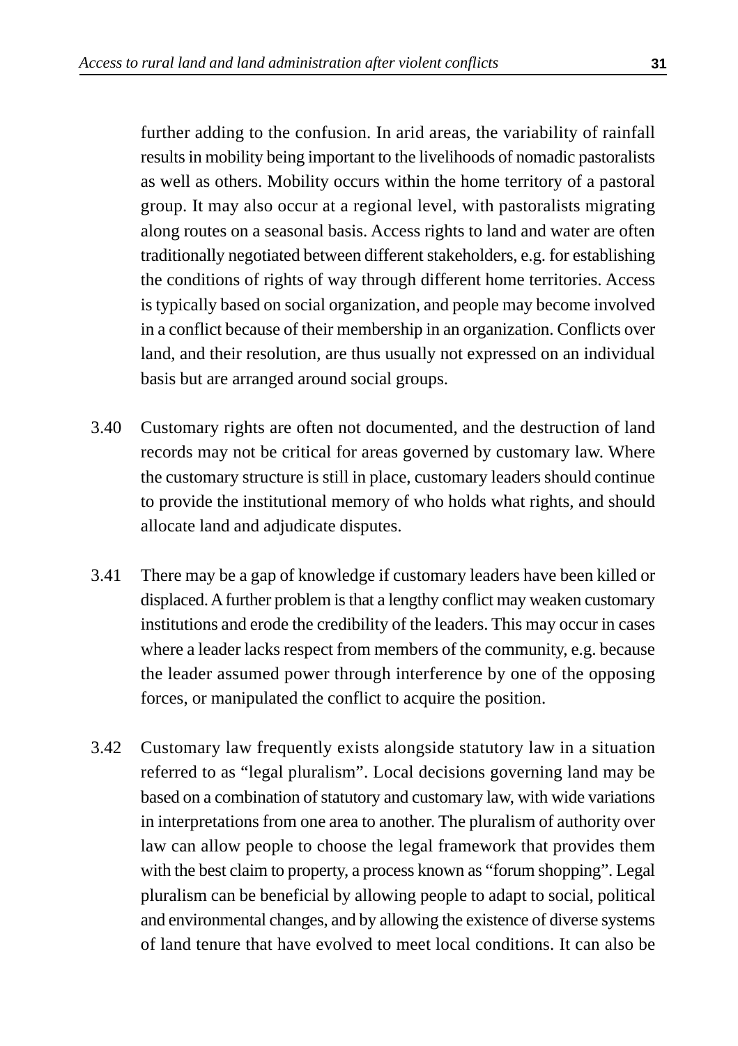further adding to the confusion. In arid areas, the variability of rainfall results in mobility being important to the livelihoods of nomadic pastoralists as well as others. Mobility occurs within the home territory of a pastoral group. It may also occur at a regional level, with pastoralists migrating along routes on a seasonal basis. Access rights to land and water are often traditionally negotiated between different stakeholders, e.g. for establishing the conditions of rights of way through different home territories. Access is typically based on social organization, and people may become involved in a conflict because of their membership in an organization. Conflicts over land, and their resolution, are thus usually not expressed on an individual basis but are arranged around social groups.

3.40 Customary rights are often not documented, and the destruction of land records may not be critical for areas governed by customary law. Where the customary structure is still in place, customary leaders should continue to provide the institutional memory of who holds what rights, and should allocate land and adjudicate disputes.

3.41 There may be a gap of knowledge if customary leaders have been killed or displaced. A further problem is that a lengthy conflict may weaken customary institutions and erode the credibility of the leaders. This may occur in cases where a leader lacks respect from members of the community, e.g. because the leader assumed power through interference by one of the opposing forces, or manipulated the conflict to acquire the position.

3.42 Customary law frequently exists alongside statutory law in a situation referred to as "legal pluralism". Local decisions governing land may be based on a combination of statutory and customary law, with wide variations in interpretations from one area to another. The pluralism of authority over law can allow people to choose the legal framework that provides them with the best claim to property, a process known as "forum shopping". Legal pluralism can be beneficial by allowing people to adapt to social, political and environmental changes, and by allowing the existence of diverse systems of land tenure that have evolved to meet local conditions. It can also be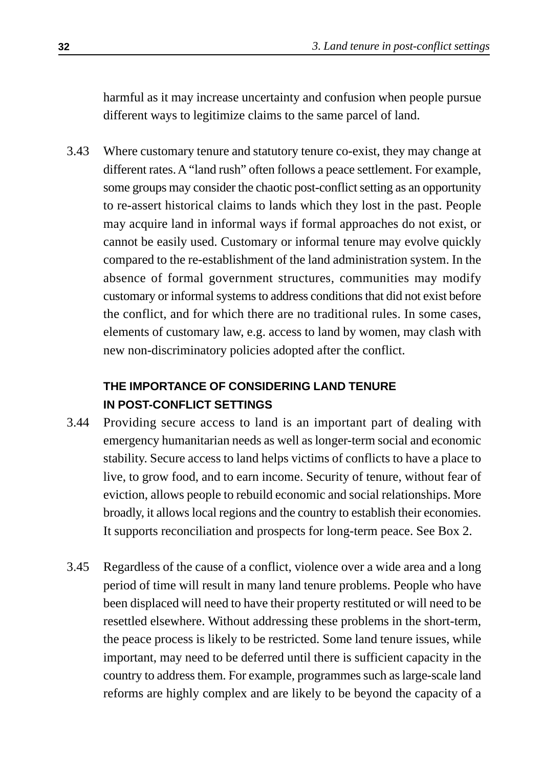harmful as it may increase uncertainty and confusion when people pursue different ways to legitimize claims to the same parcel of land.

3.43 Where customary tenure and statutory tenure co-exist, they may change at different rates. A "land rush" often follows a peace settlement. For example, some groups may consider the chaotic post-conflict setting as an opportunity to re-assert historical claims to lands which they lost in the past. People may acquire land in informal ways if formal approaches do not exist, or cannot be easily used. Customary or informal tenure may evolve quickly compared to the re-establishment of the land administration system. In the absence of formal government structures, communities may modify customary or informal systems to address conditions that did not exist before the conflict, and for which there are no traditional rules. In some cases, elements of customary law, e.g. access to land by women, may clash with new non-discriminatory policies adopted after the conflict.

## THE IMPORTANCE OF CONSIDERING LAND TENURE IN POST-CONFLICT SETTINGS

3.44 Providing secure access to land is an important part of dealing with emergency humanitarian needs as well as longer-term social and economic stability. Secure access to land helps victims of conflicts to have a place to live, to grow food, and to earn income. Security of tenure, without fear of eviction, allows people to rebuild economic and social relationships. More broadly, it allows local regions and the country to establish their economies. It supports reconciliation and prospects for long-term peace. See Box 2.

3.45 Regardless of the cause of a conflict, violence over a wide area and a long period of time will result in many land tenure problems. People who have been displaced will need to have their property restituted or will need to be resettled elsewhere. Without addressing these problems in the short-term, the peace process is likely to be restricted. Some land tenure issues, while important, may need to be deferred until there is sufficient capacity in the country to address them. For example, programmes such as large-scale land reforms are highly complex and are likely to be beyond the capacity of a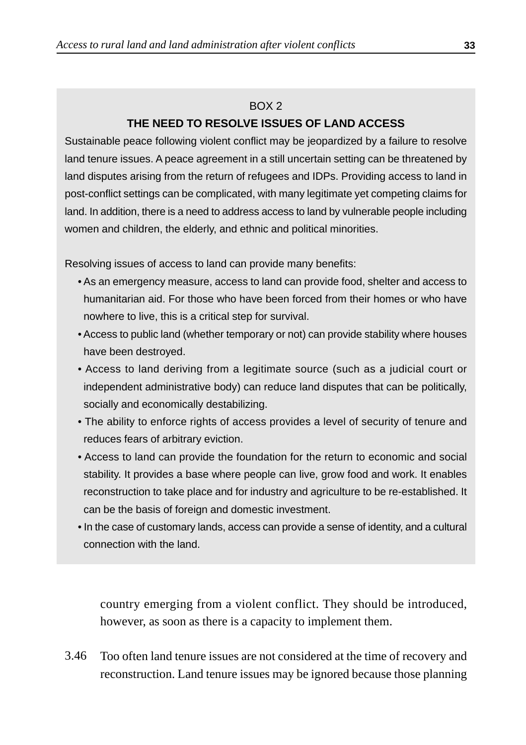BOX 2

**THE NEED TO RESOLVE ISSUES OF LAND ACCESS**

Sustainable peace following violent conflict may be jeopardized by a failure to resolve land tenure issues. A peace agreement in a still uncertain setting can be threatened by land disputes arising from the return of refugees and IDPs. Providing access to land in post-conflict settings can be complicated, with many legitimate yet competing claims for land. In addition, there is a need to address access to land by vulnerable people including women and children, the elderly, and ethnic and political minorities.

Resolving issues of access to land can provide many benefits:

- As an emergency measure, access to land can provide food, shelter and access to humanitarian aid. For those who have been forced from their homes or who have nowhere to live, this is a critical step for survival.
- Access to public land (whether temporary or not) can provide stability where houses have been destroyed.
- Access to land deriving from a legitimate source (such as a judicial court or independent administrative body) can reduce land disputes that can be politically, socially and economically destabilizing.
- The ability to enforce rights of access provides a level of security of tenure and reduces fears of arbitrary eviction.
- Access to land can provide the foundation for the return to economic and social stability. It provides a base where people can live, grow food and work. It enables reconstruction to take place and for industry and agriculture to be re-established. It can be the basis of foreign and domestic investment.
- In the case of customary lands, access can provide a sense of identity, and a cultural connection with the land.

country emerging from a violent conflict. They should be introduced, however, as soon as there is a capacity to implement them.

3.46 Too often land tenure issues are not considered at the time of recovery and reconstruction. Land tenure issues may be ignored because those planning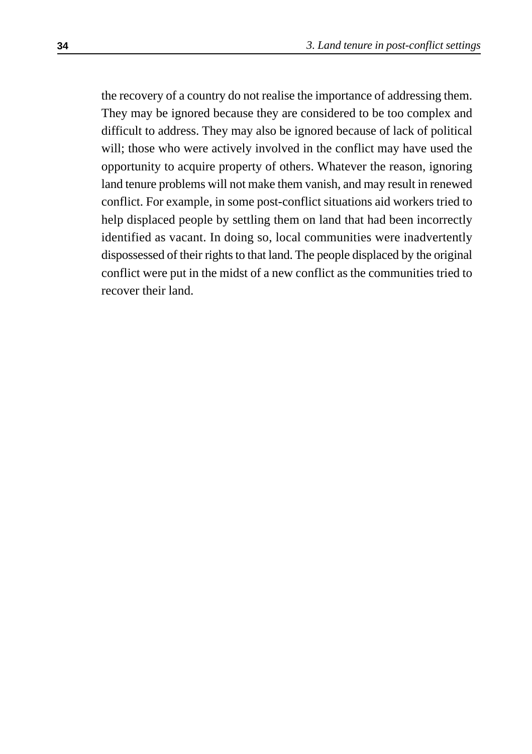the recovery of a country do not realise the importance of addressing them. They may be ignored because they are considered to be too complex and difficult to address. They may also be ignored because of lack of political will; those who were actively involved in the conflict may have used the opportunity to acquire property of others. Whatever the reason, ignoring land tenure problems will not make them vanish, and may result in renewed conflict. For example, in some post-conflict situations aid workers tried to help displaced people by settling them on land that had been incorrectly identified as vacant. In doing so, local communities were inadvertently dispossessed of their rights to that land. The people displaced by the original conflict were put in the midst of a new conflict as the communities tried to recover their land.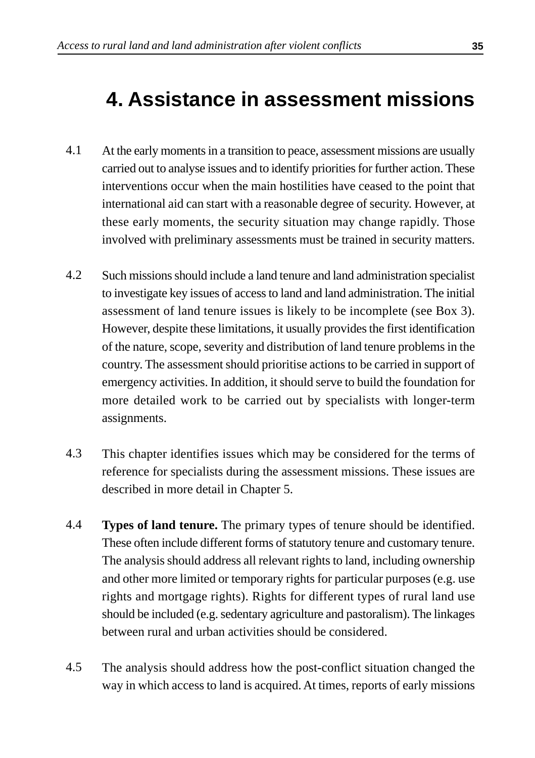# 4. Assistance in assessment missions

4.1 At the early moments in a transition to peace, assessment missions are usually carried out to analyse issues and to identify priorities for further action. These interventions occur when the main hostilities have ceased to the point that international aid can start with a reasonable degree of security. However, at these early moments, the security situation may change rapidly. Those involved with preliminary assessments must be trained in security matters.

4.2 Such missions should include a land tenure and land administration specialist to investigate key issues of access to land and land administration. The initial assessment of land tenure issues is likely to be incomplete (see Box 3). However, despite these limitations, it usually provides the first identification of the nature, scope, severity and distribution of land tenure problems in the country. The assessment should prioritise actions to be carried in support of emergency activities. In addition, it should serve to build the foundation for more detailed work to be carried out by specialists with longer-term assignments.

4.3 This chapter identifies issues which may be considered for the terms of reference for specialists during the assessment missions. These issues are described in more detail in Chapter 5.

4.4 **Types of land tenure.** The primary types of tenure should be identified. These often include different forms of statutory tenure and customary tenure. The analysis should address all relevant rights to land, including ownership and other more limited or temporary rights for particular purposes (e.g. use rights and mortgage rights). Rights for different types of rural land use should be included (e.g. sedentary agriculture and pastoralism). The linkages between rural and urban activities should be considered.

4.5 The analysis should address how the post-conflict situation changed the way in which access to land is acquired. At times, reports of early missions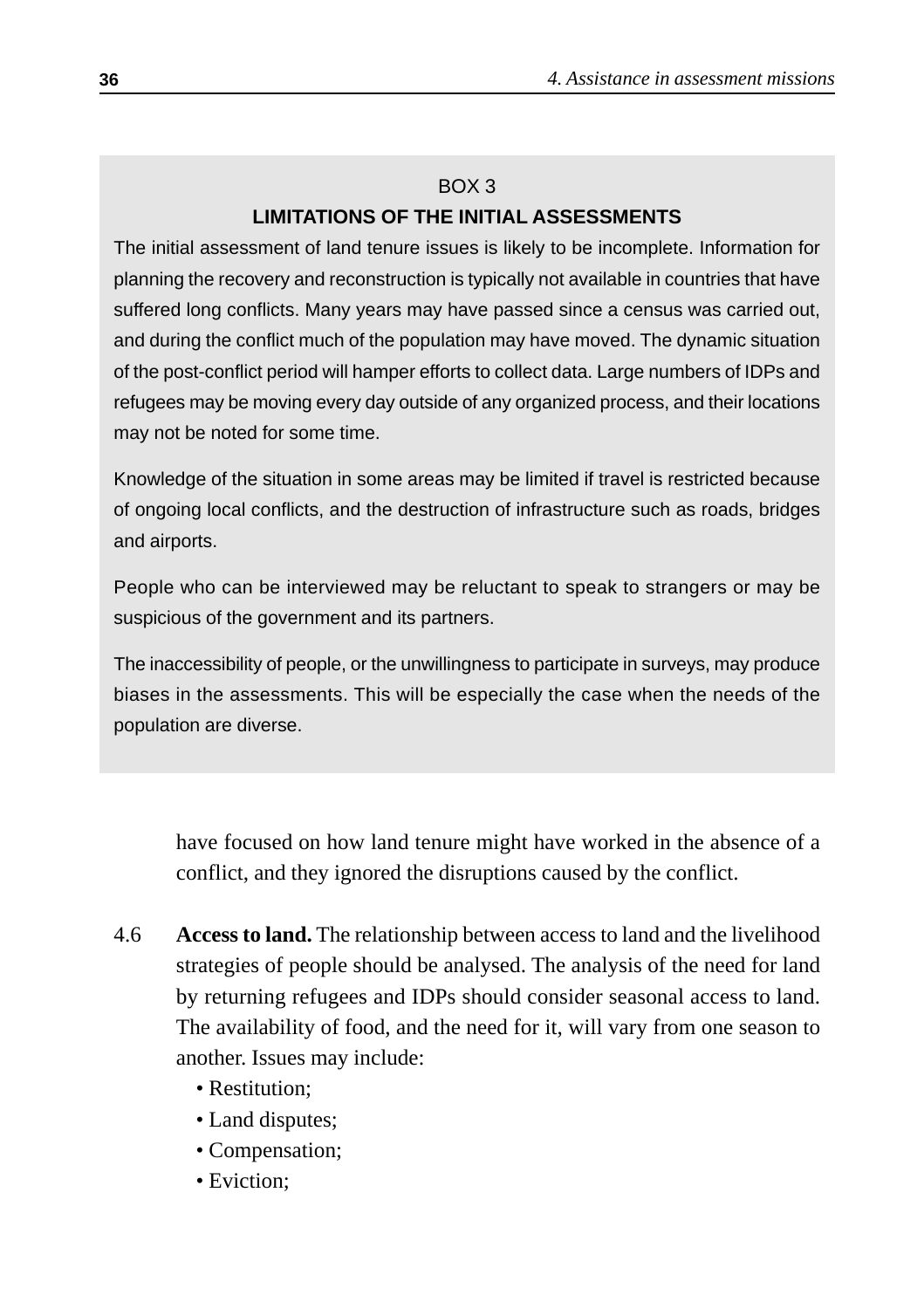BOX 3

**LIMITATIONS OF THE INITIAL ASSESSMENTS**

The initial assessment of land tenure issues is likely to be incomplete. Information for planning the recovery and reconstruction is typically not available in countries that have suffered long conflicts. Many years may have passed since a census was carried out, and during the conflict much of the population may have moved. The dynamic situation of the post-conflict period will hamper efforts to collect data. Large numbers of IDPs and refugees may be moving every day outside of any organized process, and their locations may not be noted for some time.

Knowledge of the situation in some areas may be limited if travel is restricted because of ongoing local conflicts, and the destruction of infrastructure such as roads, bridges and airports.

People who can be interviewed may be reluctant to speak to strangers or may be suspicious of the government and its partners.

The inaccessibility of people, or the unwillingness to participate in surveys, may produce biases in the assessments. This will be especially the case when the needs of the population are diverse.

have focused on how land tenure might have worked in the absence of a conflict, and they ignored the disruptions caused by the conflict.

4.6 **Access to land.** The relationship between access to land and the livelihood strategies of people should be analysed. The analysis of the need for land by returning refugees and IDPs should consider seasonal access to land. The availability of food, and the need for it, will vary from one season to another. Issues may include:

- Restitution;
- Land disputes;
- Compensation;
- Eviction;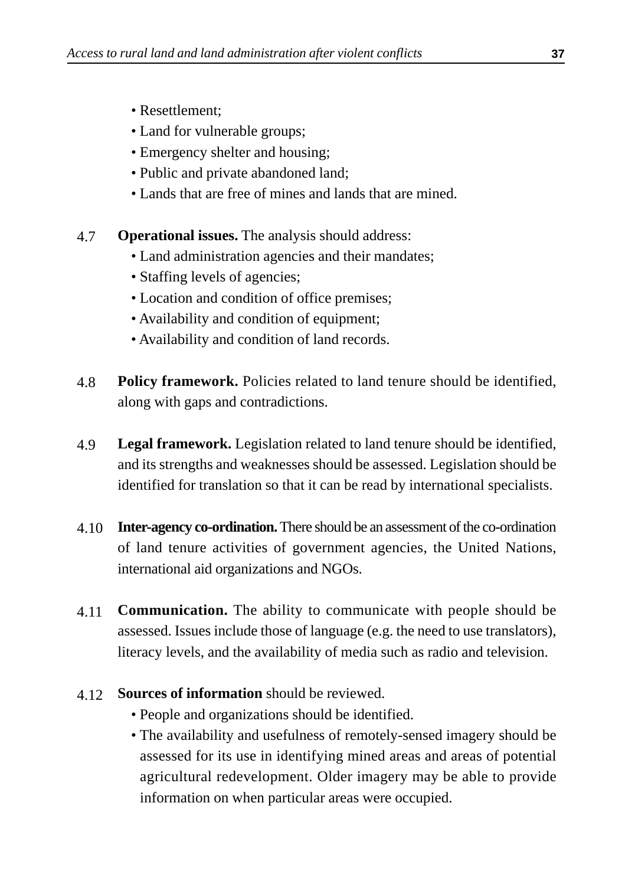- Resettlement;
- Land for vulnerable groups;
- Emergency shelter and housing;
- Public and private abandoned land;
- Lands that are free of mines and lands that are mined.

4.7 **Operational issues.** The analysis should address:

- Land administration agencies and their mandates;
- Staffing levels of agencies;
- Location and condition of office premises;
- Availability and condition of equipment;
- Availability and condition of land records.

4.8 **Policy framework.** Policies related to land tenure should be identified, along with gaps and contradictions.

4.9 **Legal framework.** Legislation related to land tenure should be identified, and its strengths and weaknesses should be assessed. Legislation should be identified for translation so that it can be read by international specialists.

4.10 **Inter-agency co-ordination.** There should be an assessment of the co-ordination of land tenure activities of government agencies, the United Nations, international aid organizations and NGOs.

4.11 **Communication.** The ability to communicate with people should be assessed. Issues include those of language (e.g. the need to use translators), literacy levels, and the availability of media such as radio and television.

4.12 **Sources of information** should be reviewed.

- People and organizations should be identified.
- The availability and usefulness of remotely-sensed imagery should be assessed for its use in identifying mined areas and areas of potential agricultural redevelopment. Older imagery may be able to provide information on when particular areas were occupied.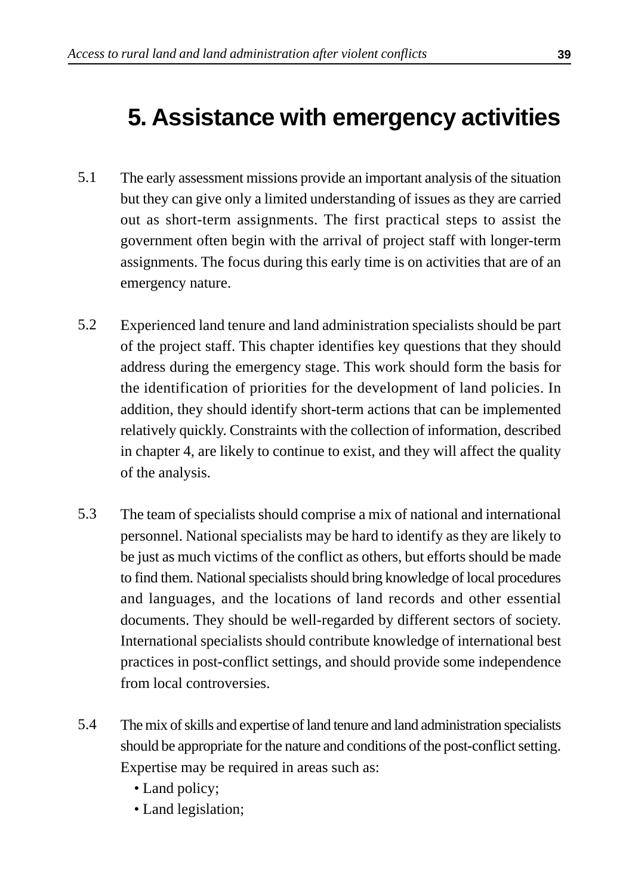# 5. Assistance with emergency activities

5.1 The early assessment missions provide an important analysis of the situation but they can give only a limited understanding of issues as they are carried out as short-term assignments. The first practical steps to assist the government often begin with the arrival of project staff with longer-term assignments. The focus during this early time is on activities that are of an emergency nature.

5.2 Experienced land tenure and land administration specialists should be part of the project staff. This chapter identifies key questions that they should address during the emergency stage. This work should form the basis for the identification of priorities for the development of land policies. In addition, they should identify short-term actions that can be implemented relatively quickly. Constraints with the collection of information, described in chapter 4, are likely to continue to exist, and they will affect the quality of the analysis.

5.3 The team of specialists should comprise a mix of national and international personnel. National specialists may be hard to identify as they are likely to be just as much victims of the conflict as others, but efforts should be made to find them. National specialists should bring knowledge of local procedures and languages, and the locations of land records and other essential documents. They should be well-regarded by different sectors of society. International specialists should contribute knowledge of international best practices in post-conflict settings, and should provide some independence from local controversies.

5.4 The mix of skills and expertise of land tenure and land administration specialists should be appropriate for the nature and conditions of the post-conflict setting. Expertise may be required in areas such as:

- Land policy;
- Land legislation;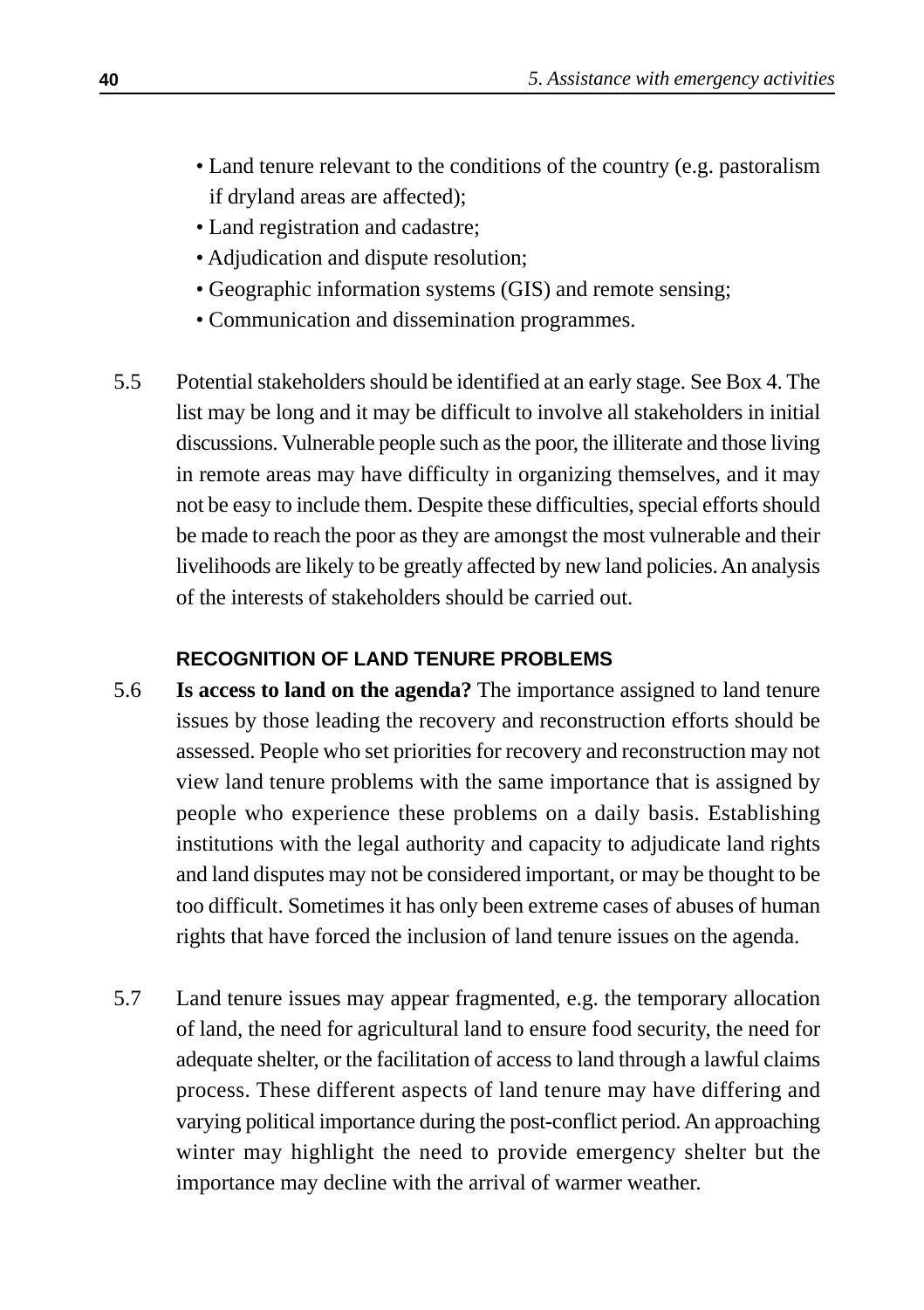- Land tenure relevant to the conditions of the country (e.g. pastoralism if dryland areas are affected);
- Land registration and cadastre;
- Adjudication and dispute resolution;
- Geographic information systems (GIS) and remote sensing;
- Communication and dissemination programmes.

5.5 Potential stakeholders should be identified at an early stage. See Box 4. The list may be long and it may be difficult to involve all stakeholders in initial discussions. Vulnerable people such as the poor, the illiterate and those living in remote areas may have difficulty in organizing themselves, and it may not be easy to include them. Despite these difficulties, special efforts should be made to reach the poor as they are amongst the most vulnerable and their livelihoods are likely to be greatly affected by new land policies. An analysis of the interests of stakeholders should be carried out.

### RECOGNITION OF LAND TENURE PROBLEMS

5.6 **Is access to land on the agenda?** The importance assigned to land tenure issues by those leading the recovery and reconstruction efforts should be assessed. People who set priorities for recovery and reconstruction may not view land tenure problems with the same importance that is assigned by people who experience these problems on a daily basis. Establishing institutions with the legal authority and capacity to adjudicate land rights and land disputes may not be considered important, or may be thought to be too difficult. Sometimes it has only been extreme cases of abuses of human rights that have forced the inclusion of land tenure issues on the agenda.

5.7 Land tenure issues may appear fragmented, e.g. the temporary allocation of land, the need for agricultural land to ensure food security, the need for adequate shelter, or the facilitation of access to land through a lawful claims process. These different aspects of land tenure may have differing and varying political importance during the post-conflict period. An approaching winter may highlight the need to provide emergency shelter but the importance may decline with the arrival of warmer weather.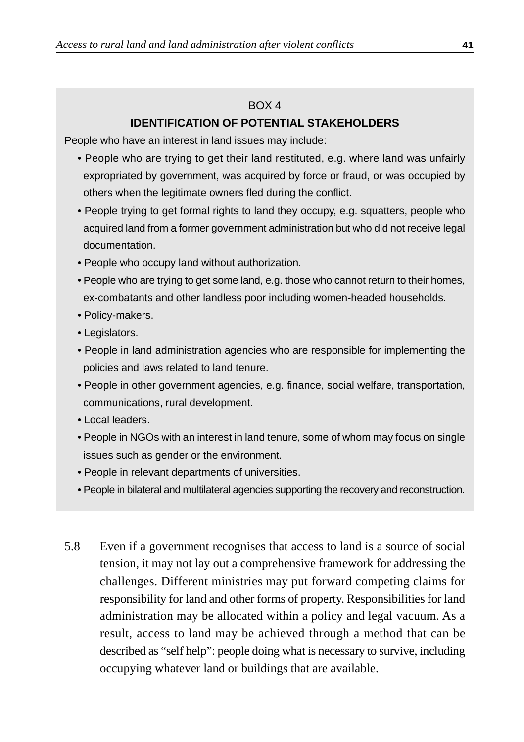BOX 4

**IDENTIFICATION OF POTENTIAL STAKEHOLDERS**

People who have an interest in land issues may include:

- People who are trying to get their land restituted, e.g. where land was unfairly expropriated by government, was acquired by force or fraud, or was occupied by others when the legitimate owners fled during the conflict.
- People trying to get formal rights to land they occupy, e.g. squatters, people who acquired land from a former government administration but who did not receive legal documentation.
- People who occupy land without authorization.
- People who are trying to get some land, e.g. those who cannot return to their homes, ex-combatants and other landless poor including women-headed households.
- Policy-makers.
- Legislators.
- People in land administration agencies who are responsible for implementing the policies and laws related to land tenure.
- People in other government agencies, e.g. finance, social welfare, transportation, communications, rural development.
- Local leaders.
- People in NGOs with an interest in land tenure, some of whom may focus on single issues such as gender or the environment.
- People in relevant departments of universities.
- People in bilateral and multilateral agencies supporting the recovery and reconstruction.

5.8 Even if a government recognises that access to land is a source of social tension, it may not lay out a comprehensive framework for addressing the challenges. Different ministries may put forward competing claims for responsibility for land and other forms of property. Responsibilities for land administration may be allocated within a policy and legal vacuum. As a result, access to land may be achieved through a method that can be described as "self help": people doing what is necessary to survive, including occupying whatever land or buildings that are available.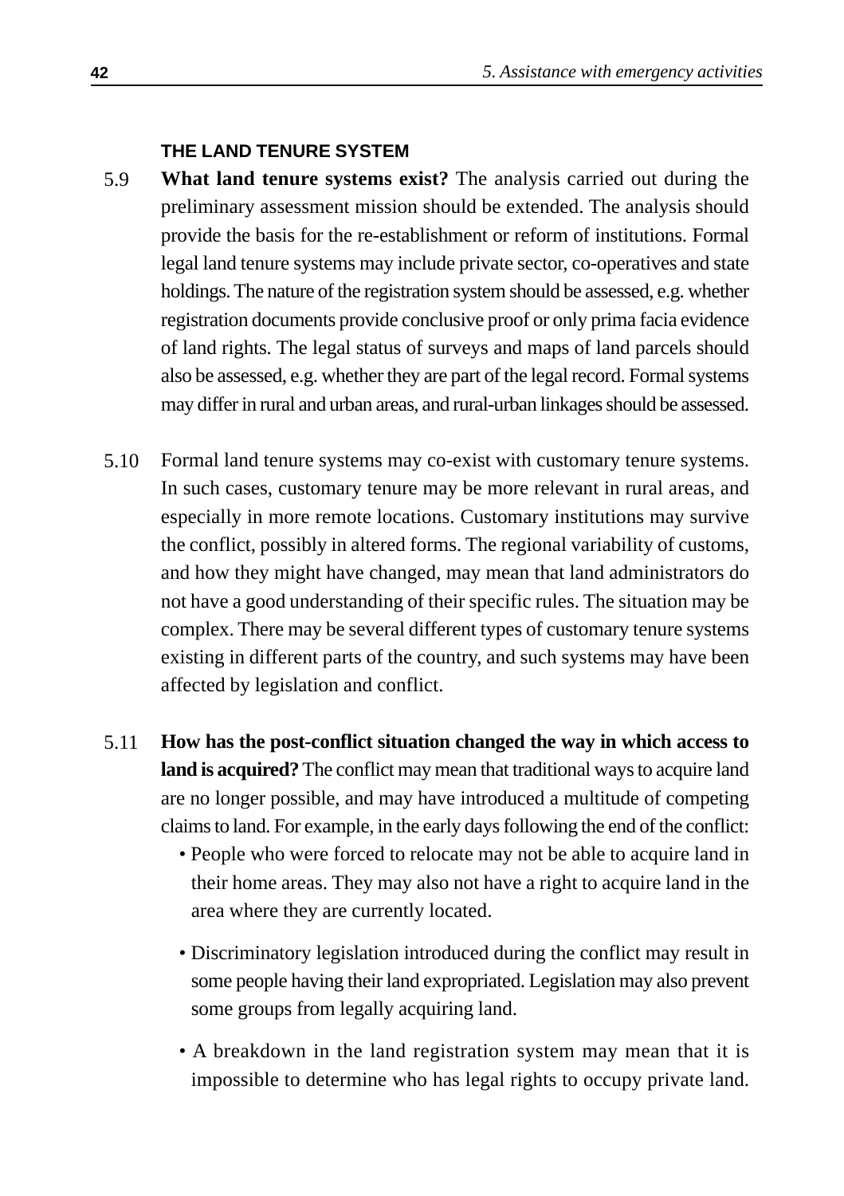### THE LAND TENURE SYSTEM

5.9 **What land tenure systems exist?** The analysis carried out during the preliminary assessment mission should be extended. The analysis should provide the basis for the re-establishment or reform of institutions. Formal legal land tenure systems may include private sector, co-operatives and state holdings. The nature of the registration system should be assessed, e.g. whether registration documents provide conclusive proof or only prima facia evidence of land rights. The legal status of surveys and maps of land parcels should also be assessed, e.g. whether they are part of the legal record. Formal systems may differ in rural and urban areas, and rural-urban linkages should be assessed.

5.10 Formal land tenure systems may co-exist with customary tenure systems. In such cases, customary tenure may be more relevant in rural areas, and especially in more remote locations. Customary institutions may survive the conflict, possibly in altered forms. The regional variability of customs, and how they might have changed, may mean that land administrators do not have a good understanding of their specific rules. The situation may be complex. There may be several different types of customary tenure systems existing in different parts of the country, and such systems may have been affected by legislation and conflict.

5.11 **How has the post-conflict situation changed the way in which access to land is acquired?** The conflict may mean that traditional ways to acquire land are no longer possible, and may have introduced a multitude of competing claims to land. For example, in the early days following the end of the conflict:

- People who were forced to relocate may not be able to acquire land in their home areas. They may also not have a right to acquire land in the area where they are currently located.
- Discriminatory legislation introduced during the conflict may result in some people having their land expropriated. Legislation may also prevent some groups from legally acquiring land.
- A breakdown in the land registration system may mean that it is impossible to determine who has legal rights to occupy private land.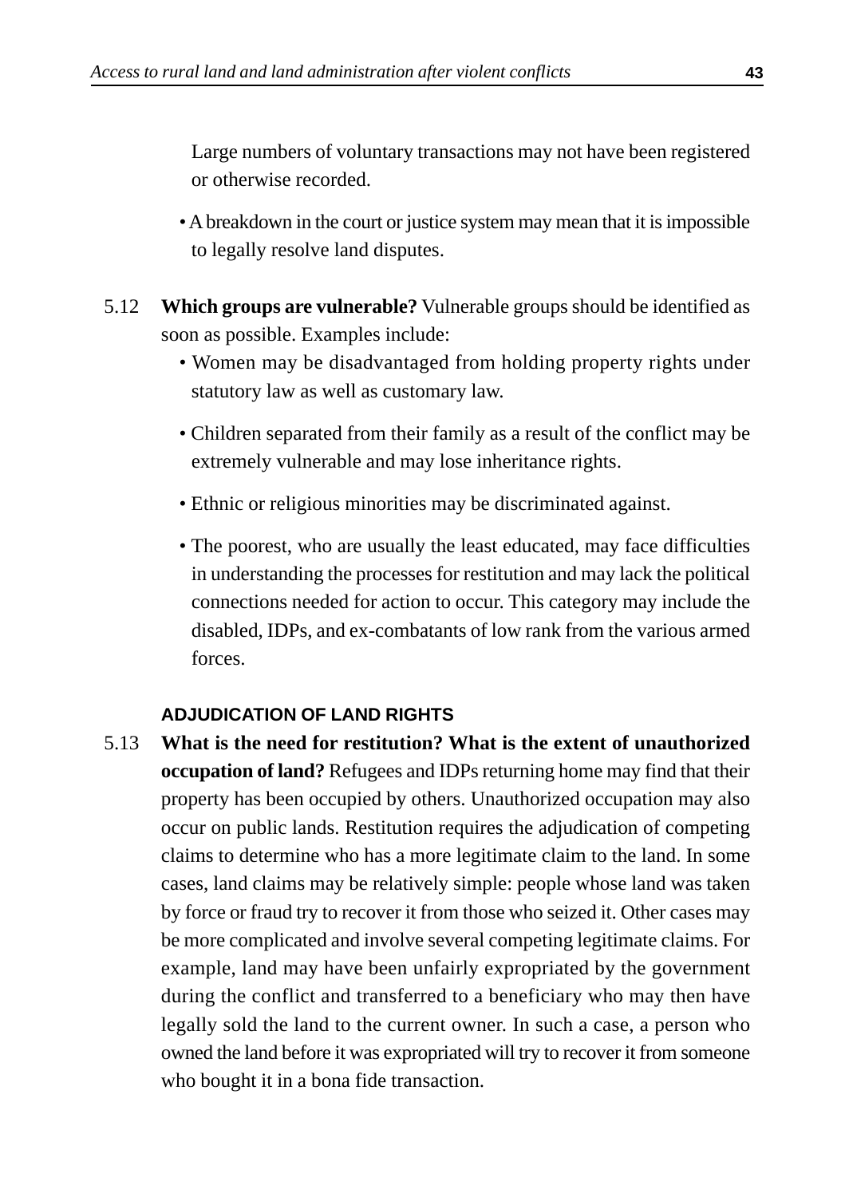Large numbers of voluntary transactions may not have been registered or otherwise recorded.

- A breakdown in the court or justice system may mean that it is impossible to legally resolve land disputes.

5.12 **Which groups are vulnerable?** Vulnerable groups should be identified as soon as possible. Examples include:

- Women may be disadvantaged from holding property rights under statutory law as well as customary law.
- Children separated from their family as a result of the conflict may be extremely vulnerable and may lose inheritance rights.
- Ethnic or religious minorities may be discriminated against.
- The poorest, who are usually the least educated, may face difficulties in understanding the processes for restitution and may lack the political connections needed for action to occur. This category may include the disabled, IDPs, and ex-combatants of low rank from the various armed forces.

### ADJUDICATION OF LAND RIGHTS

5.13 **What is the need for restitution? What is the extent of unauthorized occupation of land?** Refugees and IDPs returning home may find that their property has been occupied by others. Unauthorized occupation may also occur on public lands. Restitution requires the adjudication of competing claims to determine who has a more legitimate claim to the land. In some cases, land claims may be relatively simple: people whose land was taken by force or fraud try to recover it from those who seized it. Other cases may be more complicated and involve several competing legitimate claims. For example, land may have been unfairly expropriated by the government during the conflict and transferred to a beneficiary who may then have legally sold the land to the current owner. In such a case, a person who owned the land before it was expropriated will try to recover it from someone who bought it in a bona fide transaction.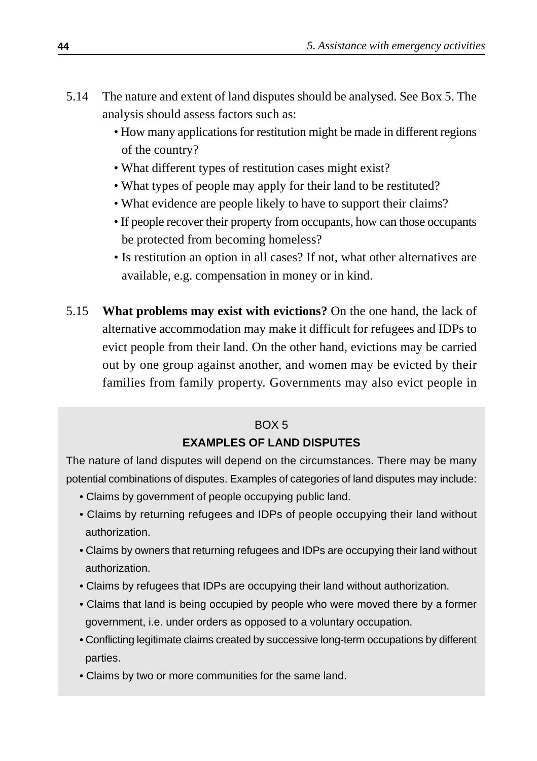5.14 The nature and extent of land disputes should be analysed. See Box 5. The analysis should assess factors such as:

- How many applications for restitution might be made in different regions of the country?
- What different types of restitution cases might exist?
- What types of people may apply for their land to be restituted?
- What evidence are people likely to have to support their claims?
- If people recover their property from occupants, how can those occupants be protected from becoming homeless?
- Is restitution an option in all cases? If not, what other alternatives are available, e.g. compensation in money or in kind.

5.15 **What problems may exist with evictions?** On the one hand, the lack of alternative accommodation may make it difficult for refugees and IDPs to evict people from their land. On the other hand, evictions may be carried out by one group against another, and women may be evicted by their families from family property. Governments may also evict people in

> BOX 5
>
> **EXAMPLES OF LAND DISPUTES**
>
> The nature of land disputes will depend on the circumstances. There may be many potential combinations of disputes. Examples of categories of land disputes may include:
>
> - Claims by government of people occupying public land.
> - Claims by returning refugees and IDPs of people occupying their land without authorization.
> - Claims by owners that returning refugees and IDPs are occupying their land without authorization.
> - Claims by refugees that IDPs are occupying their land without authorization.
> - Claims that land is being occupied by people who were moved there by a former government, i.e. under orders as opposed to a voluntary occupation.
> - Conflicting legitimate claims created by successive long-term occupations by different parties.
> - Claims by two or more communities for the same land.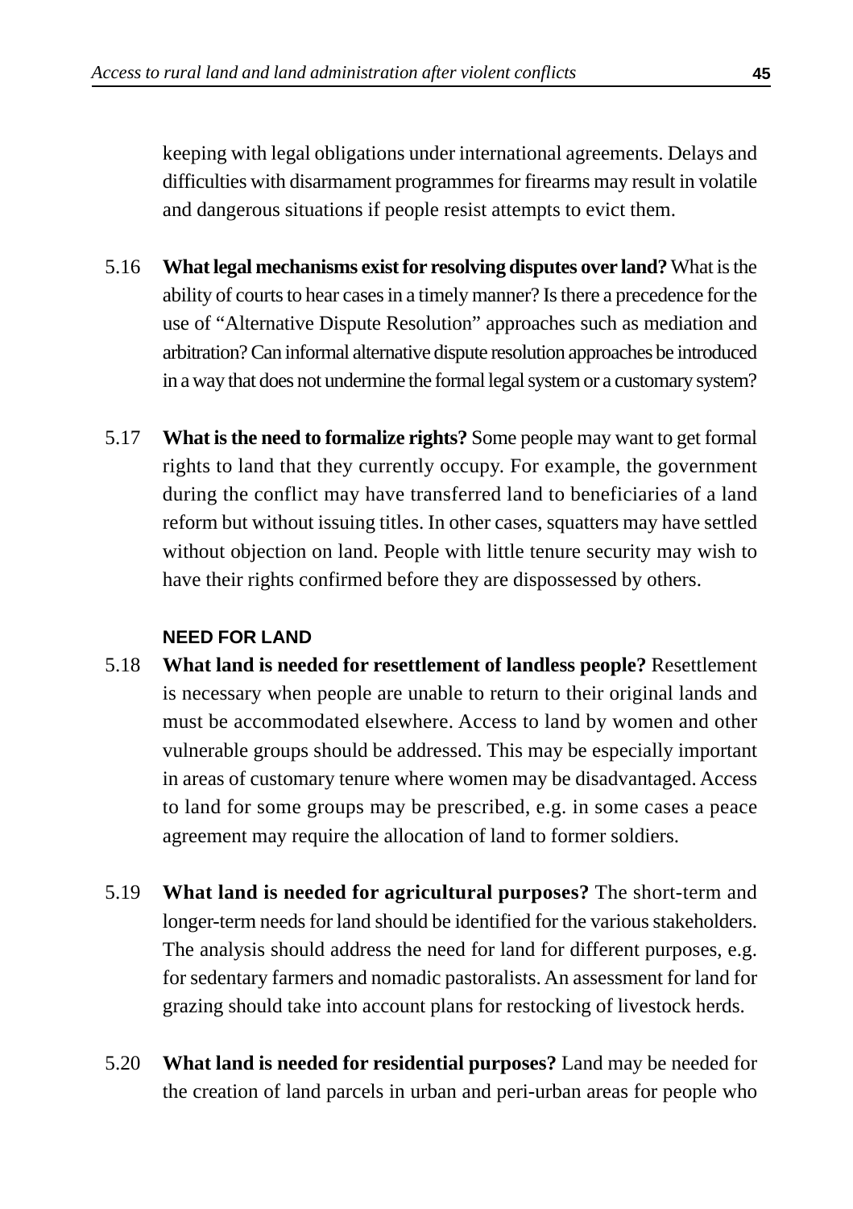keeping with legal obligations under international agreements. Delays and difficulties with disarmament programmes for firearms may result in volatile and dangerous situations if people resist attempts to evict them.

5.16 **What legal mechanisms exist for resolving disputes over land?** What is the ability of courts to hear cases in a timely manner? Is there a precedence for the use of "Alternative Dispute Resolution" approaches such as mediation and arbitration? Can informal alternative dispute resolution approaches be introduced in a way that does not undermine the formal legal system or a customary system?

5.17 **What is the need to formalize rights?** Some people may want to get formal rights to land that they currently occupy. For example, the government during the conflict may have transferred land to beneficiaries of a land reform but without issuing titles. In other cases, squatters may have settled without objection on land. People with little tenure security may wish to have their rights confirmed before they are dispossessed by others.

#### NEED FOR LAND

5.18 **What land is needed for resettlement of landless people?** Resettlement is necessary when people are unable to return to their original lands and must be accommodated elsewhere. Access to land by women and other vulnerable groups should be addressed. This may be especially important in areas of customary tenure where women may be disadvantaged. Access to land for some groups may be prescribed, e.g. in some cases a peace agreement may require the allocation of land to former soldiers.

5.19 **What land is needed for agricultural purposes?** The short-term and longer-term needs for land should be identified for the various stakeholders. The analysis should address the need for land for different purposes, e.g. for sedentary farmers and nomadic pastoralists. An assessment for land for grazing should take into account plans for restocking of livestock herds.

5.20 **What land is needed for residential purposes?** Land may be needed for the creation of land parcels in urban and peri-urban areas for people who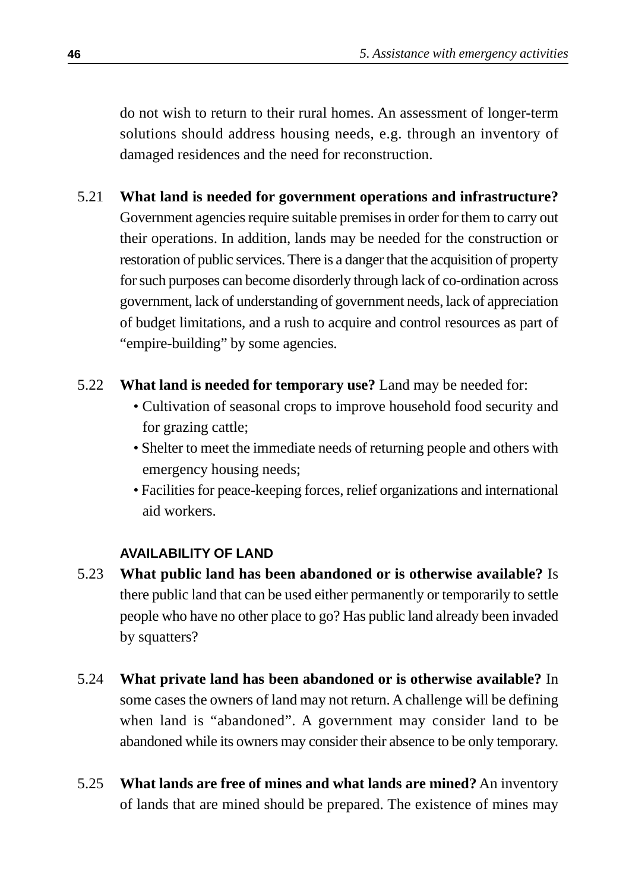do not wish to return to their rural homes. An assessment of longer-term solutions should address housing needs, e.g. through an inventory of damaged residences and the need for reconstruction.

5.21 **What land is needed for government operations and infrastructure?** Government agencies require suitable premises in order for them to carry out their operations. In addition, lands may be needed for the construction or restoration of public services. There is a danger that the acquisition of property for such purposes can become disorderly through lack of co-ordination across government, lack of understanding of government needs, lack of appreciation of budget limitations, and a rush to acquire and control resources as part of "empire-building" by some agencies.

5.22 **What land is needed for temporary use?** Land may be needed for:

- Cultivation of seasonal crops to improve household food security and for grazing cattle;
- Shelter to meet the immediate needs of returning people and others with emergency housing needs;
- Facilities for peace-keeping forces, relief organizations and international aid workers.

#### AVAILABILITY OF LAND

5.23 **What public land has been abandoned or is otherwise available?** Is there public land that can be used either permanently or temporarily to settle people who have no other place to go? Has public land already been invaded by squatters?

5.24 **What private land has been abandoned or is otherwise available?** In some cases the owners of land may not return. A challenge will be defining when land is "abandoned". A government may consider land to be abandoned while its owners may consider their absence to be only temporary.

5.25 **What lands are free of mines and what lands are mined?** An inventory of lands that are mined should be prepared. The existence of mines may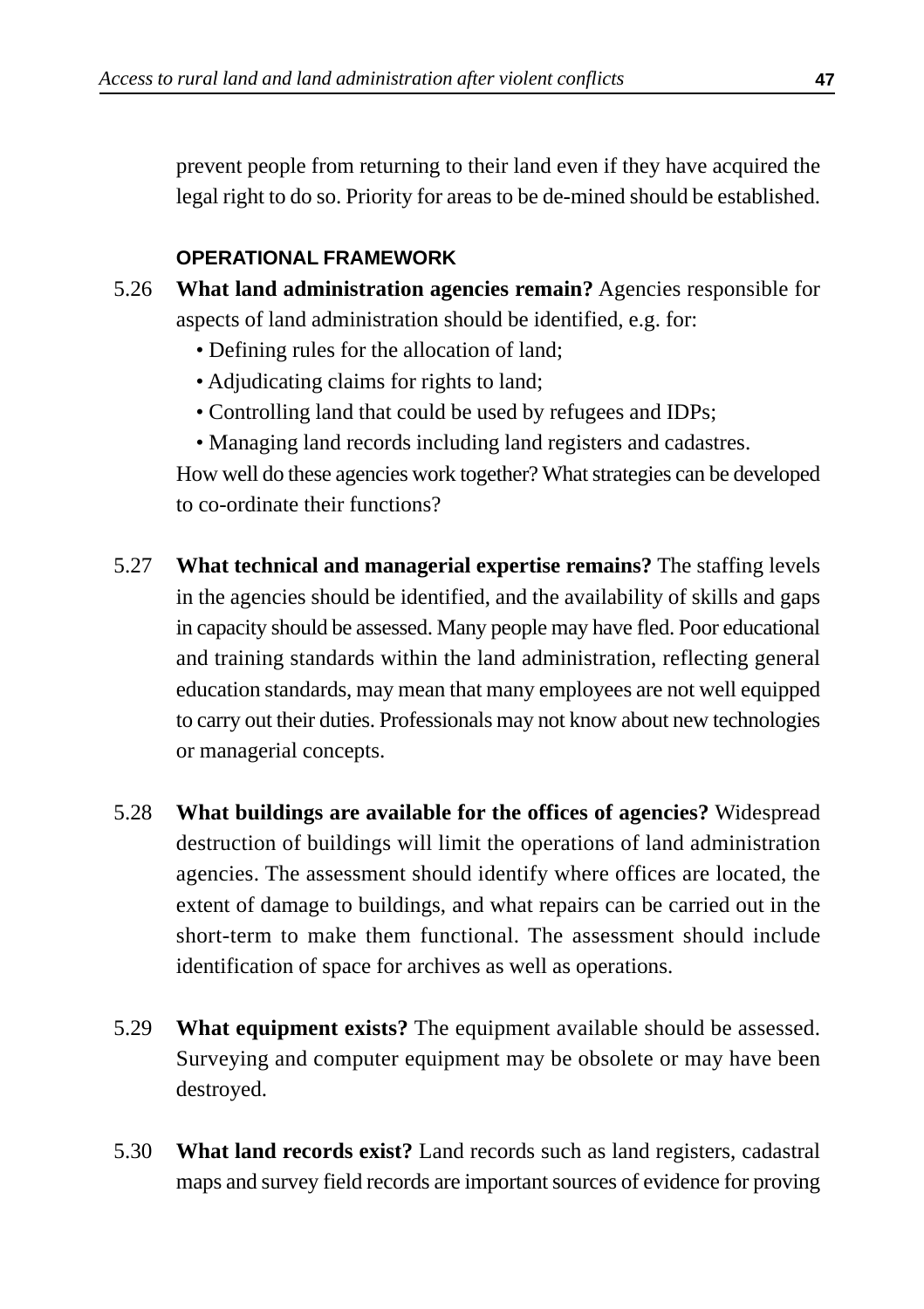prevent people from returning to their land even if they have acquired the legal right to do so. Priority for areas to be de-mined should be established.

#### OPERATIONAL FRAMEWORK

5.26 **What land administration agencies remain?** Agencies responsible for aspects of land administration should be identified, e.g. for:

- Defining rules for the allocation of land;
- Adjudicating claims for rights to land;
- Controlling land that could be used by refugees and IDPs;
- Managing land records including land registers and cadastres.

How well do these agencies work together? What strategies can be developed to co-ordinate their functions?

5.27 **What technical and managerial expertise remains?** The staffing levels in the agencies should be identified, and the availability of skills and gaps in capacity should be assessed. Many people may have fled. Poor educational and training standards within the land administration, reflecting general education standards, may mean that many employees are not well equipped to carry out their duties. Professionals may not know about new technologies or managerial concepts.

5.28 **What buildings are available for the offices of agencies?** Widespread destruction of buildings will limit the operations of land administration agencies. The assessment should identify where offices are located, the extent of damage to buildings, and what repairs can be carried out in the short-term to make them functional. The assessment should include identification of space for archives as well as operations.

5.29 **What equipment exists?** The equipment available should be assessed. Surveying and computer equipment may be obsolete or may have been destroyed.

5.30 **What land records exist?** Land records such as land registers, cadastral maps and survey field records are important sources of evidence for proving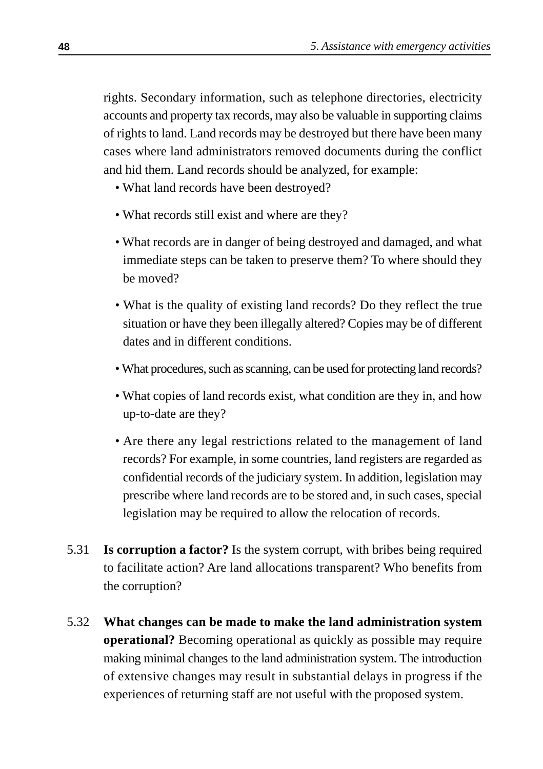rights. Secondary information, such as telephone directories, electricity accounts and property tax records, may also be valuable in supporting claims of rights to land. Land records may be destroyed but there have been many cases where land administrators removed documents during the conflict and hid them. Land records should be analyzed, for example:

- What land records have been destroyed?
- What records still exist and where are they?
- What records are in danger of being destroyed and damaged, and what immediate steps can be taken to preserve them? To where should they be moved?
- What is the quality of existing land records? Do they reflect the true situation or have they been illegally altered? Copies may be of different dates and in different conditions.
- What procedures, such as scanning, can be used for protecting land records?
- What copies of land records exist, what condition are they in, and how up-to-date are they?
- Are there any legal restrictions related to the management of land records? For example, in some countries, land registers are regarded as confidential records of the judiciary system. In addition, legislation may prescribe where land records are to be stored and, in such cases, special legislation may be required to allow the relocation of records.

5.31 **Is corruption a factor?** Is the system corrupt, with bribes being required to facilitate action? Are land allocations transparent? Who benefits from the corruption?

5.32 **What changes can be made to make the land administration system operational?** Becoming operational as quickly as possible may require making minimal changes to the land administration system. The introduction of extensive changes may result in substantial delays in progress if the experiences of returning staff are not useful with the proposed system.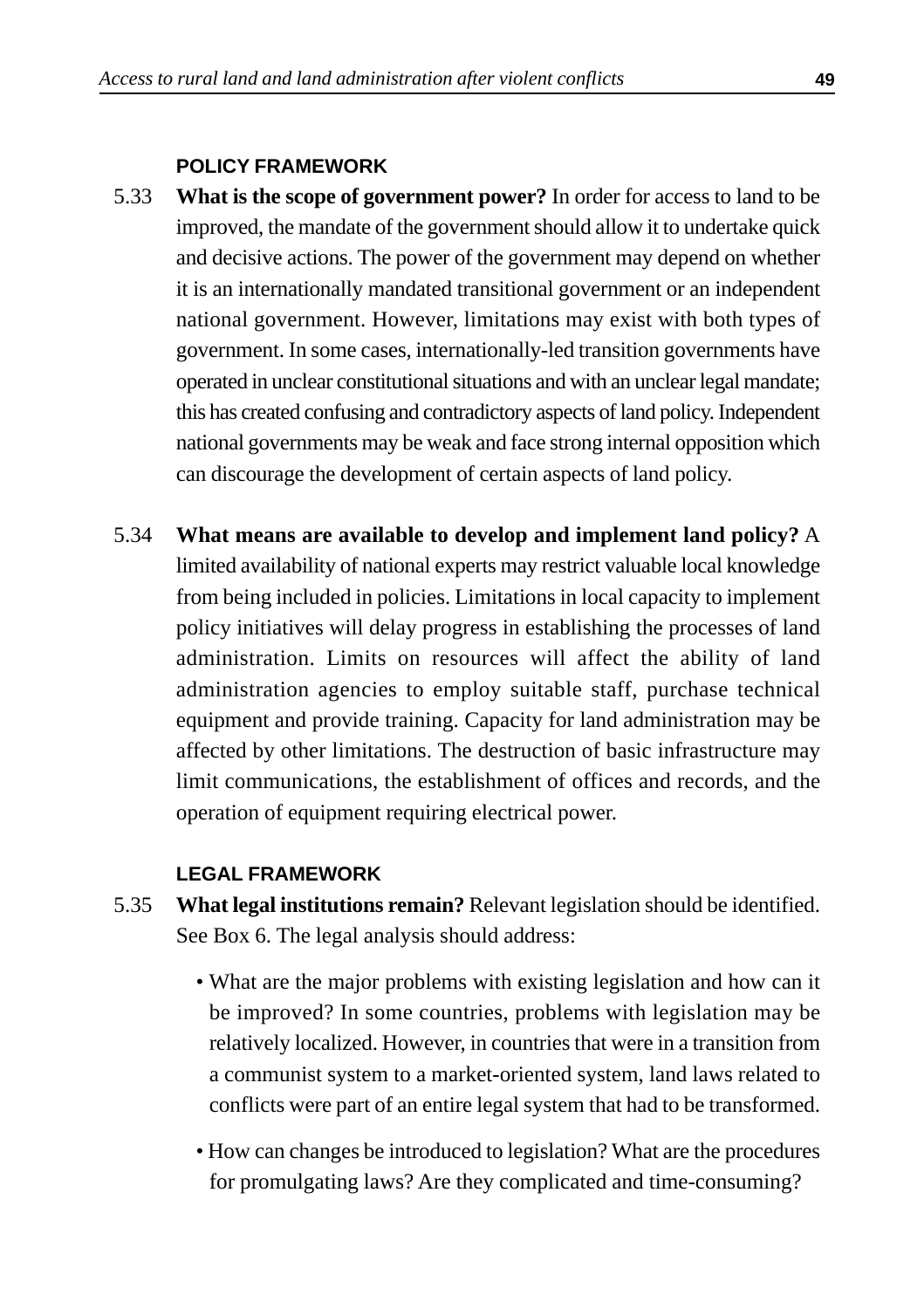#### POLICY FRAMEWORK

5.33 **What is the scope of government power?** In order for access to land to be improved, the mandate of the government should allow it to undertake quick and decisive actions. The power of the government may depend on whether it is an internationally mandated transitional government or an independent national government. However, limitations may exist with both types of government. In some cases, internationally-led transition governments have operated in unclear constitutional situations and with an unclear legal mandate; this has created confusing and contradictory aspects of land policy. Independent national governments may be weak and face strong internal opposition which can discourage the development of certain aspects of land policy.

5.34 **What means are available to develop and implement land policy?** A limited availability of national experts may restrict valuable local knowledge from being included in policies. Limitations in local capacity to implement policy initiatives will delay progress in establishing the processes of land administration. Limits on resources will affect the ability of land administration agencies to employ suitable staff, purchase technical equipment and provide training. Capacity for land administration may be affected by other limitations. The destruction of basic infrastructure may limit communications, the establishment of offices and records, and the operation of equipment requiring electrical power.

#### LEGAL FRAMEWORK

5.35 **What legal institutions remain?** Relevant legislation should be identified. See Box 6. The legal analysis should address:

- What are the major problems with existing legislation and how can it be improved? In some countries, problems with legislation may be relatively localized. However, in countries that were in a transition from a communist system to a market-oriented system, land laws related to conflicts were part of an entire legal system that had to be transformed.
- How can changes be introduced to legislation? What are the procedures for promulgating laws? Are they complicated and time-consuming?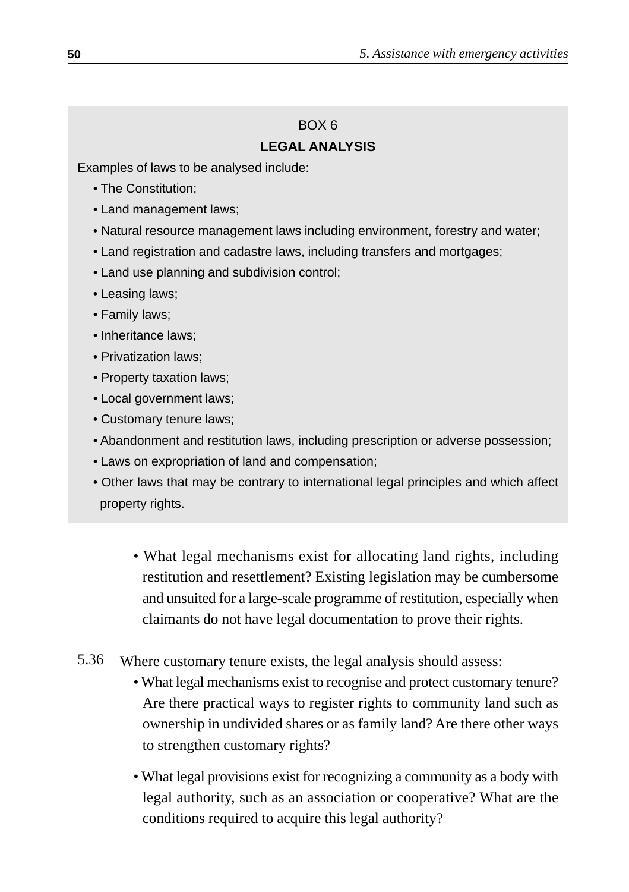**BOX 6**

**LEGAL ANALYSIS**

Examples of laws to be analysed include:

- The Constitution;
- Land management laws;
- Natural resource management laws including environment, forestry and water;
- Land registration and cadastre laws, including transfers and mortgages;
- Land use planning and subdivision control;
- Leasing laws;
- Family laws;
- Inheritance laws;
- Privatization laws;
- Property taxation laws;
- Local government laws;
- Customary tenure laws;
- Abandonment and restitution laws, including prescription or adverse possession;
- Laws on expropriation of land and compensation;
- Other laws that may be contrary to international legal principles and which affect property rights.

- What legal mechanisms exist for allocating land rights, including restitution and resettlement? Existing legislation may be cumbersome and unsuited for a large-scale programme of restitution, especially when claimants do not have legal documentation to prove their rights.

5.36 Where customary tenure exists, the legal analysis should assess:

- What legal mechanisms exist to recognise and protect customary tenure? Are there practical ways to register rights to community land such as ownership in undivided shares or as family land? Are there other ways to strengthen customary rights?

- What legal provisions exist for recognizing a community as a body with legal authority, such as an association or cooperative? What are the conditions required to acquire this legal authority?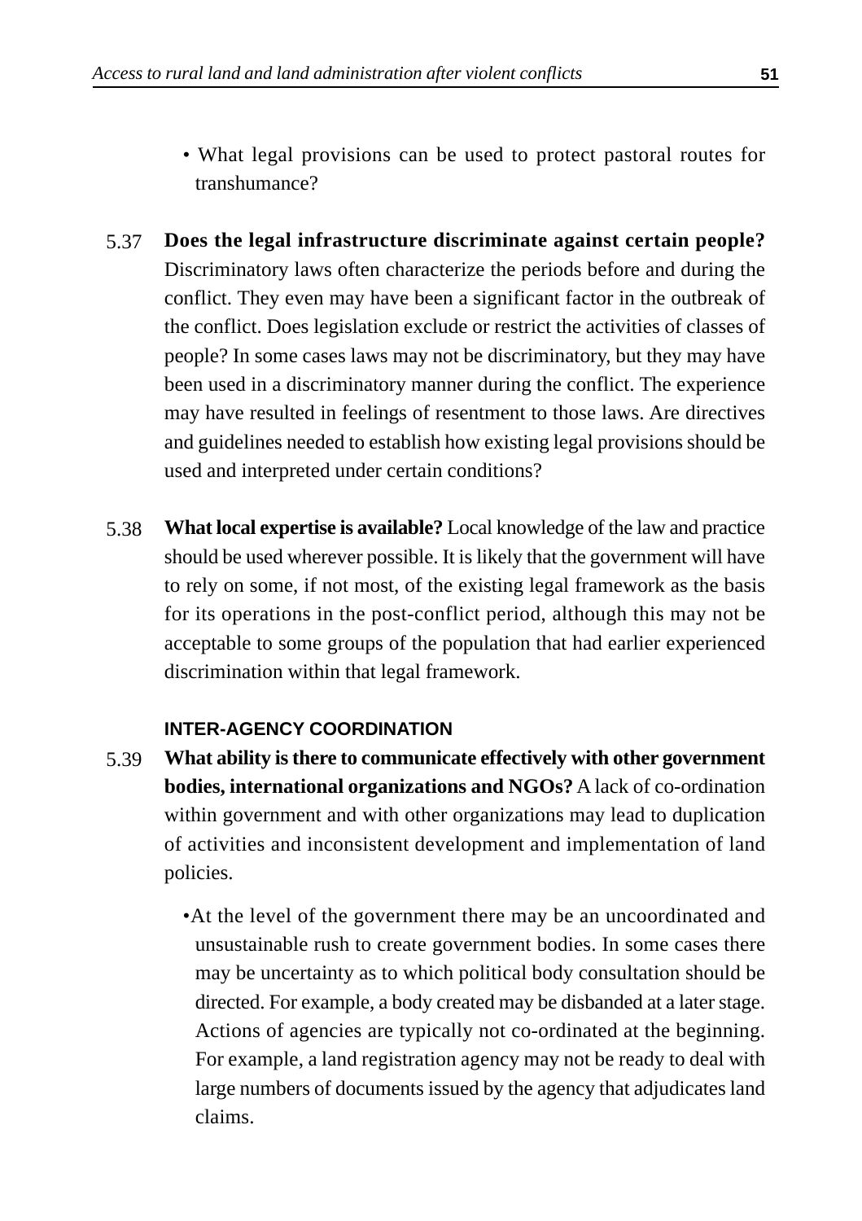- What legal provisions can be used to protect pastoral routes for transhumance?

5.37 **Does the legal infrastructure discriminate against certain people?** Discriminatory laws often characterize the periods before and during the conflict. They even may have been a significant factor in the outbreak of the conflict. Does legislation exclude or restrict the activities of classes of people? In some cases laws may not be discriminatory, but they may have been used in a discriminatory manner during the conflict. The experience may have resulted in feelings of resentment to those laws. Are directives and guidelines needed to establish how existing legal provisions should be used and interpreted under certain conditions?

5.38 **What local expertise is available?** Local knowledge of the law and practice should be used wherever possible. It is likely that the government will have to rely on some, if not most, of the existing legal framework as the basis for its operations in the post-conflict period, although this may not be acceptable to some groups of the population that had earlier experienced discrimination within that legal framework.

#### INTER-AGENCY COORDINATION

5.39 **What ability is there to communicate effectively with other government bodies, international organizations and NGOs?** A lack of co-ordination within government and with other organizations may lead to duplication of activities and inconsistent development and implementation of land policies.

- At the level of the government there may be an uncoordinated and unsustainable rush to create government bodies. In some cases there may be uncertainty as to which political body consultation should be directed. For example, a body created may be disbanded at a later stage. Actions of agencies are typically not co-ordinated at the beginning. For example, a land registration agency may not be ready to deal with large numbers of documents issued by the agency that adjudicates land claims.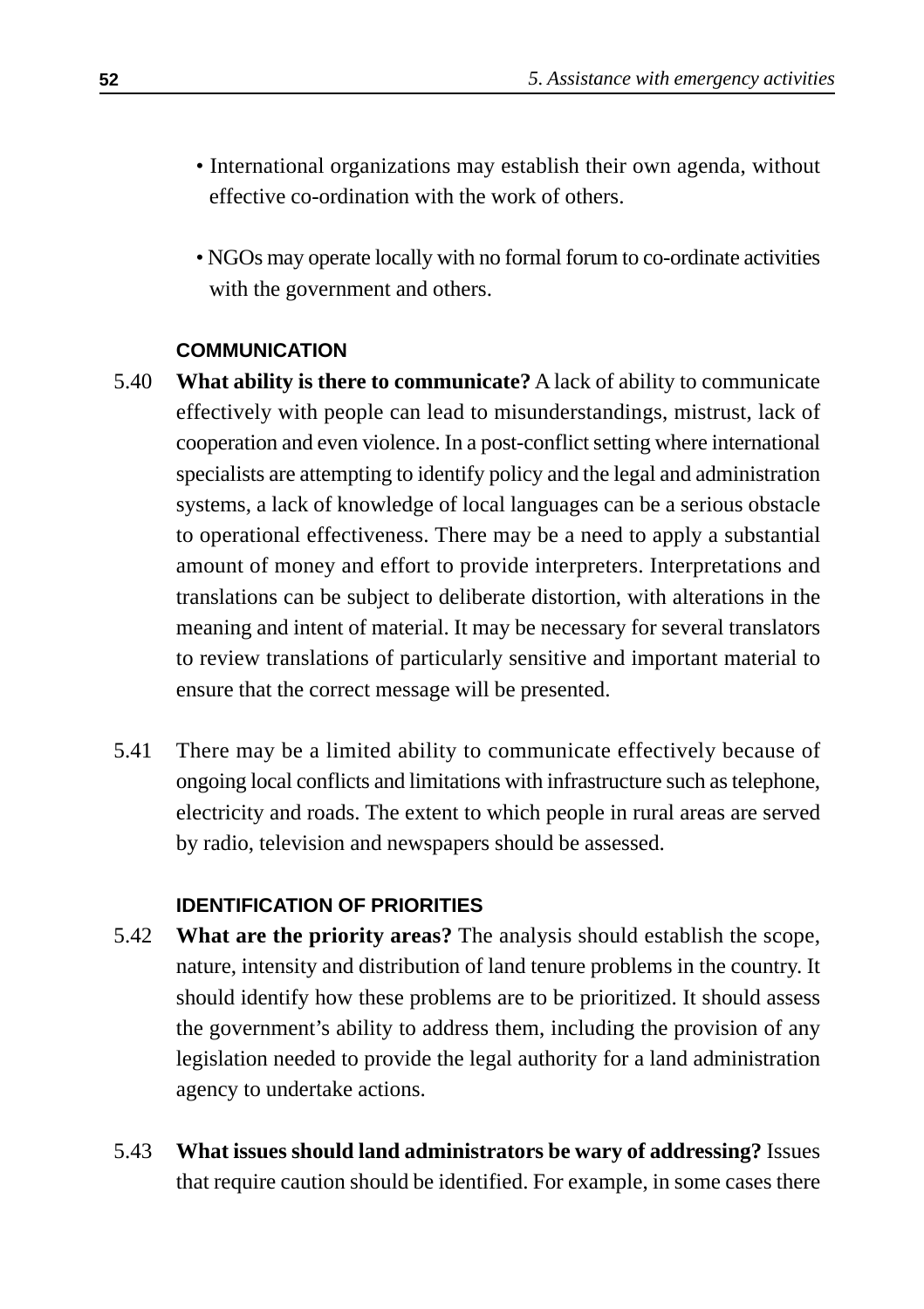- International organizations may establish their own agenda, without effective co-ordination with the work of others.
- NGOs may operate locally with no formal forum to co-ordinate activities with the government and others.

#### COMMUNICATION

5.40 **What ability is there to communicate?** A lack of ability to communicate effectively with people can lead to misunderstandings, mistrust, lack of cooperation and even violence. In a post-conflict setting where international specialists are attempting to identify policy and the legal and administration systems, a lack of knowledge of local languages can be a serious obstacle to operational effectiveness. There may be a need to apply a substantial amount of money and effort to provide interpreters. Interpretations and translations can be subject to deliberate distortion, with alterations in the meaning and intent of material. It may be necessary for several translators to review translations of particularly sensitive and important material to ensure that the correct message will be presented.

5.41 There may be a limited ability to communicate effectively because of ongoing local conflicts and limitations with infrastructure such as telephone, electricity and roads. The extent to which people in rural areas are served by radio, television and newspapers should be assessed.

#### IDENTIFICATION OF PRIORITIES

5.42 **What are the priority areas?** The analysis should establish the scope, nature, intensity and distribution of land tenure problems in the country. It should identify how these problems are to be prioritized. It should assess the government's ability to address them, including the provision of any legislation needed to provide the legal authority for a land administration agency to undertake actions.

5.43 **What issues should land administrators be wary of addressing?** Issues that require caution should be identified. For example, in some cases there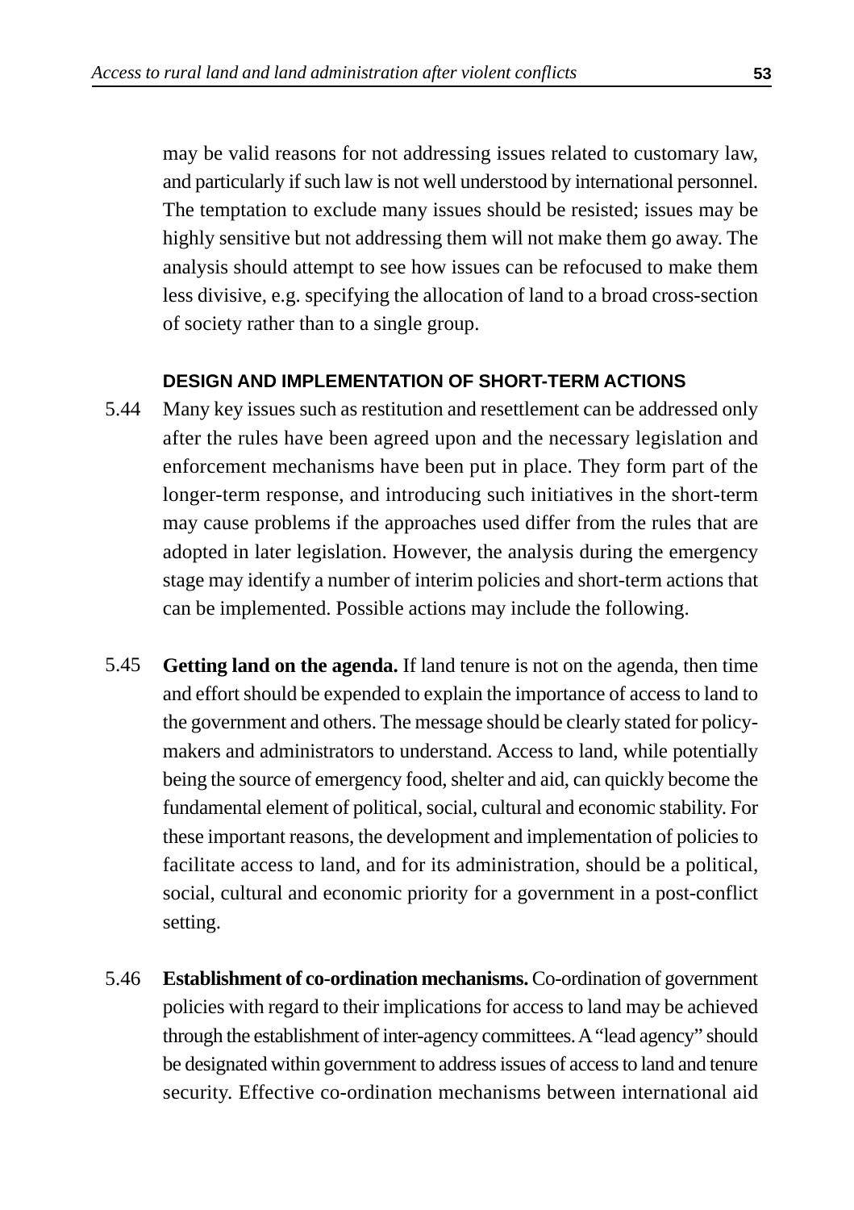may be valid reasons for not addressing issues related to customary law, and particularly if such law is not well understood by international personnel. The temptation to exclude many issues should be resisted; issues may be highly sensitive but not addressing them will not make them go away. The analysis should attempt to see how issues can be refocused to make them less divisive, e.g. specifying the allocation of land to a broad cross-section of society rather than to a single group.

### DESIGN AND IMPLEMENTATION OF SHORT-TERM ACTIONS

5.44 Many key issues such as restitution and resettlement can be addressed only after the rules have been agreed upon and the necessary legislation and enforcement mechanisms have been put in place. They form part of the longer-term response, and introducing such initiatives in the short-term may cause problems if the approaches used differ from the rules that are adopted in later legislation. However, the analysis during the emergency stage may identify a number of interim policies and short-term actions that can be implemented. Possible actions may include the following.

5.45 **Getting land on the agenda.** If land tenure is not on the agenda, then time and effort should be expended to explain the importance of access to land to the government and others. The message should be clearly stated for policy-makers and administrators to understand. Access to land, while potentially being the source of emergency food, shelter and aid, can quickly become the fundamental element of political, social, cultural and economic stability. For these important reasons, the development and implementation of policies to facilitate access to land, and for its administration, should be a political, social, cultural and economic priority for a government in a post-conflict setting.

5.46 **Establishment of co-ordination mechanisms.** Co-ordination of government policies with regard to their implications for access to land may be achieved through the establishment of inter-agency committees. A "lead agency" should be designated within government to address issues of access to land and tenure security. Effective co-ordination mechanisms between international aid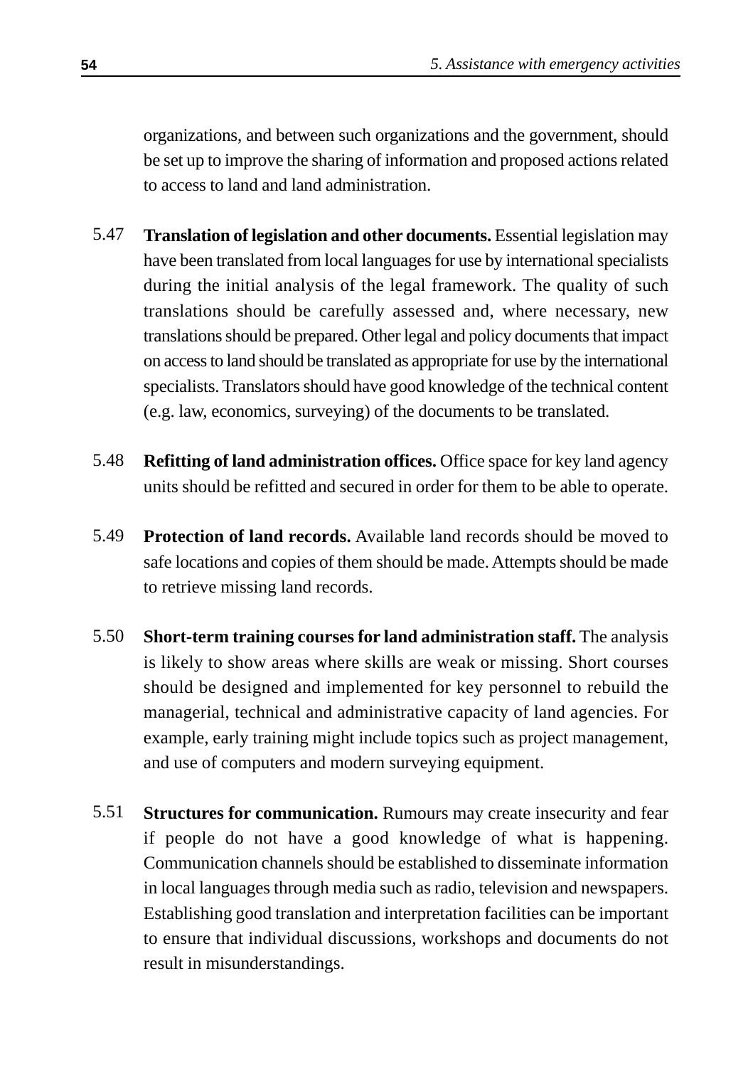organizations, and between such organizations and the government, should be set up to improve the sharing of information and proposed actions related to access to land and land administration.

5.47 **Translation of legislation and other documents.** Essential legislation may have been translated from local languages for use by international specialists during the initial analysis of the legal framework. The quality of such translations should be carefully assessed and, where necessary, new translations should be prepared. Other legal and policy documents that impact on access to land should be translated as appropriate for use by the international specialists. Translators should have good knowledge of the technical content (e.g. law, economics, surveying) of the documents to be translated.

5.48 **Refitting of land administration offices.** Office space for key land agency units should be refitted and secured in order for them to be able to operate.

5.49 **Protection of land records.** Available land records should be moved to safe locations and copies of them should be made. Attempts should be made to retrieve missing land records.

5.50 **Short-term training courses for land administration staff.** The analysis is likely to show areas where skills are weak or missing. Short courses should be designed and implemented for key personnel to rebuild the managerial, technical and administrative capacity of land agencies. For example, early training might include topics such as project management, and use of computers and modern surveying equipment.

5.51 **Structures for communication.** Rumours may create insecurity and fear if people do not have a good knowledge of what is happening. Communication channels should be established to disseminate information in local languages through media such as radio, television and newspapers. Establishing good translation and interpretation facilities can be important to ensure that individual discussions, workshops and documents do not result in misunderstandings.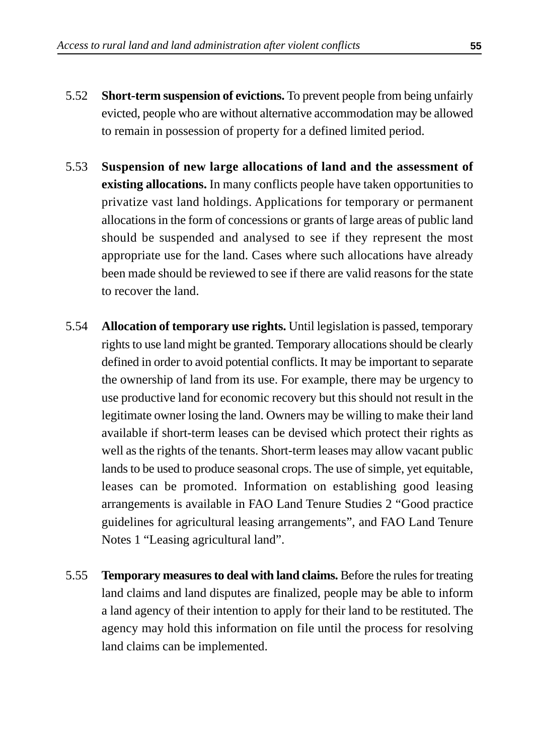5.52 **Short-term suspension of evictions.** To prevent people from being unfairly evicted, people who are without alternative accommodation may be allowed to remain in possession of property for a defined limited period.

5.53 **Suspension of new large allocations of land and the assessment of existing allocations.** In many conflicts people have taken opportunities to privatize vast land holdings. Applications for temporary or permanent allocations in the form of concessions or grants of large areas of public land should be suspended and analysed to see if they represent the most appropriate use for the land. Cases where such allocations have already been made should be reviewed to see if there are valid reasons for the state to recover the land.

5.54 **Allocation of temporary use rights.** Until legislation is passed, temporary rights to use land might be granted. Temporary allocations should be clearly defined in order to avoid potential conflicts. It may be important to separate the ownership of land from its use. For example, there may be urgency to use productive land for economic recovery but this should not result in the legitimate owner losing the land. Owners may be willing to make their land available if short-term leases can be devised which protect their rights as well as the rights of the tenants. Short-term leases may allow vacant public lands to be used to produce seasonal crops. The use of simple, yet equitable, leases can be promoted. Information on establishing good leasing arrangements is available in FAO Land Tenure Studies 2 "Good practice guidelines for agricultural leasing arrangements", and FAO Land Tenure Notes 1 "Leasing agricultural land".

5.55 **Temporary measures to deal with land claims.** Before the rules for treating land claims and land disputes are finalized, people may be able to inform a land agency of their intention to apply for their land to be restituted. The agency may hold this information on file until the process for resolving land claims can be implemented.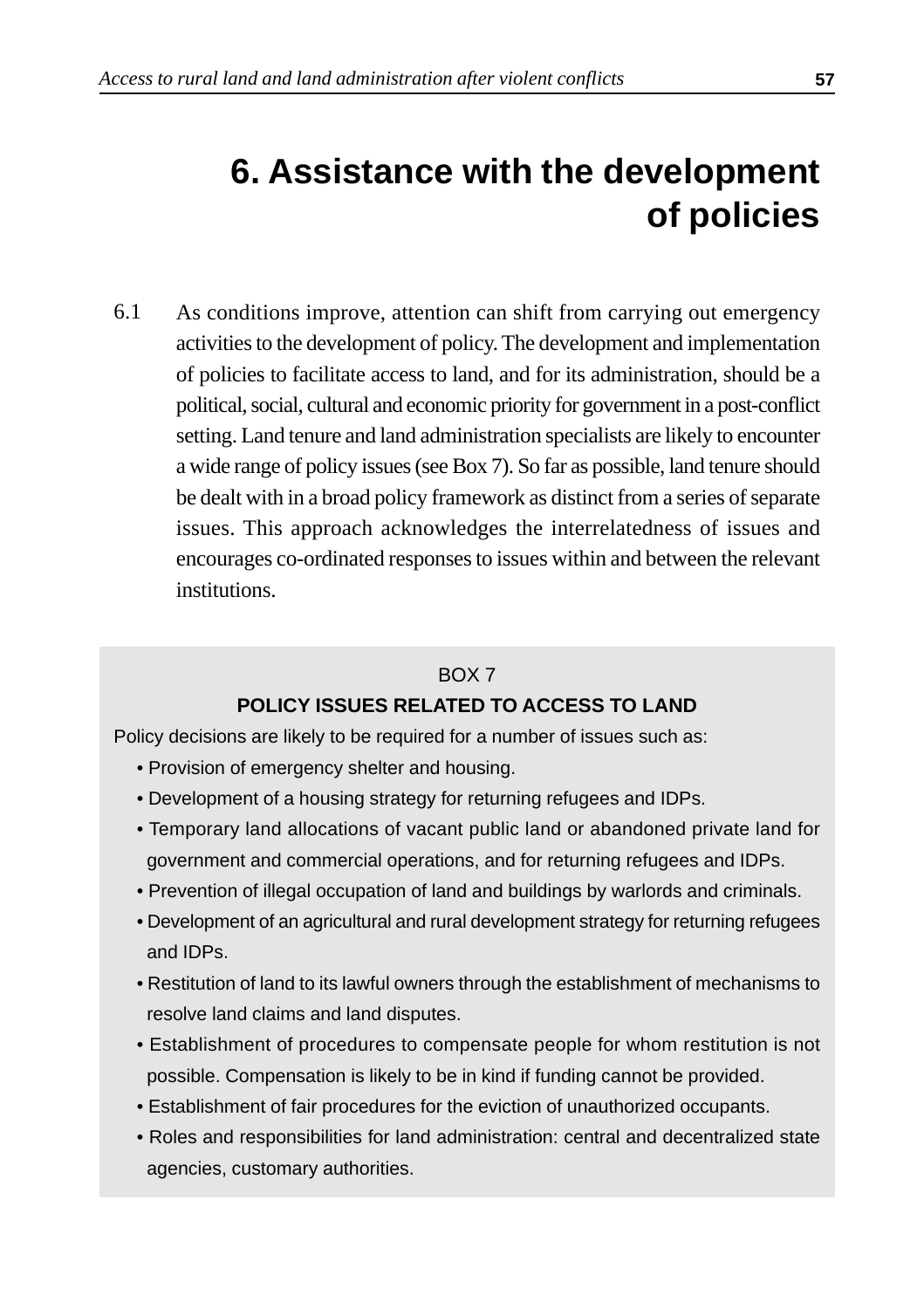# 6. Assistance with the development of policies

6.1 As conditions improve, attention can shift from carrying out emergency activities to the development of policy. The development and implementation of policies to facilitate access to land, and for its administration, should be a political, social, cultural and economic priority for government in a post-conflict setting. Land tenure and land administration specialists are likely to encounter a wide range of policy issues (see Box 7). So far as possible, land tenure should be dealt with in a broad policy framework as distinct from a series of separate issues. This approach acknowledges the interrelatedness of issues and encourages co-ordinated responses to issues within and between the relevant institutions.

> BOX 7
>
> **POLICY ISSUES RELATED TO ACCESS TO LAND**
>
> Policy decisions are likely to be required for a number of issues such as:
>
> - Provision of emergency shelter and housing.
> - Development of a housing strategy for returning refugees and IDPs.
> - Temporary land allocations of vacant public land or abandoned private land for government and commercial operations, and for returning refugees and IDPs.
> - Prevention of illegal occupation of land and buildings by warlords and criminals.
> - Development of an agricultural and rural development strategy for returning refugees and IDPs.
> - Restitution of land to its lawful owners through the establishment of mechanisms to resolve land claims and land disputes.
> - Establishment of procedures to compensate people for whom restitution is not possible. Compensation is likely to be in kind if funding cannot be provided.
> - Establishment of fair procedures for the eviction of unauthorized occupants.
> - Roles and responsibilities for land administration: central and decentralized state agencies, customary authorities.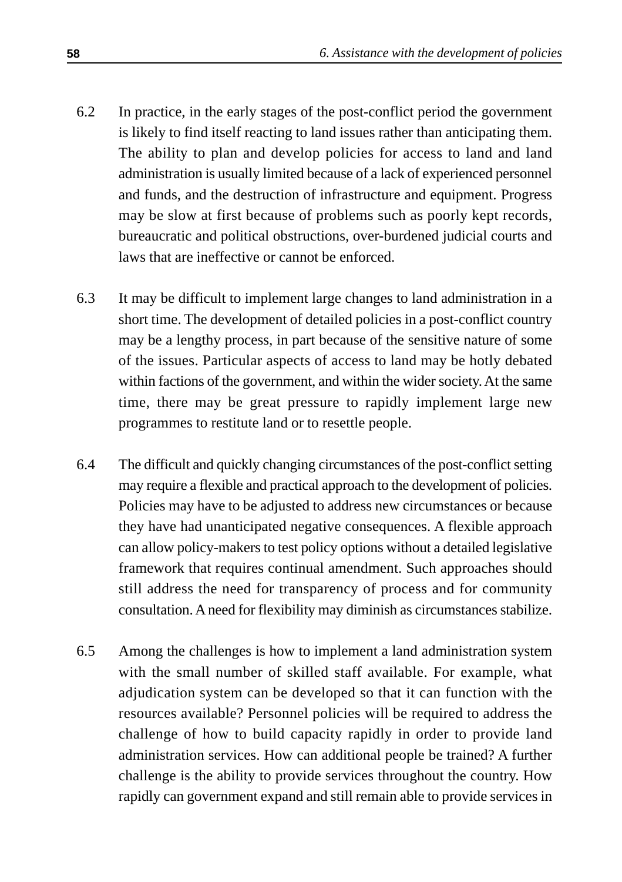6.2 In practice, in the early stages of the post-conflict period the government is likely to find itself reacting to land issues rather than anticipating them. The ability to plan and develop policies for access to land and land administration is usually limited because of a lack of experienced personnel and funds, and the destruction of infrastructure and equipment. Progress may be slow at first because of problems such as poorly kept records, bureaucratic and political obstructions, over-burdened judicial courts and laws that are ineffective or cannot be enforced.

6.3 It may be difficult to implement large changes to land administration in a short time. The development of detailed policies in a post-conflict country may be a lengthy process, in part because of the sensitive nature of some of the issues. Particular aspects of access to land may be hotly debated within factions of the government, and within the wider society. At the same time, there may be great pressure to rapidly implement large new programmes to restitute land or to resettle people.

6.4 The difficult and quickly changing circumstances of the post-conflict setting may require a flexible and practical approach to the development of policies. Policies may have to be adjusted to address new circumstances or because they have had unanticipated negative consequences. A flexible approach can allow policy-makers to test policy options without a detailed legislative framework that requires continual amendment. Such approaches should still address the need for transparency of process and for community consultation. A need for flexibility may diminish as circumstances stabilize.

6.5 Among the challenges is how to implement a land administration system with the small number of skilled staff available. For example, what adjudication system can be developed so that it can function with the resources available? Personnel policies will be required to address the challenge of how to build capacity rapidly in order to provide land administration services. How can additional people be trained? A further challenge is the ability to provide services throughout the country. How rapidly can government expand and still remain able to provide services in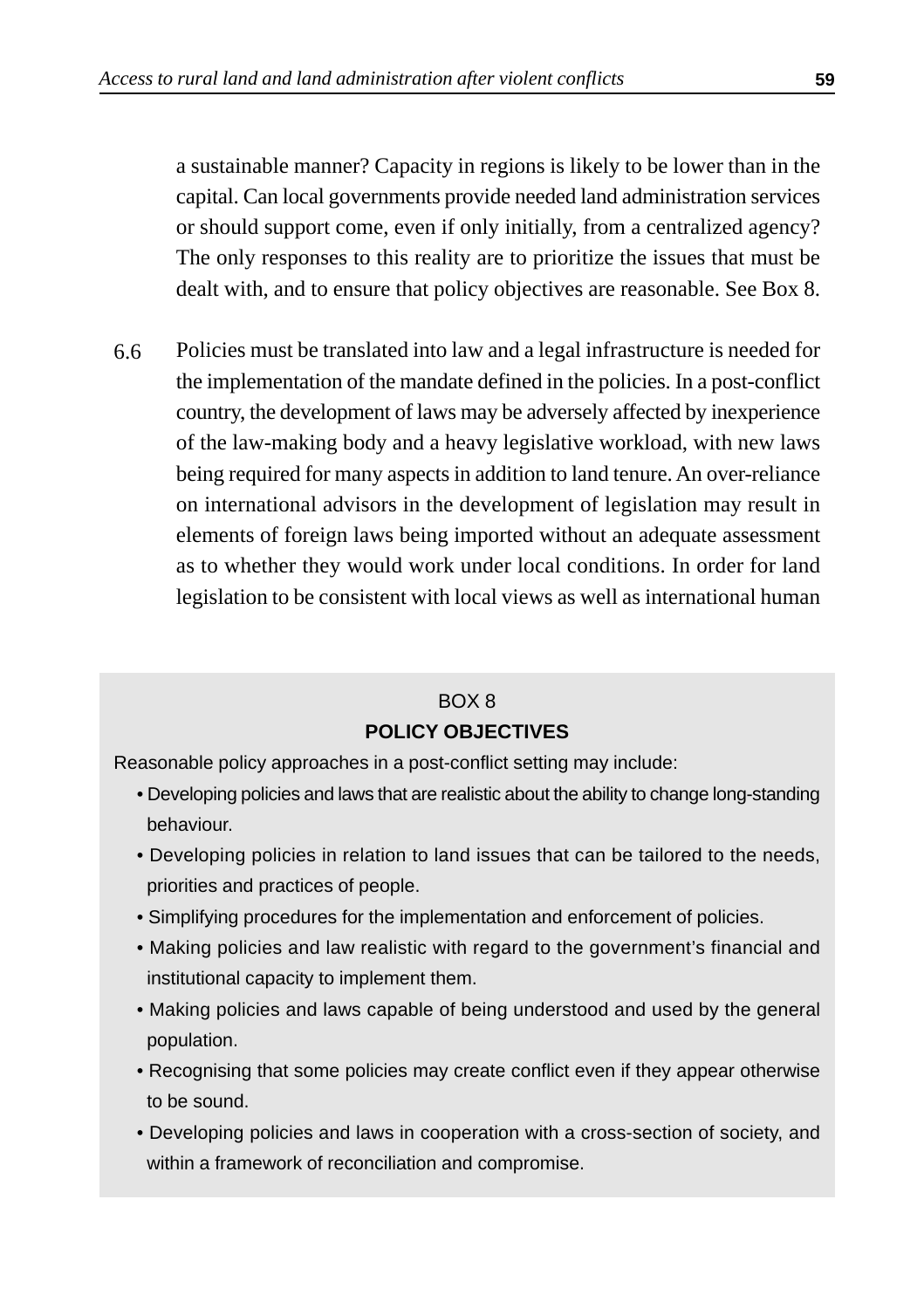a sustainable manner? Capacity in regions is likely to be lower than in the capital. Can local governments provide needed land administration services or should support come, even if only initially, from a centralized agency? The only responses to this reality are to prioritize the issues that must be dealt with, and to ensure that policy objectives are reasonable. See Box 8.

6.6 Policies must be translated into law and a legal infrastructure is needed for the implementation of the mandate defined in the policies. In a post-conflict country, the development of laws may be adversely affected by inexperience of the law-making body and a heavy legislative workload, with new laws being required for many aspects in addition to land tenure. An over-reliance on international advisors in the development of legislation may result in elements of foreign laws being imported without an adequate assessment as to whether they would work under local conditions. In order for land legislation to be consistent with local views as well as international human

BOX 8

**POLICY OBJECTIVES**

Reasonable policy approaches in a post-conflict setting may include:

- Developing policies and laws that are realistic about the ability to change long-standing behaviour.
- Developing policies in relation to land issues that can be tailored to the needs, priorities and practices of people.
- Simplifying procedures for the implementation and enforcement of policies.
- Making policies and law realistic with regard to the government's financial and institutional capacity to implement them.
- Making policies and laws capable of being understood and used by the general population.
- Recognising that some policies may create conflict even if they appear otherwise to be sound.
- Developing policies and laws in cooperation with a cross-section of society, and within a framework of reconciliation and compromise.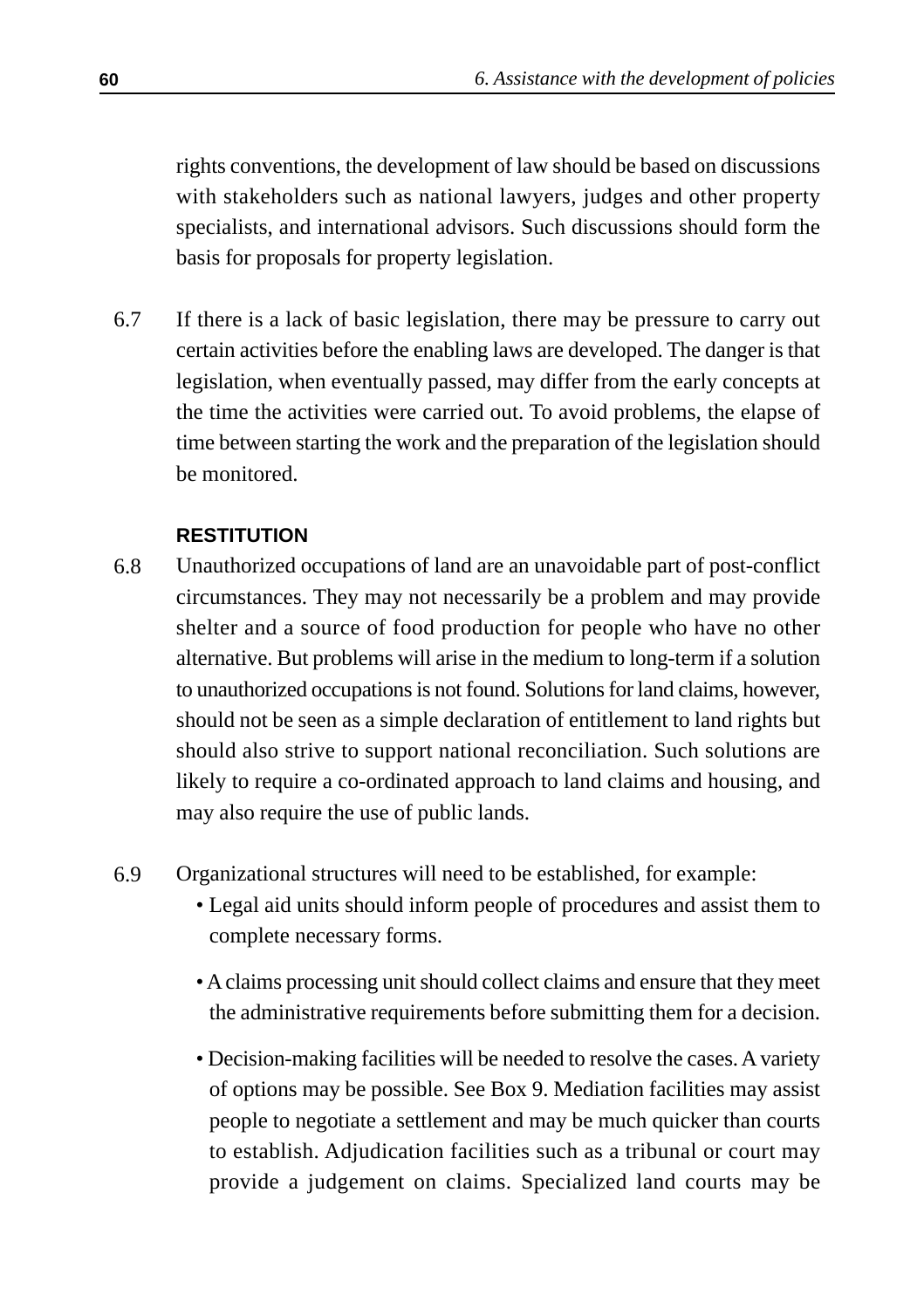rights conventions, the development of law should be based on discussions with stakeholders such as national lawyers, judges and other property specialists, and international advisors. Such discussions should form the basis for proposals for property legislation.

6.7 If there is a lack of basic legislation, there may be pressure to carry out certain activities before the enabling laws are developed. The danger is that legislation, when eventually passed, may differ from the early concepts at the time the activities were carried out. To avoid problems, the elapse of time between starting the work and the preparation of the legislation should be monitored.

### RESTITUTION

6.8 Unauthorized occupations of land are an unavoidable part of post-conflict circumstances. They may not necessarily be a problem and may provide shelter and a source of food production for people who have no other alternative. But problems will arise in the medium to long-term if a solution to unauthorized occupations is not found. Solutions for land claims, however, should not be seen as a simple declaration of entitlement to land rights but should also strive to support national reconciliation. Such solutions are likely to require a co-ordinated approach to land claims and housing, and may also require the use of public lands.

6.9 Organizational structures will need to be established, for example:

- Legal aid units should inform people of procedures and assist them to complete necessary forms.
- A claims processing unit should collect claims and ensure that they meet the administrative requirements before submitting them for a decision.
- Decision-making facilities will be needed to resolve the cases. A variety of options may be possible. See Box 9. Mediation facilities may assist people to negotiate a settlement and may be much quicker than courts to establish. Adjudication facilities such as a tribunal or court may provide a judgement on claims. Specialized land courts may be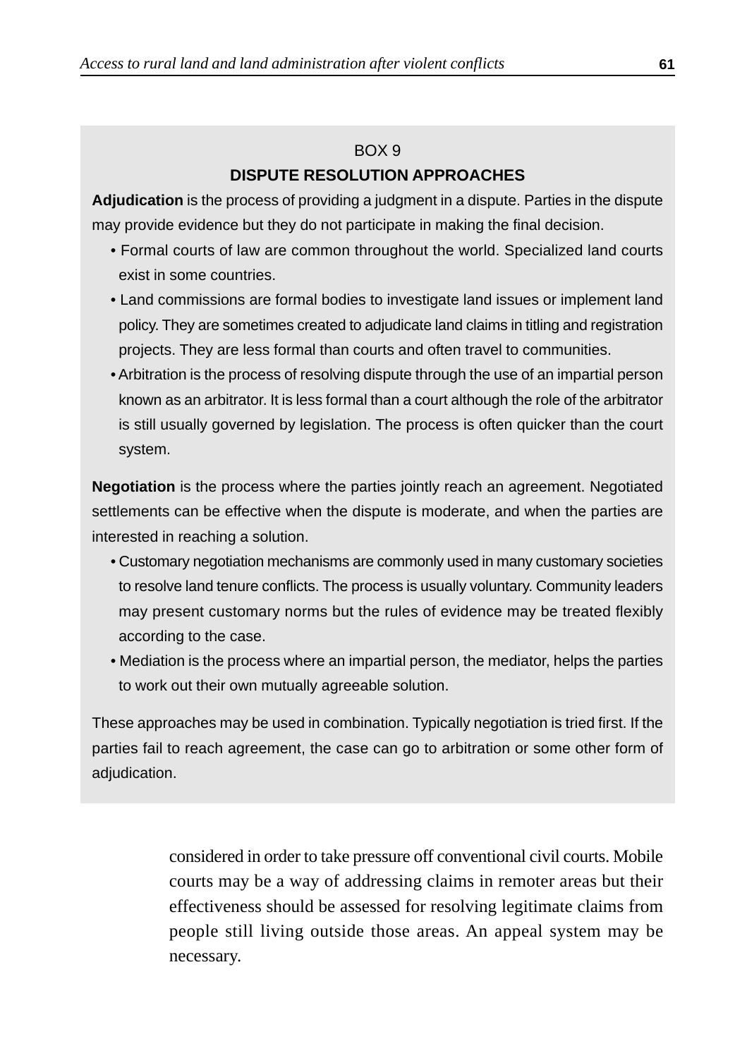BOX 9

**DISPUTE RESOLUTION APPROACHES**

**Adjudication** is the process of providing a judgment in a dispute. Parties in the dispute may provide evidence but they do not participate in making the final decision.

- Formal courts of law are common throughout the world. Specialized land courts exist in some countries.
- Land commissions are formal bodies to investigate land issues or implement land policy. They are sometimes created to adjudicate land claims in titling and registration projects. They are less formal than courts and often travel to communities.
- Arbitration is the process of resolving dispute through the use of an impartial person known as an arbitrator. It is less formal than a court although the role of the arbitrator is still usually governed by legislation. The process is often quicker than the court system.

**Negotiation** is the process where the parties jointly reach an agreement. Negotiated settlements can be effective when the dispute is moderate, and when the parties are interested in reaching a solution.

- Customary negotiation mechanisms are commonly used in many customary societies to resolve land tenure conflicts. The process is usually voluntary. Community leaders may present customary norms but the rules of evidence may be treated flexibly according to the case.
- Mediation is the process where an impartial person, the mediator, helps the parties to work out their own mutually agreeable solution.

These approaches may be used in combination. Typically negotiation is tried first. If the parties fail to reach agreement, the case can go to arbitration or some other form of adjudication.

considered in order to take pressure off conventional civil courts. Mobile courts may be a way of addressing claims in remoter areas but their effectiveness should be assessed for resolving legitimate claims from people still living outside those areas. An appeal system may be necessary.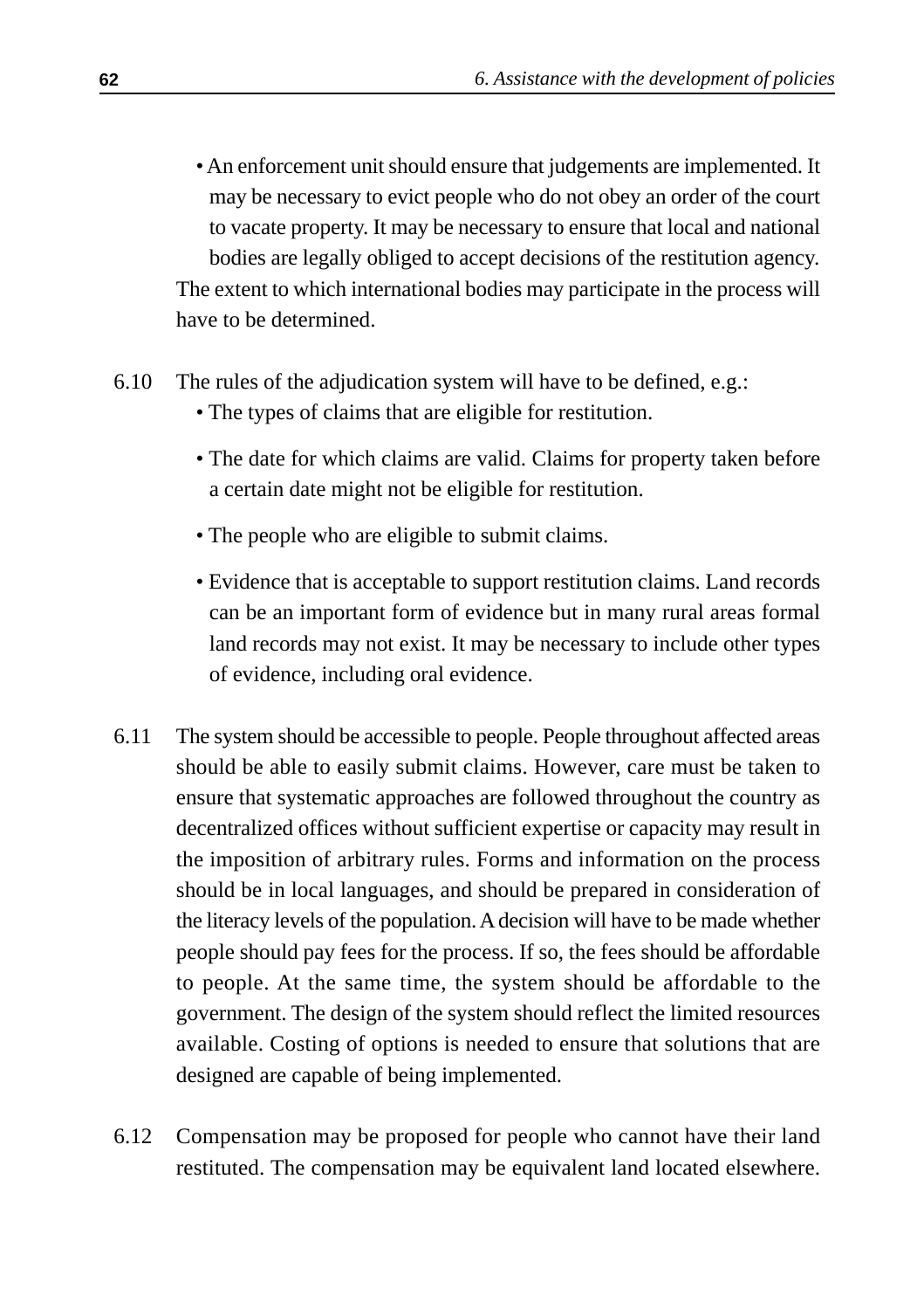- An enforcement unit should ensure that judgements are implemented. It may be necessary to evict people who do not obey an order of the court to vacate property. It may be necessary to ensure that local and national bodies are legally obliged to accept decisions of the restitution agency.

The extent to which international bodies may participate in the process will have to be determined.

6.10 The rules of the adjudication system will have to be defined, e.g.:

- The types of claims that are eligible for restitution.
- The date for which claims are valid. Claims for property taken before a certain date might not be eligible for restitution.
- The people who are eligible to submit claims.
- Evidence that is acceptable to support restitution claims. Land records can be an important form of evidence but in many rural areas formal land records may not exist. It may be necessary to include other types of evidence, including oral evidence.

6.11 The system should be accessible to people. People throughout affected areas should be able to easily submit claims. However, care must be taken to ensure that systematic approaches are followed throughout the country as decentralized offices without sufficient expertise or capacity may result in the imposition of arbitrary rules. Forms and information on the process should be in local languages, and should be prepared in consideration of the literacy levels of the population. A decision will have to be made whether people should pay fees for the process. If so, the fees should be affordable to people. At the same time, the system should be affordable to the government. The design of the system should reflect the limited resources available. Costing of options is needed to ensure that solutions that are designed are capable of being implemented.

6.12 Compensation may be proposed for people who cannot have their land restituted. The compensation may be equivalent land located elsewhere.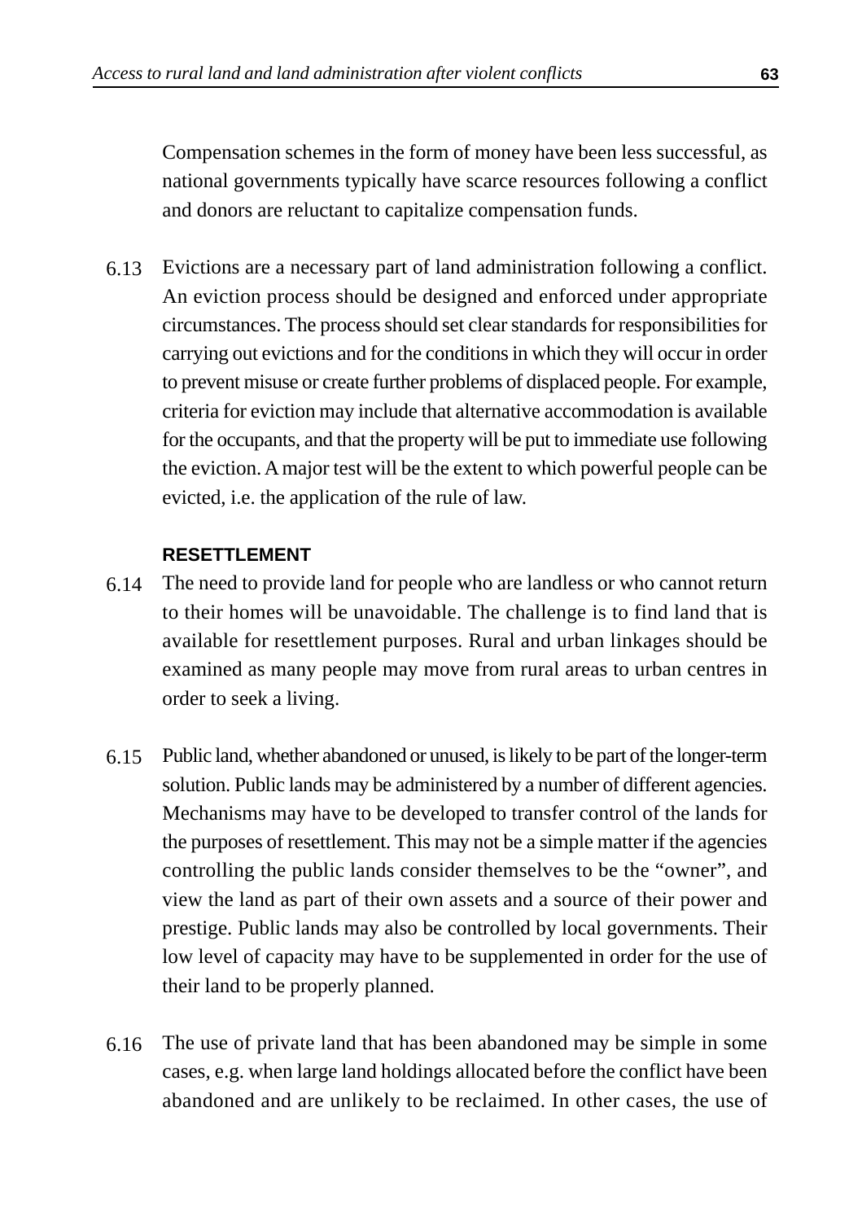Compensation schemes in the form of money have been less successful, as national governments typically have scarce resources following a conflict and donors are reluctant to capitalize compensation funds.

6.13 Evictions are a necessary part of land administration following a conflict. An eviction process should be designed and enforced under appropriate circumstances. The process should set clear standards for responsibilities for carrying out evictions and for the conditions in which they will occur in order to prevent misuse or create further problems of displaced people. For example, criteria for eviction may include that alternative accommodation is available for the occupants, and that the property will be put to immediate use following the eviction. A major test will be the extent to which powerful people can be evicted, i.e. the application of the rule of law.

#### RESETTLEMENT

6.14 The need to provide land for people who are landless or who cannot return to their homes will be unavoidable. The challenge is to find land that is available for resettlement purposes. Rural and urban linkages should be examined as many people may move from rural areas to urban centres in order to seek a living.

6.15 Public land, whether abandoned or unused, is likely to be part of the longer-term solution. Public lands may be administered by a number of different agencies. Mechanisms may have to be developed to transfer control of the lands for the purposes of resettlement. This may not be a simple matter if the agencies controlling the public lands consider themselves to be the "owner", and view the land as part of their own assets and a source of their power and prestige. Public lands may also be controlled by local governments. Their low level of capacity may have to be supplemented in order for the use of their land to be properly planned.

6.16 The use of private land that has been abandoned may be simple in some cases, e.g. when large land holdings allocated before the conflict have been abandoned and are unlikely to be reclaimed. In other cases, the use of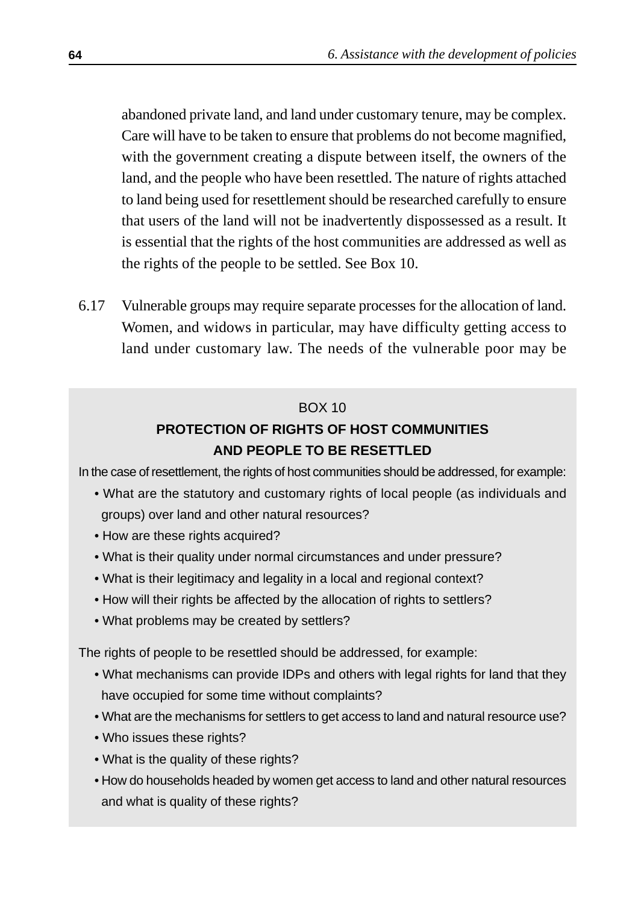abandoned private land, and land under customary tenure, may be complex. Care will have to be taken to ensure that problems do not become magnified, with the government creating a dispute between itself, the owners of the land, and the people who have been resettled. The nature of rights attached to land being used for resettlement should be researched carefully to ensure that users of the land will not be inadvertently dispossessed as a result. It is essential that the rights of the host communities are addressed as well as the rights of the people to be settled. See Box 10.

6.17 Vulnerable groups may require separate processes for the allocation of land. Women, and widows in particular, may have difficulty getting access to land under customary law. The needs of the vulnerable poor may be

BOX 10

**PROTECTION OF RIGHTS OF HOST COMMUNITIES AND PEOPLE TO BE RESETTLED**

In the case of resettlement, the rights of host communities should be addressed, for example:

- What are the statutory and customary rights of local people (as individuals and groups) over land and other natural resources?
- How are these rights acquired?
- What is their quality under normal circumstances and under pressure?
- What is their legitimacy and legality in a local and regional context?
- How will their rights be affected by the allocation of rights to settlers?
- What problems may be created by settlers?

The rights of people to be resettled should be addressed, for example:

- What mechanisms can provide IDPs and others with legal rights for land that they have occupied for some time without complaints?
- What are the mechanisms for settlers to get access to land and natural resource use?
- Who issues these rights?
- What is the quality of these rights?
- How do households headed by women get access to land and other natural resources and what is quality of these rights?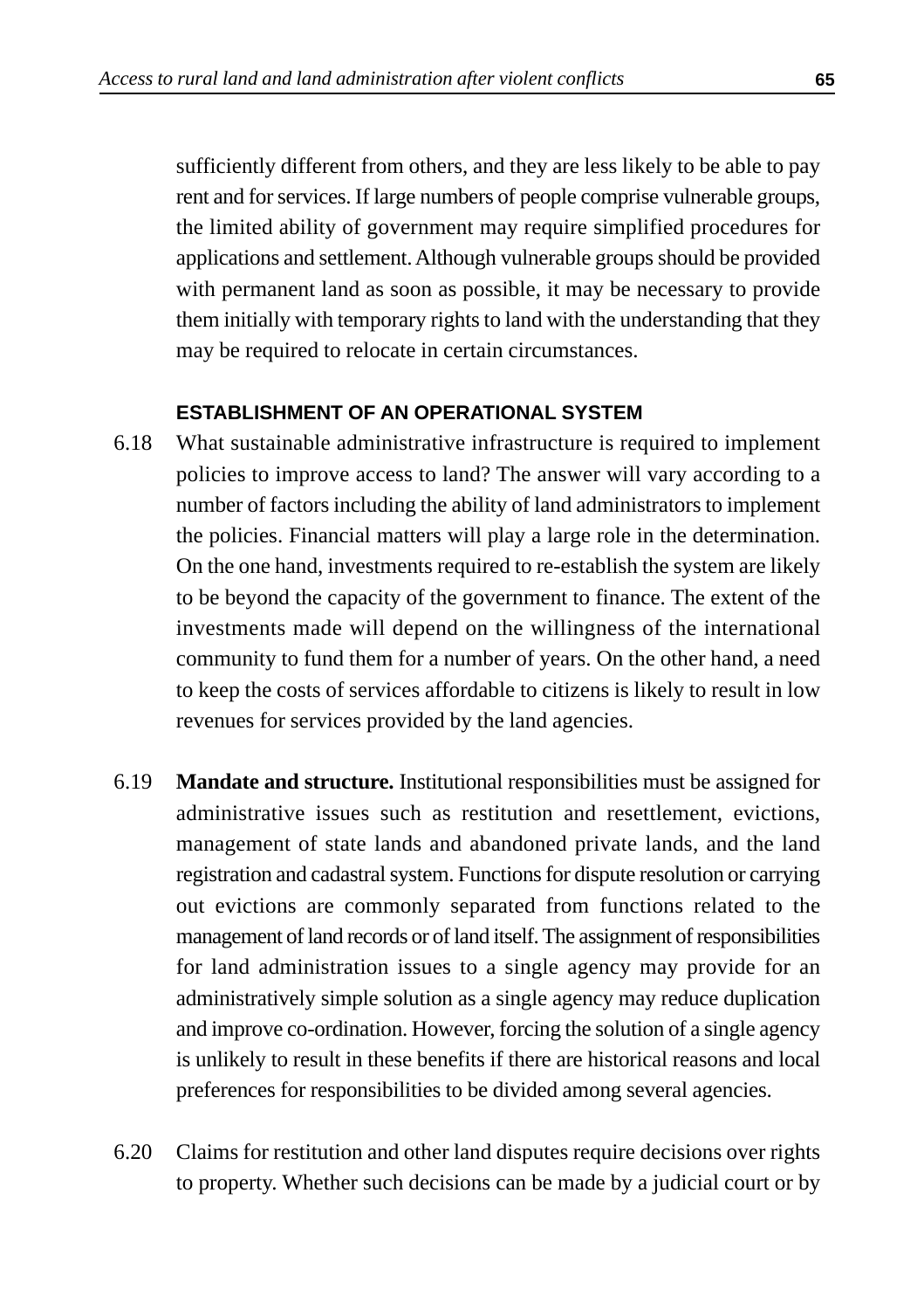sufficiently different from others, and they are less likely to be able to pay rent and for services. If large numbers of people comprise vulnerable groups, the limited ability of government may require simplified procedures for applications and settlement. Although vulnerable groups should be provided with permanent land as soon as possible, it may be necessary to provide them initially with temporary rights to land with the understanding that they may be required to relocate in certain circumstances.

#### ESTABLISHMENT OF AN OPERATIONAL SYSTEM

6.18 What sustainable administrative infrastructure is required to implement policies to improve access to land? The answer will vary according to a number of factors including the ability of land administrators to implement the policies. Financial matters will play a large role in the determination. On the one hand, investments required to re-establish the system are likely to be beyond the capacity of the government to finance. The extent of the investments made will depend on the willingness of the international community to fund them for a number of years. On the other hand, a need to keep the costs of services affordable to citizens is likely to result in low revenues for services provided by the land agencies.

6.19 **Mandate and structure.** Institutional responsibilities must be assigned for administrative issues such as restitution and resettlement, evictions, management of state lands and abandoned private lands, and the land registration and cadastral system. Functions for dispute resolution or carrying out evictions are commonly separated from functions related to the management of land records or of land itself. The assignment of responsibilities for land administration issues to a single agency may provide for an administratively simple solution as a single agency may reduce duplication and improve co-ordination. However, forcing the solution of a single agency is unlikely to result in these benefits if there are historical reasons and local preferences for responsibilities to be divided among several agencies.

6.20 Claims for restitution and other land disputes require decisions over rights to property. Whether such decisions can be made by a judicial court or by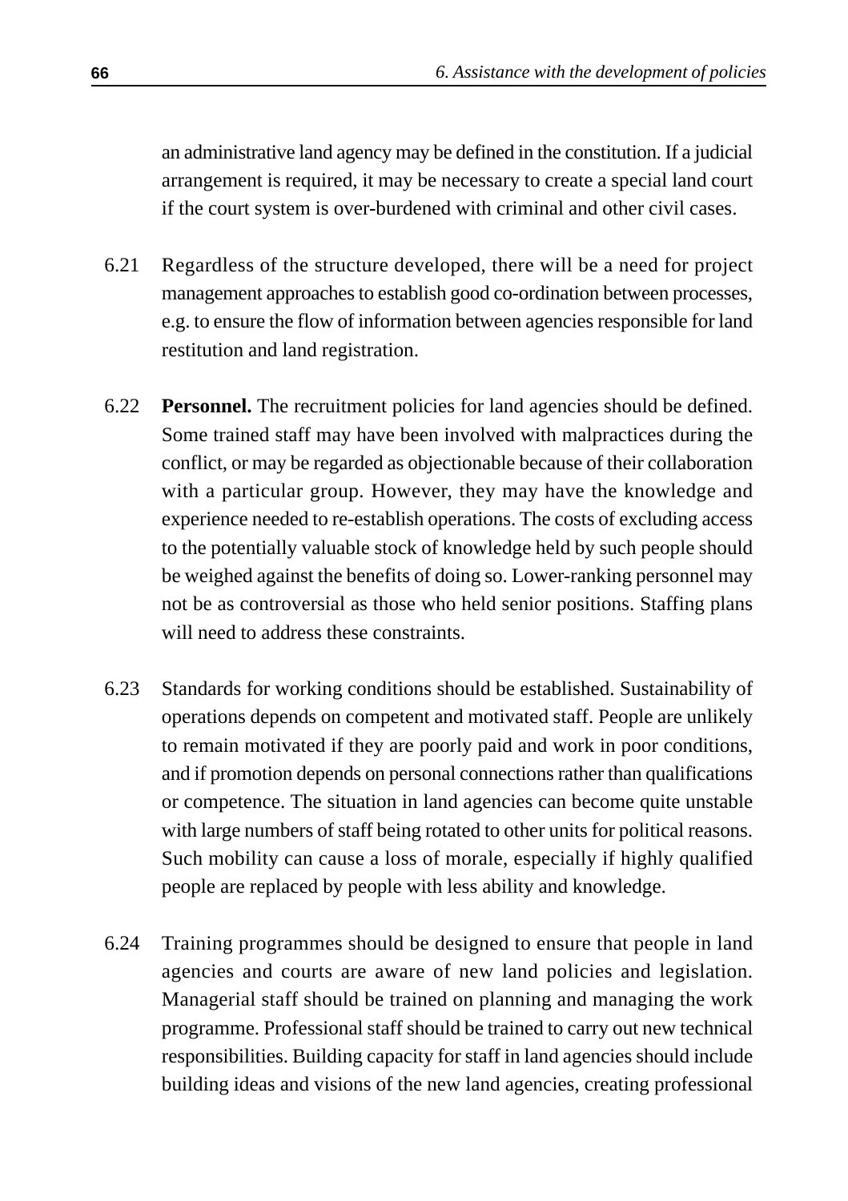an administrative land agency may be defined in the constitution. If a judicial arrangement is required, it may be necessary to create a special land court if the court system is over-burdened with criminal and other civil cases.

6.21 Regardless of the structure developed, there will be a need for project management approaches to establish good co-ordination between processes, e.g. to ensure the flow of information between agencies responsible for land restitution and land registration.

6.22 **Personnel.** The recruitment policies for land agencies should be defined. Some trained staff may have been involved with malpractices during the conflict, or may be regarded as objectionable because of their collaboration with a particular group. However, they may have the knowledge and experience needed to re-establish operations. The costs of excluding access to the potentially valuable stock of knowledge held by such people should be weighed against the benefits of doing so. Lower-ranking personnel may not be as controversial as those who held senior positions. Staffing plans will need to address these constraints.

6.23 Standards for working conditions should be established. Sustainability of operations depends on competent and motivated staff. People are unlikely to remain motivated if they are poorly paid and work in poor conditions, and if promotion depends on personal connections rather than qualifications or competence. The situation in land agencies can become quite unstable with large numbers of staff being rotated to other units for political reasons. Such mobility can cause a loss of morale, especially if highly qualified people are replaced by people with less ability and knowledge.

6.24 Training programmes should be designed to ensure that people in land agencies and courts are aware of new land policies and legislation. Managerial staff should be trained on planning and managing the work programme. Professional staff should be trained to carry out new technical responsibilities. Building capacity for staff in land agencies should include building ideas and visions of the new land agencies, creating professional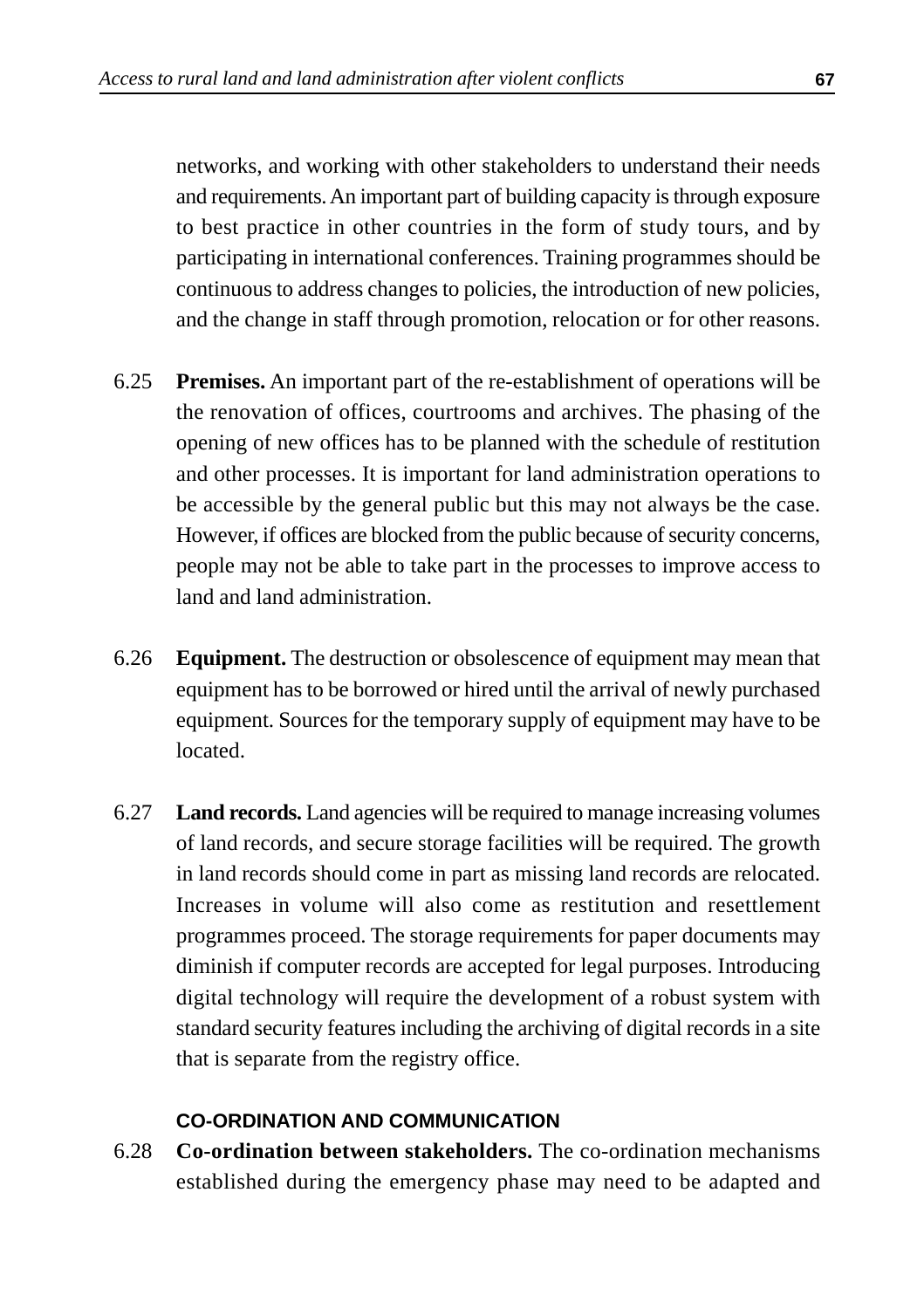networks, and working with other stakeholders to understand their needs and requirements. An important part of building capacity is through exposure to best practice in other countries in the form of study tours, and by participating in international conferences. Training programmes should be continuous to address changes to policies, the introduction of new policies, and the change in staff through promotion, relocation or for other reasons.

6.25 **Premises.** An important part of the re-establishment of operations will be the renovation of offices, courtrooms and archives. The phasing of the opening of new offices has to be planned with the schedule of restitution and other processes. It is important for land administration operations to be accessible by the general public but this may not always be the case. However, if offices are blocked from the public because of security concerns, people may not be able to take part in the processes to improve access to land and land administration.

6.26 **Equipment.** The destruction or obsolescence of equipment may mean that equipment has to be borrowed or hired until the arrival of newly purchased equipment. Sources for the temporary supply of equipment may have to be located.

6.27 **Land records.** Land agencies will be required to manage increasing volumes of land records, and secure storage facilities will be required. The growth in land records should come in part as missing land records are relocated. Increases in volume will also come as restitution and resettlement programmes proceed. The storage requirements for paper documents may diminish if computer records are accepted for legal purposes. Introducing digital technology will require the development of a robust system with standard security features including the archiving of digital records in a site that is separate from the registry office.

#### CO-ORDINATION AND COMMUNICATION

6.28 **Co-ordination between stakeholders.** The co-ordination mechanisms established during the emergency phase may need to be adapted and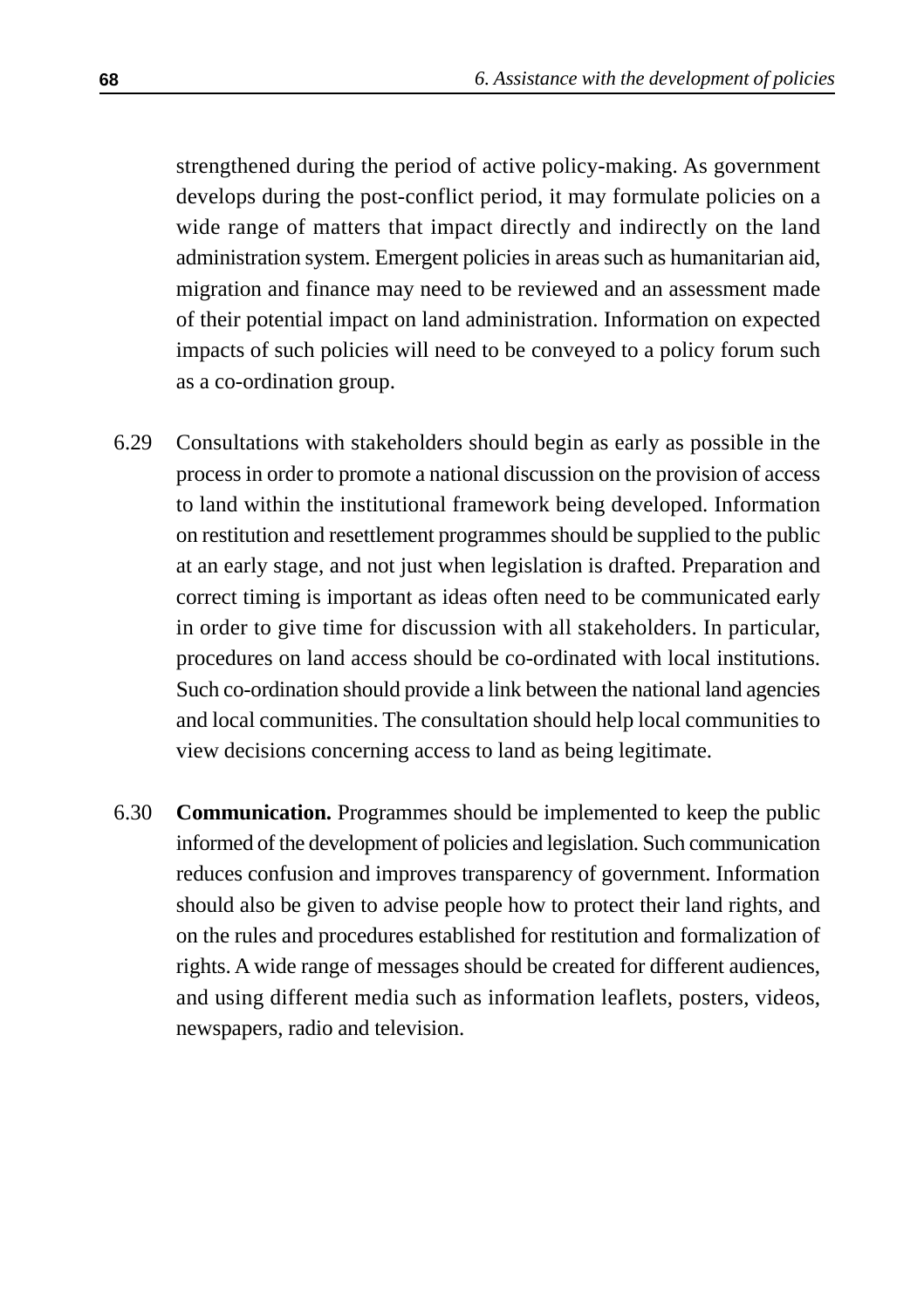strengthened during the period of active policy-making. As government develops during the post-conflict period, it may formulate policies on a wide range of matters that impact directly and indirectly on the land administration system. Emergent policies in areas such as humanitarian aid, migration and finance may need to be reviewed and an assessment made of their potential impact on land administration. Information on expected impacts of such policies will need to be conveyed to a policy forum such as a co-ordination group.

6.29 Consultations with stakeholders should begin as early as possible in the process in order to promote a national discussion on the provision of access to land within the institutional framework being developed. Information on restitution and resettlement programmes should be supplied to the public at an early stage, and not just when legislation is drafted. Preparation and correct timing is important as ideas often need to be communicated early in order to give time for discussion with all stakeholders. In particular, procedures on land access should be co-ordinated with local institutions. Such co-ordination should provide a link between the national land agencies and local communities. The consultation should help local communities to view decisions concerning access to land as being legitimate.

6.30 **Communication.** Programmes should be implemented to keep the public informed of the development of policies and legislation. Such communication reduces confusion and improves transparency of government. Information should also be given to advise people how to protect their land rights, and on the rules and procedures established for restitution and formalization of rights. A wide range of messages should be created for different audiences, and using different media such as information leaflets, posters, videos, newspapers, radio and television.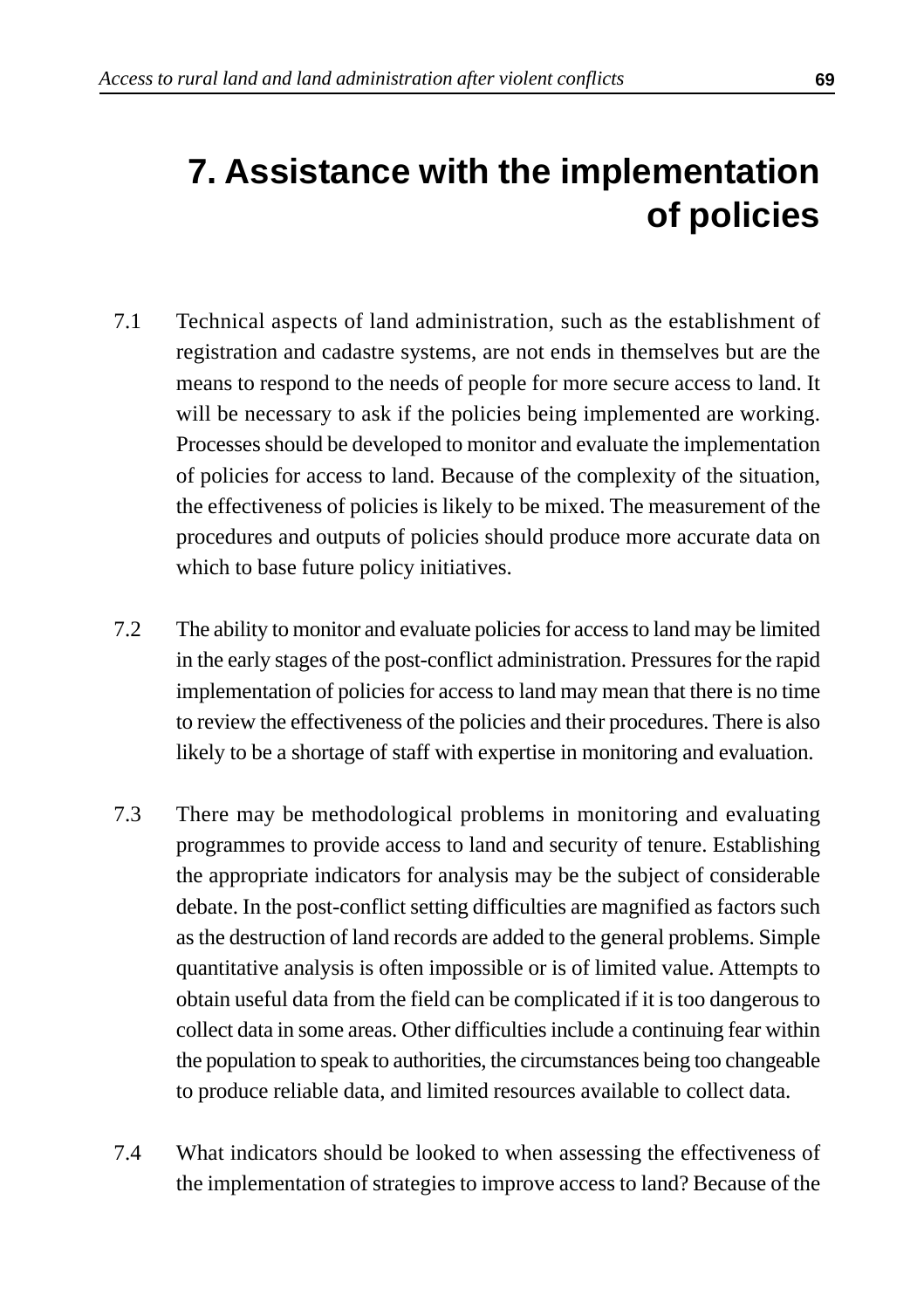# 7. Assistance with the implementation of policies

7.1 Technical aspects of land administration, such as the establishment of registration and cadastre systems, are not ends in themselves but are the means to respond to the needs of people for more secure access to land. It will be necessary to ask if the policies being implemented are working. Processes should be developed to monitor and evaluate the implementation of policies for access to land. Because of the complexity of the situation, the effectiveness of policies is likely to be mixed. The measurement of the procedures and outputs of policies should produce more accurate data on which to base future policy initiatives.

7.2 The ability to monitor and evaluate policies for access to land may be limited in the early stages of the post-conflict administration. Pressures for the rapid implementation of policies for access to land may mean that there is no time to review the effectiveness of the policies and their procedures. There is also likely to be a shortage of staff with expertise in monitoring and evaluation.

7.3 There may be methodological problems in monitoring and evaluating programmes to provide access to land and security of tenure. Establishing the appropriate indicators for analysis may be the subject of considerable debate. In the post-conflict setting difficulties are magnified as factors such as the destruction of land records are added to the general problems. Simple quantitative analysis is often impossible or is of limited value. Attempts to obtain useful data from the field can be complicated if it is too dangerous to collect data in some areas. Other difficulties include a continuing fear within the population to speak to authorities, the circumstances being too changeable to produce reliable data, and limited resources available to collect data.

7.4 What indicators should be looked to when assessing the effectiveness of the implementation of strategies to improve access to land? Because of the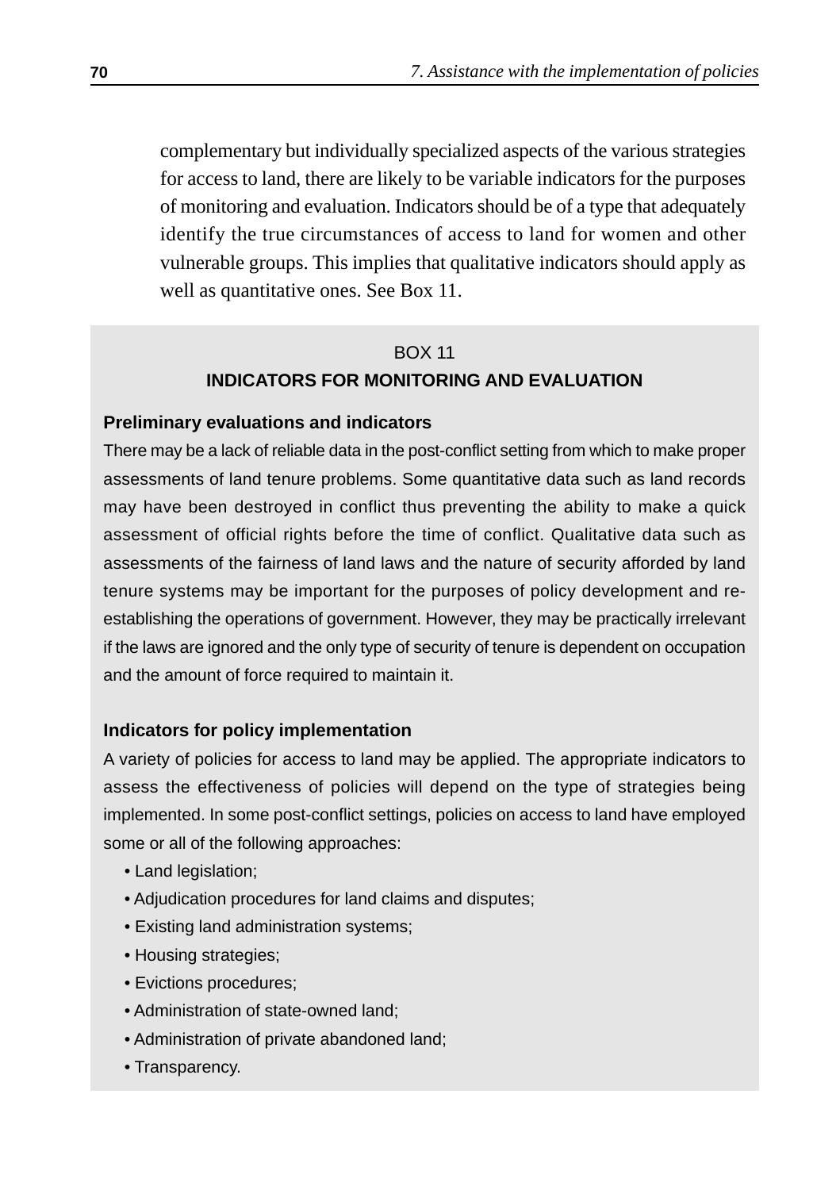complementary but individually specialized aspects of the various strategies for access to land, there are likely to be variable indicators for the purposes of monitoring and evaluation. Indicators should be of a type that adequately identify the true circumstances of access to land for women and other vulnerable groups. This implies that qualitative indicators should apply as well as quantitative ones. See Box 11.

BOX 11

**INDICATORS FOR MONITORING AND EVALUATION**

**Preliminary evaluations and indicators**

There may be a lack of reliable data in the post-conflict setting from which to make proper assessments of land tenure problems. Some quantitative data such as land records may have been destroyed in conflict thus preventing the ability to make a quick assessment of official rights before the time of conflict. Qualitative data such as assessments of the fairness of land laws and the nature of security afforded by land tenure systems may be important for the purposes of policy development and re-establishing the operations of government. However, they may be practically irrelevant if the laws are ignored and the only type of security of tenure is dependent on occupation and the amount of force required to maintain it.

**Indicators for policy implementation**

A variety of policies for access to land may be applied. The appropriate indicators to assess the effectiveness of policies will depend on the type of strategies being implemented. In some post-conflict settings, policies on access to land have employed some or all of the following approaches:

- Land legislation;
- Adjudication procedures for land claims and disputes;
- Existing land administration systems;
- Housing strategies;
- Evictions procedures;
- Administration of state-owned land;
- Administration of private abandoned land;
- Transparency.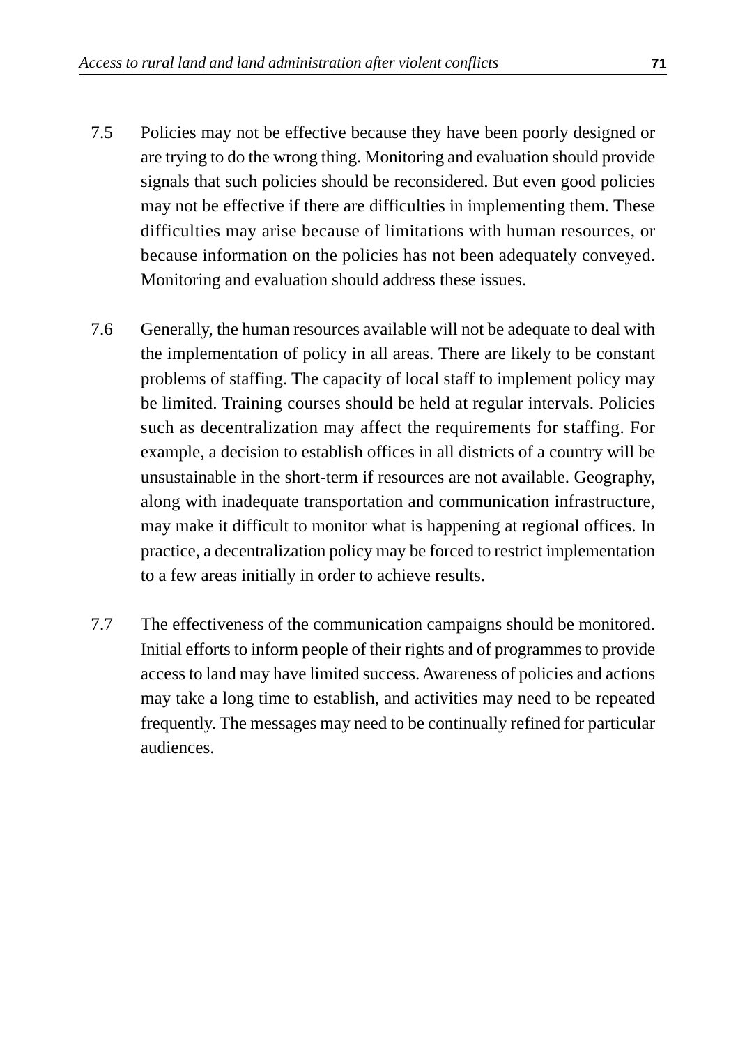7.5 Policies may not be effective because they have been poorly designed or are trying to do the wrong thing. Monitoring and evaluation should provide signals that such policies should be reconsidered. But even good policies may not be effective if there are difficulties in implementing them. These difficulties may arise because of limitations with human resources, or because information on the policies has not been adequately conveyed. Monitoring and evaluation should address these issues.

7.6 Generally, the human resources available will not be adequate to deal with the implementation of policy in all areas. There are likely to be constant problems of staffing. The capacity of local staff to implement policy may be limited. Training courses should be held at regular intervals. Policies such as decentralization may affect the requirements for staffing. For example, a decision to establish offices in all districts of a country will be unsustainable in the short-term if resources are not available. Geography, along with inadequate transportation and communication infrastructure, may make it difficult to monitor what is happening at regional offices. In practice, a decentralization policy may be forced to restrict implementation to a few areas initially in order to achieve results.

7.7 The effectiveness of the communication campaigns should be monitored. Initial efforts to inform people of their rights and of programmes to provide access to land may have limited success. Awareness of policies and actions may take a long time to establish, and activities may need to be repeated frequently. The messages may need to be continually refined for particular audiences.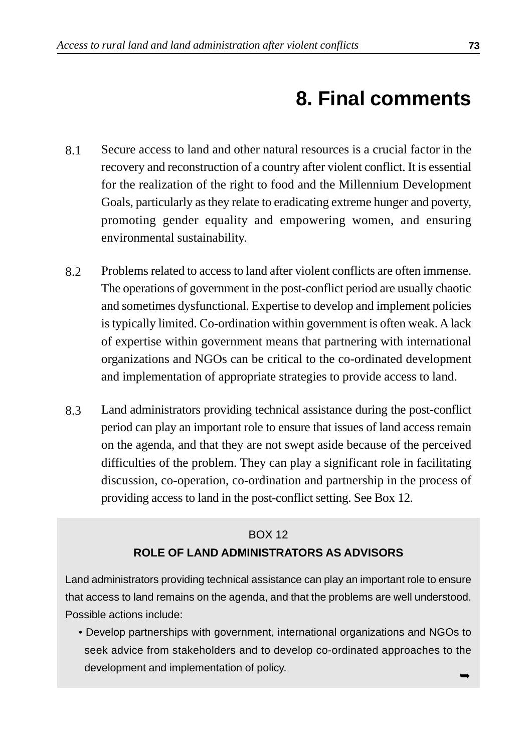# 8. Final comments

8.1 Secure access to land and other natural resources is a crucial factor in the recovery and reconstruction of a country after violent conflict. It is essential for the realization of the right to food and the Millennium Development Goals, particularly as they relate to eradicating extreme hunger and poverty, promoting gender equality and empowering women, and ensuring environmental sustainability.

8.2 Problems related to access to land after violent conflicts are often immense. The operations of government in the post-conflict period are usually chaotic and sometimes dysfunctional. Expertise to develop and implement policies is typically limited. Co-ordination within government is often weak. A lack of expertise within government means that partnering with international organizations and NGOs can be critical to the co-ordinated development and implementation of appropriate strategies to provide access to land.

8.3 Land administrators providing technical assistance during the post-conflict period can play an important role to ensure that issues of land access remain on the agenda, and that they are not swept aside because of the perceived difficulties of the problem. They can play a significant role in facilitating discussion, co-operation, co-ordination and partnership in the process of providing access to land in the post-conflict setting. See Box 12.

BOX 12

**ROLE OF LAND ADMINISTRATORS AS ADVISORS**

Land administrators providing technical assistance can play an important role to ensure that access to land remains on the agenda, and that the problems are well understood. Possible actions include:

- Develop partnerships with government, international organizations and NGOs to seek advice from stakeholders and to develop co-ordinated approaches to the development and implementation of policy.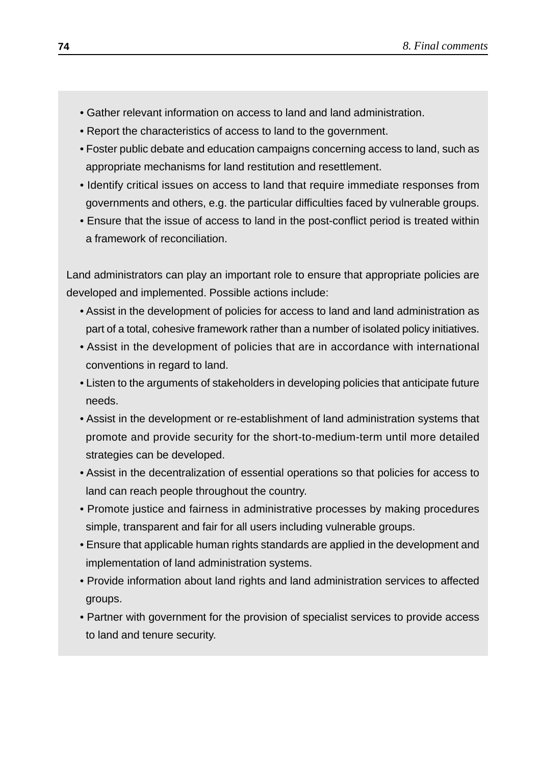- Gather relevant information on access to land and land administration.
- Report the characteristics of access to land to the government.
- Foster public debate and education campaigns concerning access to land, such as appropriate mechanisms for land restitution and resettlement.
- Identify critical issues on access to land that require immediate responses from governments and others, e.g. the particular difficulties faced by vulnerable groups.
- Ensure that the issue of access to land in the post-conflict period is treated within a framework of reconciliation.

Land administrators can play an important role to ensure that appropriate policies are developed and implemented. Possible actions include:

- Assist in the development of policies for access to land and land administration as part of a total, cohesive framework rather than a number of isolated policy initiatives.
- Assist in the development of policies that are in accordance with international conventions in regard to land.
- Listen to the arguments of stakeholders in developing policies that anticipate future needs.
- Assist in the development or re-establishment of land administration systems that promote and provide security for the short-to-medium-term until more detailed strategies can be developed.
- Assist in the decentralization of essential operations so that policies for access to land can reach people throughout the country.
- Promote justice and fairness in administrative processes by making procedures simple, transparent and fair for all users including vulnerable groups.
- Ensure that applicable human rights standards are applied in the development and implementation of land administration systems.
- Provide information about land rights and land administration services to affected groups.
- Partner with government for the provision of specialist services to provide access to land and tenure security.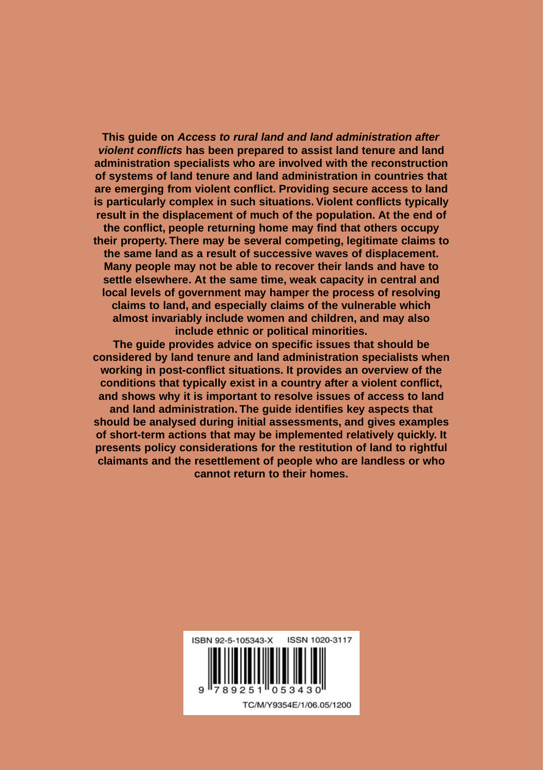**This guide on *Access to rural land and land administration after violent conflicts* has been prepared to assist land tenure and land administration specialists who are involved with the reconstruction of systems of land tenure and land administration in countries that are emerging from violent conflict. Providing secure access to land is particularly complex in such situations. Violent conflicts typically result in the displacement of much of the population. At the end of the conflict, people returning home may find that others occupy their property. There may be several competing, legitimate claims to the same land as a result of successive waves of displacement. Many people may not be able to recover their lands and have to settle elsewhere. At the same time, weak capacity in central and local levels of government may hamper the process of resolving claims to land, and especially claims of the vulnerable which almost invariably include women and children, and may also include ethnic or political minorities.**

**The guide provides advice on specific issues that should be considered by land tenure and land administration specialists when working in post-conflict situations. It provides an overview of the conditions that typically exist in a country after a violent conflict, and shows why it is important to resolve issues of access to land and land administration. The guide identifies key aspects that should be analysed during initial assessments, and gives examples of short-term actions that may be implemented relatively quickly. It presents policy considerations for the restitution of land to rightful claimants and the resettlement of people who are landless or who cannot return to their homes.**

ISBN 92-5-105343-X ISSN 1020-3117

9 789251 053430

TC/M/Y9354E/1/06.05/1200